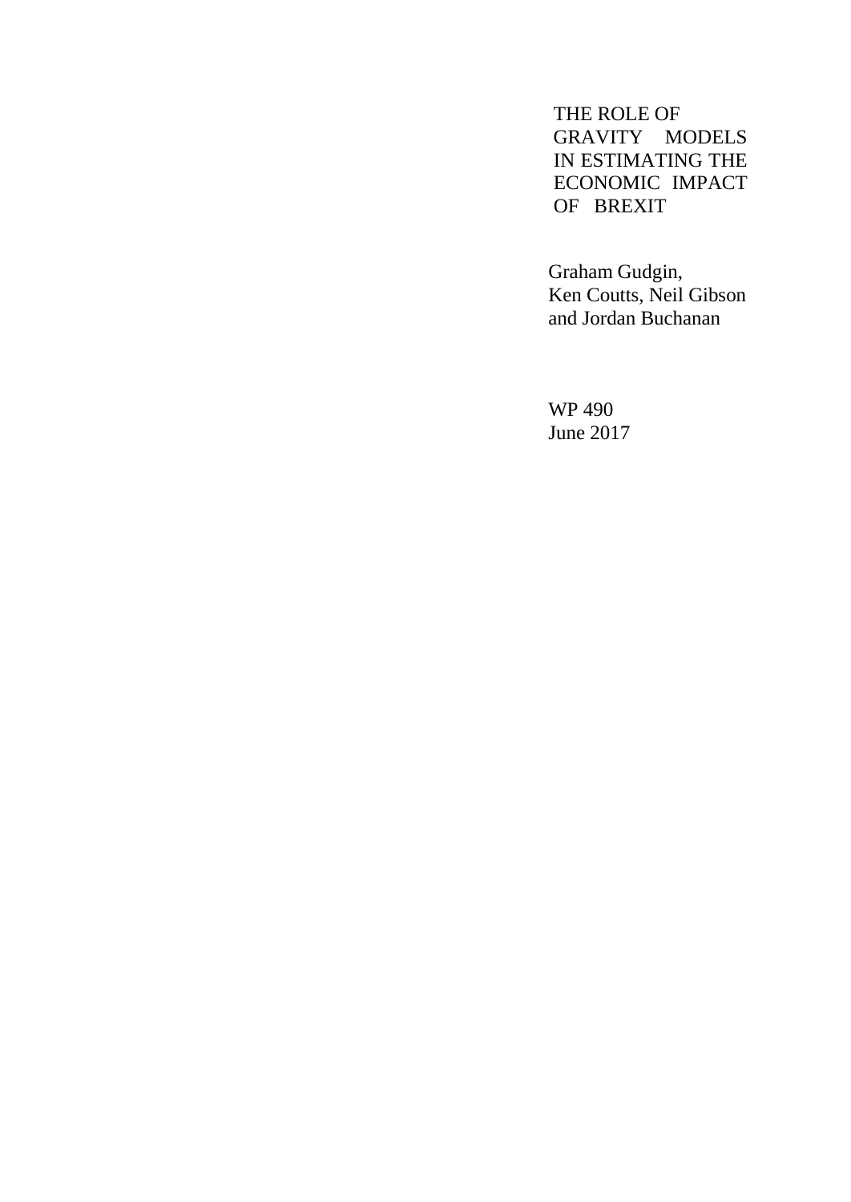# THE ROLE OF GRAVITY MODELS IN ESTIMATING THE ECONOMIC IMPACT OF BREXIT

Graham Gudgin,
Ken Coutts, Neil Gibson
and Jordan Buchanan

WP 490
June 2017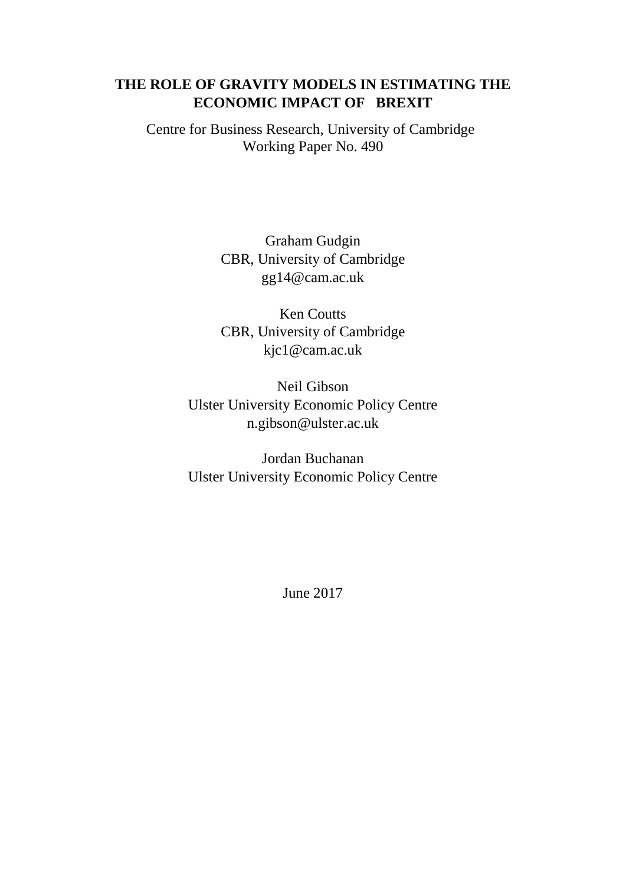# THE ROLE OF GRAVITY MODELS IN ESTIMATING THE ECONOMIC IMPACT OF BREXIT

Centre for Business Research, University of Cambridge
Working Paper No. 490

Graham Gudgin
CBR, University of Cambridge
gg14@cam.ac.uk

Ken Coutts
CBR, University of Cambridge
kjc1@cam.ac.uk

Neil Gibson
Ulster University Economic Policy Centre
n.gibson@ulster.ac.uk

Jordan Buchanan
Ulster University Economic Policy Centre

June 2017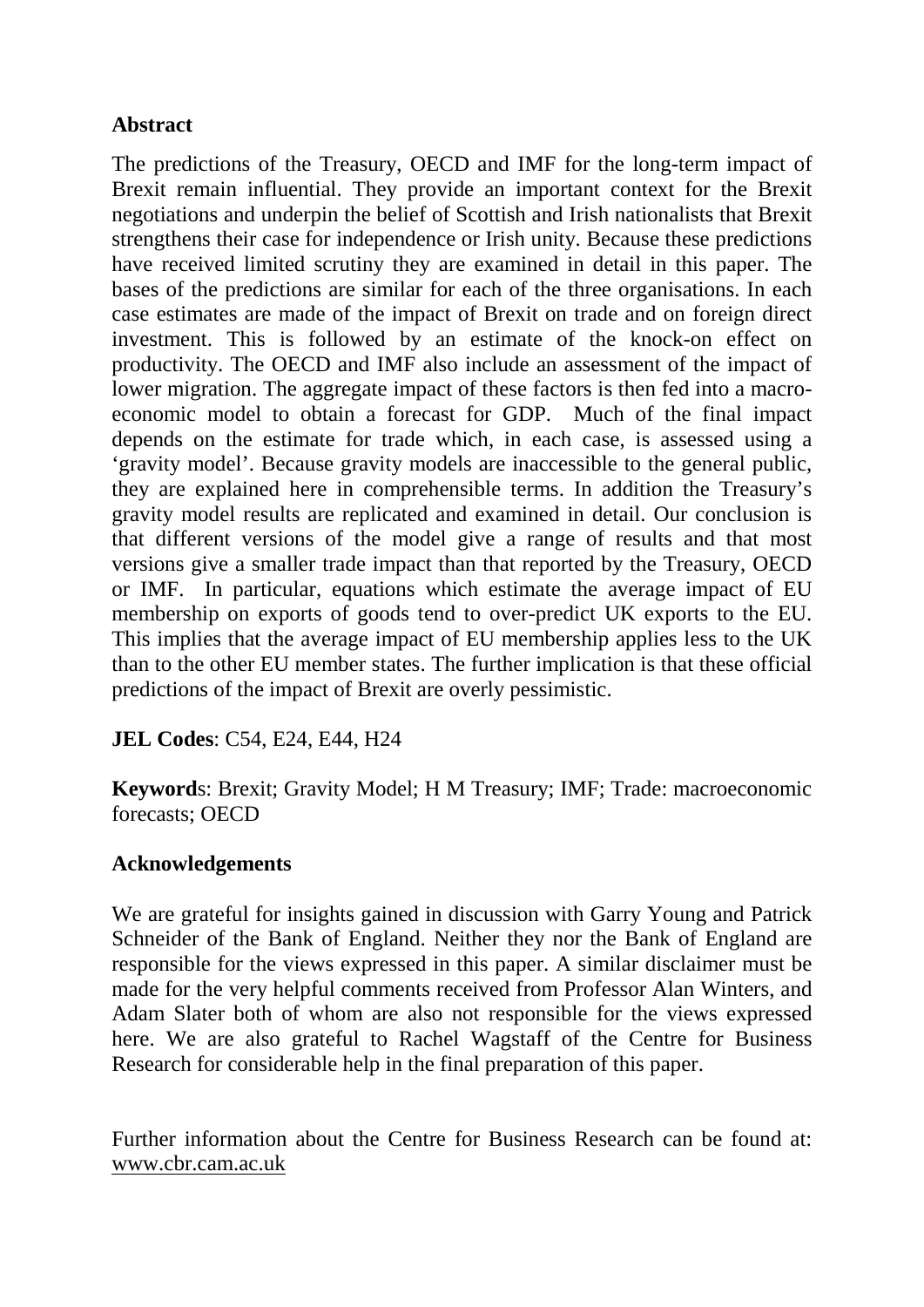## Abstract

The predictions of the Treasury, OECD and IMF for the long-term impact of Brexit remain influential. They provide an important context for the Brexit negotiations and underpin the belief of Scottish and Irish nationalists that Brexit strengthens their case for independence or Irish unity. Because these predictions have received limited scrutiny they are examined in detail in this paper. The bases of the predictions are similar for each of the three organisations. In each case estimates are made of the impact of Brexit on trade and on foreign direct investment. This is followed by an estimate of the knock-on effect on productivity. The OECD and IMF also include an assessment of the impact of lower migration. The aggregate impact of these factors is then fed into a macro-economic model to obtain a forecast for GDP. Much of the final impact depends on the estimate for trade which, in each case, is assessed using a 'gravity model'. Because gravity models are inaccessible to the general public, they are explained here in comprehensible terms. In addition the Treasury's gravity model results are replicated and examined in detail. Our conclusion is that different versions of the model give a range of results and that most versions give a smaller trade impact than that reported by the Treasury, OECD or IMF. In particular, equations which estimate the average impact of EU membership on exports of goods tend to over-predict UK exports to the EU. This implies that the average impact of EU membership applies less to the UK than to the other EU member states. The further implication is that these official predictions of the impact of Brexit are overly pessimistic.

**JEL Codes**: C54, E24, E44, H24

**Keywords**: Brexit; Gravity Model; H M Treasury; IMF; Trade: macroeconomic forecasts; OECD

## Acknowledgements

We are grateful for insights gained in discussion with Garry Young and Patrick Schneider of the Bank of England. Neither they nor the Bank of England are responsible for the views expressed in this paper. A similar disclaimer must be made for the very helpful comments received from Professor Alan Winters, and Adam Slater both of whom are also not responsible for the views expressed here. We are also grateful to Rachel Wagstaff of the Centre for Business Research for considerable help in the final preparation of this paper.

Further information about the Centre for Business Research can be found at: www.cbr.cam.ac.uk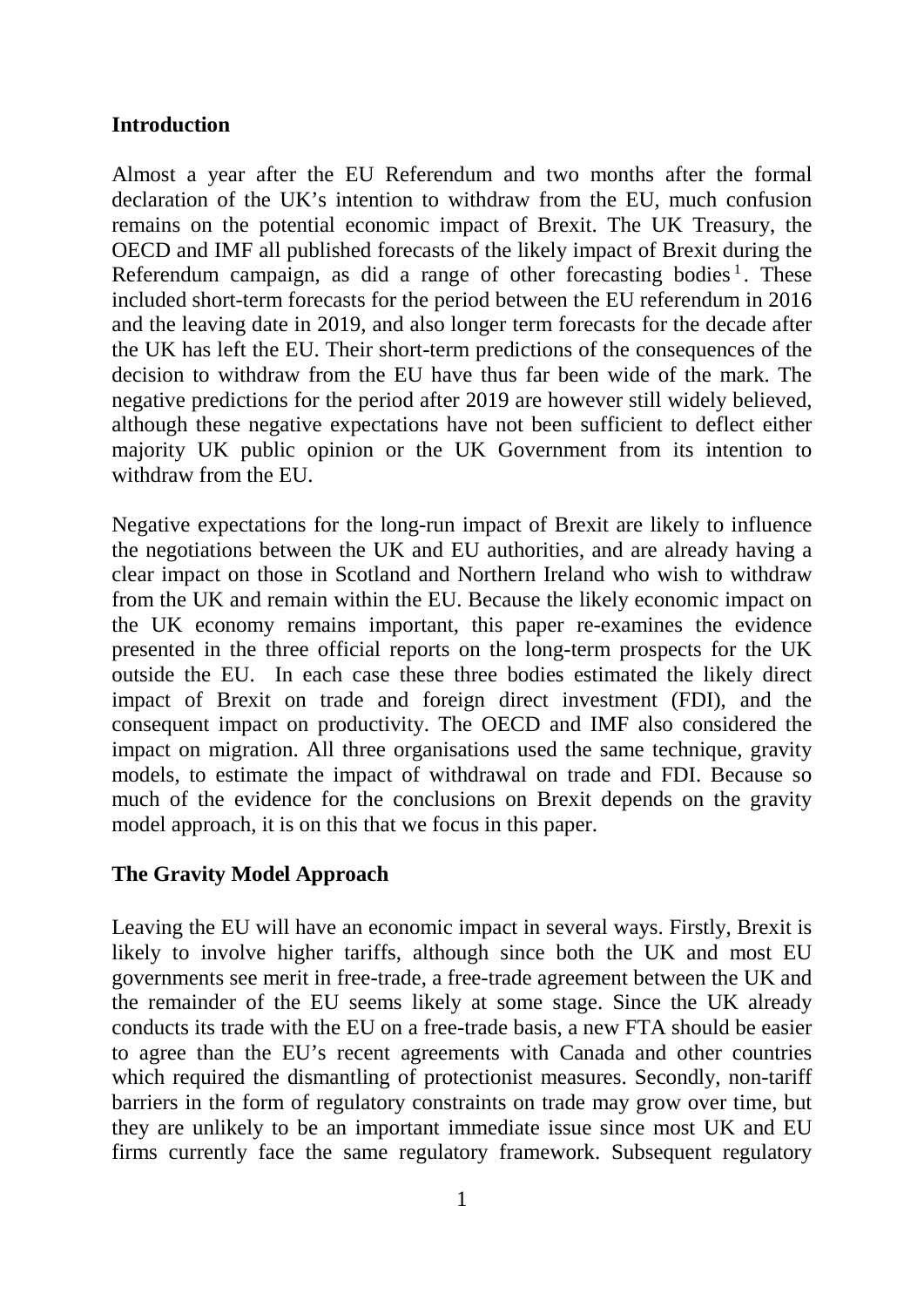## Introduction

Almost a year after the EU Referendum and two months after the formal declaration of the UK's intention to withdraw from the EU, much confusion remains on the potential economic impact of Brexit. The UK Treasury, the OECD and IMF all published forecasts of the likely impact of Brexit during the Referendum campaign, as did a range of other forecasting bodies[1]. These included short-term forecasts for the period between the EU referendum in 2016 and the leaving date in 2019, and also longer term forecasts for the decade after the UK has left the EU. Their short-term predictions of the consequences of the decision to withdraw from the EU have thus far been wide of the mark. The negative predictions for the period after 2019 are however still widely believed, although these negative expectations have not been sufficient to deflect either majority UK public opinion or the UK Government from its intention to withdraw from the EU.

Negative expectations for the long-run impact of Brexit are likely to influence the negotiations between the UK and EU authorities, and are already having a clear impact on those in Scotland and Northern Ireland who wish to withdraw from the UK and remain within the EU. Because the likely economic impact on the UK economy remains important, this paper re-examines the evidence presented in the three official reports on the long-term prospects for the UK outside the EU. In each case these three bodies estimated the likely direct impact of Brexit on trade and foreign direct investment (FDI), and the consequent impact on productivity. The OECD and IMF also considered the impact on migration. All three organisations used the same technique, gravity models, to estimate the impact of withdrawal on trade and FDI. Because so much of the evidence for the conclusions on Brexit depends on the gravity model approach, it is on this that we focus in this paper.

## The Gravity Model Approach

Leaving the EU will have an economic impact in several ways. Firstly, Brexit is likely to involve higher tariffs, although since both the UK and most EU governments see merit in free-trade, a free-trade agreement between the UK and the remainder of the EU seems likely at some stage. Since the UK already conducts its trade with the EU on a free-trade basis, a new FTA should be easier to agree than the EU's recent agreements with Canada and other countries which required the dismantling of protectionist measures. Secondly, non-tariff barriers in the form of regulatory constraints on trade may grow over time, but they are unlikely to be an important immediate issue since most UK and EU firms currently face the same regulatory framework. Subsequent regulatory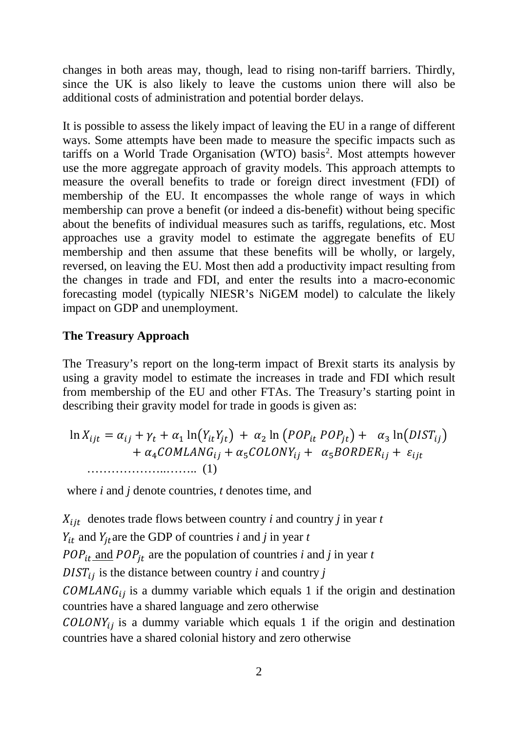changes in both areas may, though, lead to rising non-tariff barriers. Thirdly, since the UK is also likely to leave the customs union there will also be additional costs of administration and potential border delays.

It is possible to assess the likely impact of leaving the EU in a range of different ways. Some attempts have been made to measure the specific impacts such as tariffs on a World Trade Organisation (WTO) basis[2]. Most attempts however use the more aggregate approach of gravity models. This approach attempts to measure the overall benefits to trade or foreign direct investment (FDI) of membership of the EU. It encompasses the whole range of ways in which membership can prove a benefit (or indeed a dis-benefit) without being specific about the benefits of individual measures such as tariffs, regulations, etc. Most approaches use a gravity model to estimate the aggregate benefits of EU membership and then assume that these benefits will be wholly, or largely, reversed, on leaving the EU. Most then add a productivity impact resulting from the changes in trade and FDI, and enter the results into a macro-economic forecasting model (typically NIESR's NiGEM model) to calculate the likely impact on GDP and unemployment.

**The Treasury Approach**

The Treasury's report on the long-term impact of Brexit starts its analysis by using a gravity model to estimate the increases in trade and FDI which result from membership of the EU and other FTAs. The Treasury's starting point in describing their gravity model for trade in goods is given as:

$$\ln X_{ijt} = \alpha_{ij} + \gamma_t + \alpha_1 \ln(Y_{it} Y_{jt}) + \alpha_2 \ln(POP_{it}\, POP_{jt}) + \alpha_3 \ln(DIST_{ij}) + \alpha_4 COMLANG_{ij} + \alpha_5 COLONY_{ij} + \alpha_5 BORDER_{ij} + \varepsilon_{ijt} \quad \text{.......................... (1)}$$

where *i* and *j* denote countries, *t* denotes time, and

$X_{ijt}$ denotes trade flows between country *i* and country *j* in year *t*

$Y_{it}$ and $Y_{jt}$ are the GDP of countries *i* and *j* in year *t*

$POP_{it}$ and $POP_{jt}$ are the population of countries *i* and *j* in year *t*

$DIST_{ij}$ is the distance between country *i* and country *j*

$COMLANG_{ij}$ is a dummy variable which equals 1 if the origin and destination countries have a shared language and zero otherwise

$COLONY_{ij}$ is a dummy variable which equals 1 if the origin and destination countries have a shared colonial history and zero otherwise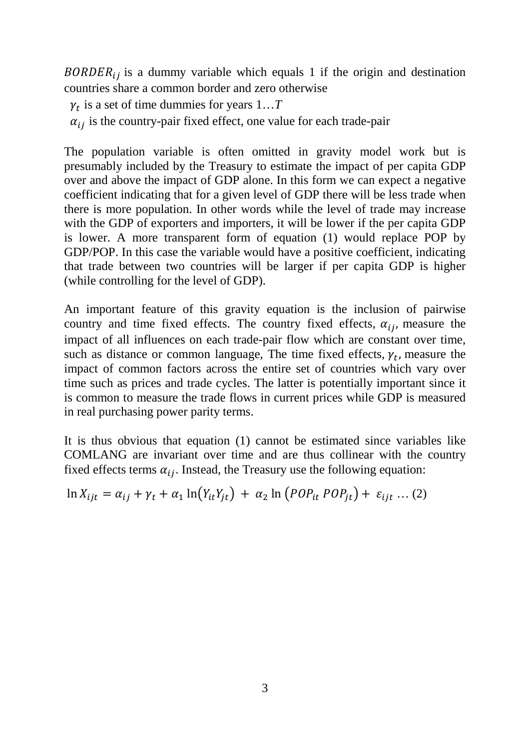$BORDER_{ij}$ is a dummy variable which equals 1 if the origin and destination countries share a common border and zero otherwise

$\gamma_t$ is a set of time dummies for years $1 \ldots T$

$\alpha_{ij}$ is the country-pair fixed effect, one value for each trade-pair

The population variable is often omitted in gravity model work but is presumably included by the Treasury to estimate the impact of per capita GDP over and above the impact of GDP alone. In this form we can expect a negative coefficient indicating that for a given level of GDP there will be less trade when there is more population. In other words while the level of trade may increase with the GDP of exporters and importers, it will be lower if the per capita GDP is lower. A more transparent form of equation (1) would replace POP by GDP/POP. In this case the variable would have a positive coefficient, indicating that trade between two countries will be larger if per capita GDP is higher (while controlling for the level of GDP).

An important feature of this gravity equation is the inclusion of pairwise country and time fixed effects. The country fixed effects, $\alpha_{ij}$, measure the impact of all influences on each trade-pair flow which are constant over time, such as distance or common language, The time fixed effects, $\gamma_t$, measure the impact of common factors across the entire set of countries which vary over time such as prices and trade cycles. The latter is potentially important since it is common to measure the trade flows in current prices while GDP is measured in real purchasing power parity terms.

It is thus obvious that equation (1) cannot be estimated since variables like COMLANG are invariant over time and are thus collinear with the country fixed effects terms $\alpha_{ij}$. Instead, the Treasury use the following equation:

$$\ln X_{ijt} = \alpha_{ij} + \gamma_t + \alpha_1 \ln\left(Y_{it} Y_{jt}\right) + \alpha_2 \ln\left(POP_{it}\, POP_{jt}\right) + \varepsilon_{ijt} \ldots (2)$$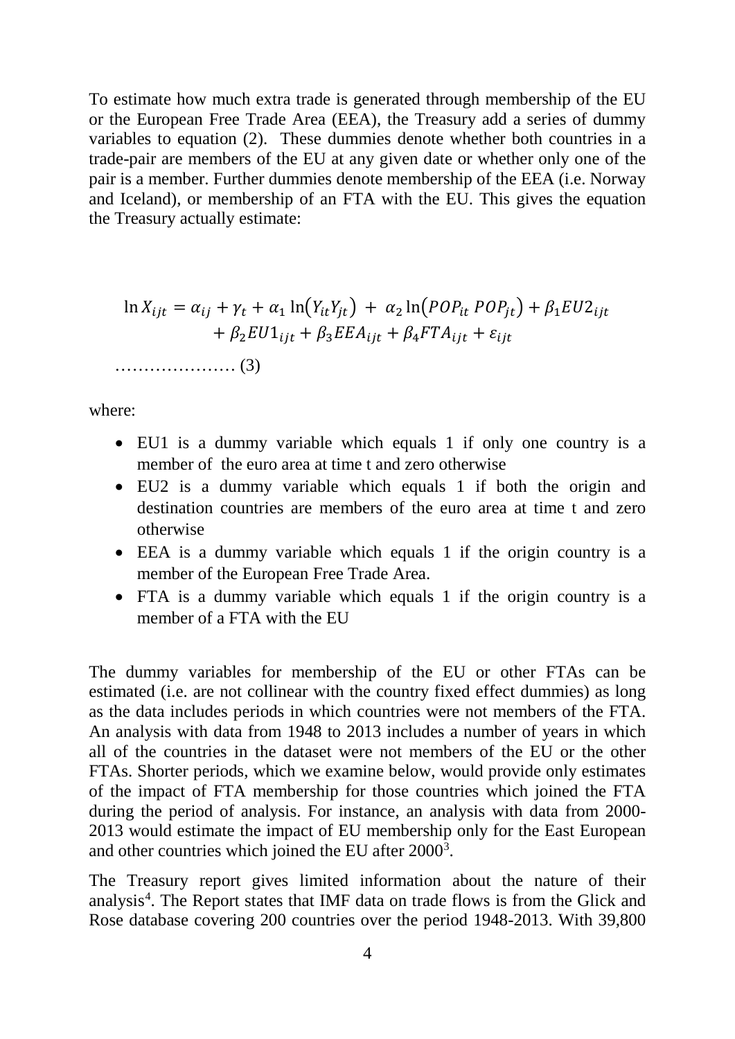To estimate how much extra trade is generated through membership of the EU or the European Free Trade Area (EEA), the Treasury add a series of dummy variables to equation (2). These dummies denote whether both countries in a trade-pair are members of the EU at any given date or whether only one of the pair is a member. Further dummies denote membership of the EEA (i.e. Norway and Iceland), or membership of an FTA with the EU. This gives the equation the Treasury actually estimate:

$$\ln X_{ijt} = \alpha_{ij} + \gamma_t + \alpha_1 \ln(Y_{it}Y_{jt}) + \alpha_2 \ln(POP_{it}\, POP_{jt}) + \beta_1 EU2_{ijt} + \beta_2 EU1_{ijt} + \beta_3 EEA_{ijt} + \beta_4 FTA_{ijt} + \varepsilon_{ijt}$$

………………… (3)

where:

- EU1 is a dummy variable which equals 1 if only one country is a member of the euro area at time t and zero otherwise
- EU2 is a dummy variable which equals 1 if both the origin and destination countries are members of the euro area at time t and zero otherwise
- EEA is a dummy variable which equals 1 if the origin country is a member of the European Free Trade Area.
- FTA is a dummy variable which equals 1 if the origin country is a member of a FTA with the EU

The dummy variables for membership of the EU or other FTAs can be estimated (i.e. are not collinear with the country fixed effect dummies) as long as the data includes periods in which countries were not members of the FTA. An analysis with data from 1948 to 2013 includes a number of years in which all of the countries in the dataset were not members of the EU or the other FTAs. Shorter periods, which we examine below, would provide only estimates of the impact of FTA membership for those countries which joined the FTA during the period of analysis. For instance, an analysis with data from 2000-2013 would estimate the impact of EU membership only for the East European and other countries which joined the EU after 2000[3].

The Treasury report gives limited information about the nature of their analysis[4]. The Report states that IMF data on trade flows is from the Glick and Rose database covering 200 countries over the period 1948-2013. With 39,800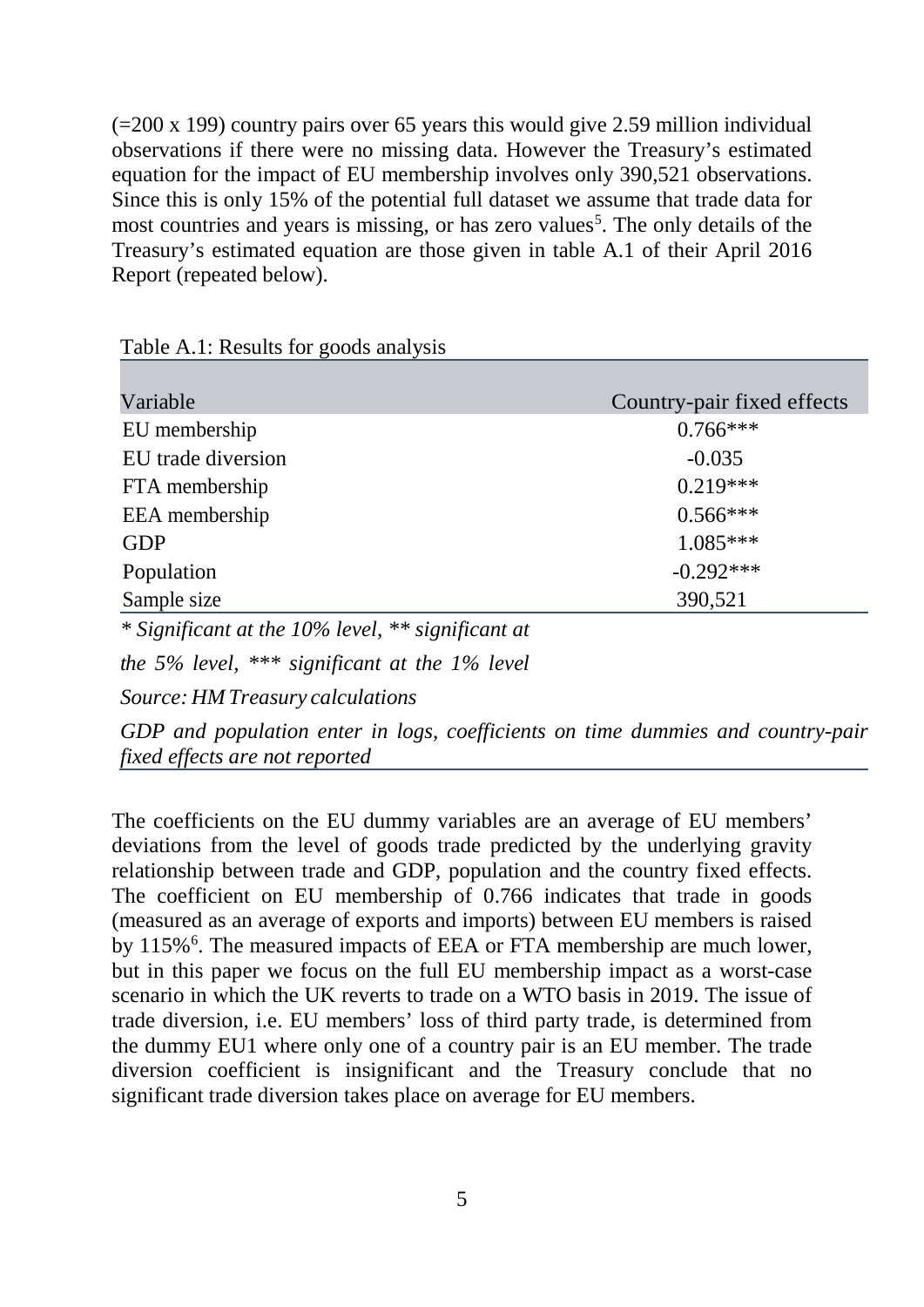(=200 x 199) country pairs over 65 years this would give 2.59 million individual observations if there were no missing data. However the Treasury's estimated equation for the impact of EU membership involves only 390,521 observations. Since this is only 15% of the potential full dataset we assume that trade data for most countries and years is missing, or has zero values[5]. The only details of the Treasury's estimated equation are those given in table A.1 of their April 2016 Report (repeated below).

Table A.1: Results for goods analysis

| Variable | Country-pair fixed effects |
|---|---|
| EU membership | 0.766*** |
| EU trade diversion | -0.035 |
| FTA membership | 0.219*** |
| EEA membership | 0.566*** |
| GDP | 1.085*** |
| Population | -0.292*** |
| Sample size | 390,521 |

*\* Significant at the 10% level, \*\* significant at the 5% level, \*\*\* significant at the 1% level*

*Source: HM Treasury calculations*

*GDP and population enter in logs, coefficients on time dummies and country-pair fixed effects are not reported*

The coefficients on the EU dummy variables are an average of EU members' deviations from the level of goods trade predicted by the underlying gravity relationship between trade and GDP, population and the country fixed effects. The coefficient on EU membership of 0.766 indicates that trade in goods (measured as an average of exports and imports) between EU members is raised by 115%[6]. The measured impacts of EEA or FTA membership are much lower, but in this paper we focus on the full EU membership impact as a worst-case scenario in which the UK reverts to trade on a WTO basis in 2019. The issue of trade diversion, i.e. EU members' loss of third party trade, is determined from the dummy EU1 where only one of a country pair is an EU member. The trade diversion coefficient is insignificant and the Treasury conclude that no significant trade diversion takes place on average for EU members.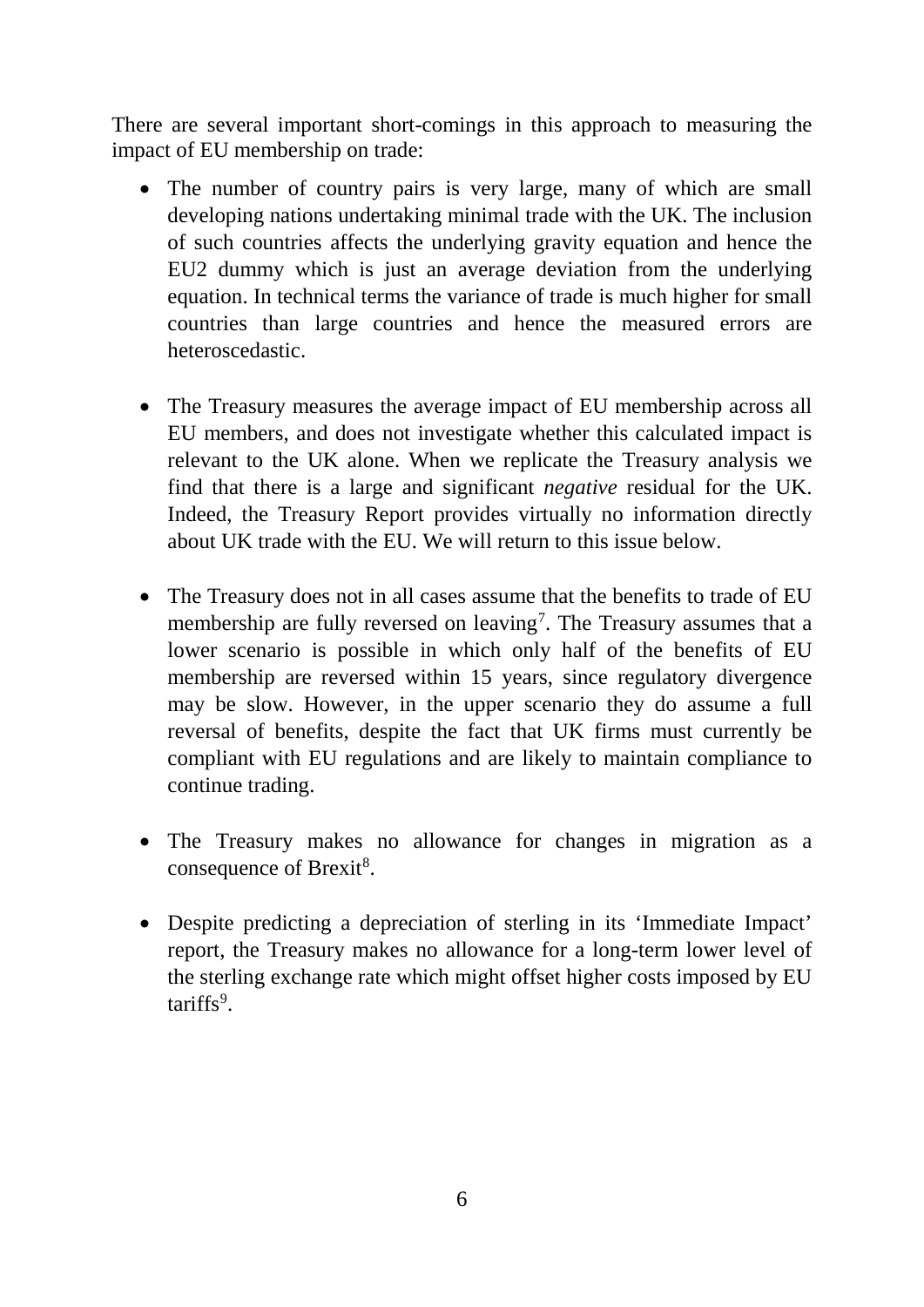There are several important short-comings in this approach to measuring the impact of EU membership on trade:

- The number of country pairs is very large, many of which are small developing nations undertaking minimal trade with the UK. The inclusion of such countries affects the underlying gravity equation and hence the EU2 dummy which is just an average deviation from the underlying equation. In technical terms the variance of trade is much higher for small countries than large countries and hence the measured errors are heteroscedastic.

- The Treasury measures the average impact of EU membership across all EU members, and does not investigate whether this calculated impact is relevant to the UK alone. When we replicate the Treasury analysis we find that there is a large and significant *negative* residual for the UK. Indeed, the Treasury Report provides virtually no information directly about UK trade with the EU. We will return to this issue below.

- The Treasury does not in all cases assume that the benefits to trade of EU membership are fully reversed on leaving[7]. The Treasury assumes that a lower scenario is possible in which only half of the benefits of EU membership are reversed within 15 years, since regulatory divergence may be slow. However, in the upper scenario they do assume a full reversal of benefits, despite the fact that UK firms must currently be compliant with EU regulations and are likely to maintain compliance to continue trading.

- The Treasury makes no allowance for changes in migration as a consequence of Brexit[8].

- Despite predicting a depreciation of sterling in its 'Immediate Impact' report, the Treasury makes no allowance for a long-term lower level of the sterling exchange rate which might offset higher costs imposed by EU tariffs[9].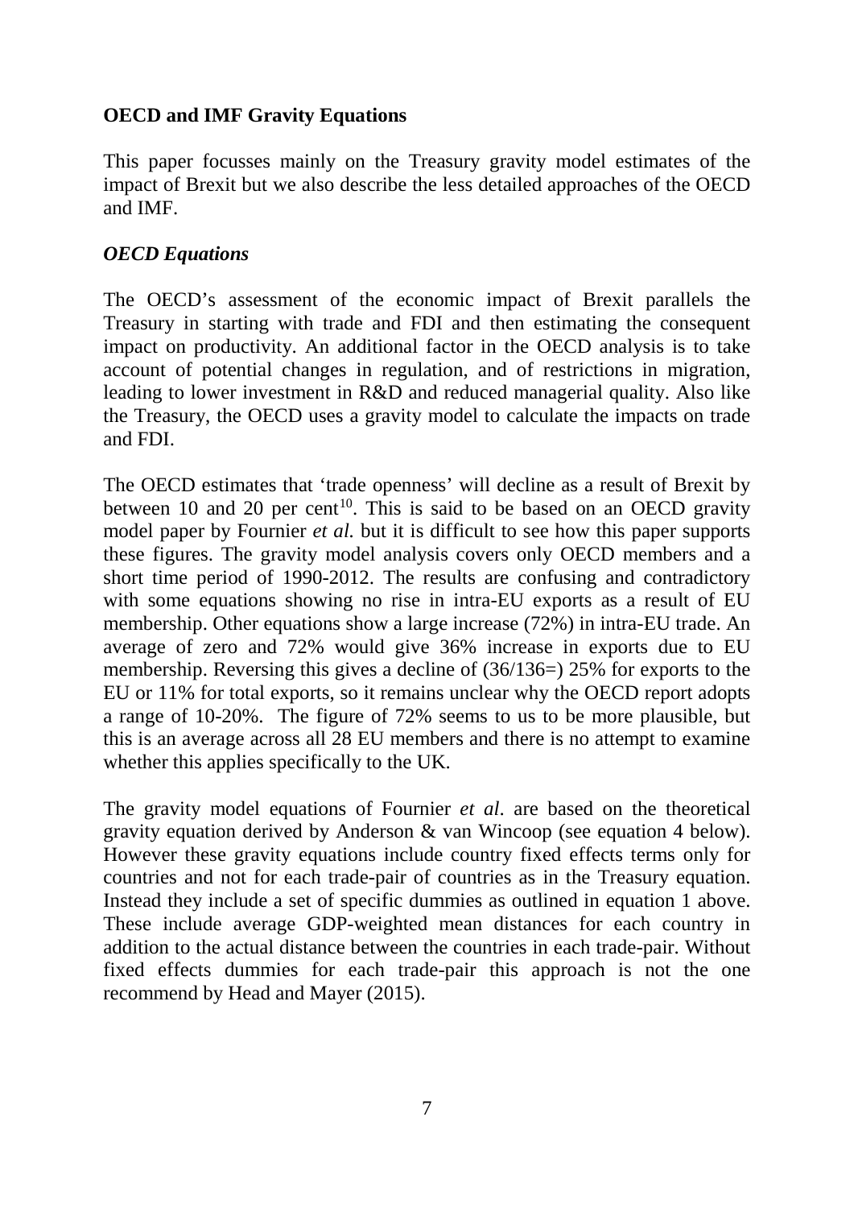**OECD and IMF Gravity Equations**

This paper focusses mainly on the Treasury gravity model estimates of the impact of Brexit but we also describe the less detailed approaches of the OECD and IMF.

***OECD Equations***

The OECD's assessment of the economic impact of Brexit parallels the Treasury in starting with trade and FDI and then estimating the consequent impact on productivity. An additional factor in the OECD analysis is to take account of potential changes in regulation, and of restrictions in migration, leading to lower investment in R&D and reduced managerial quality. Also like the Treasury, the OECD uses a gravity model to calculate the impacts on trade and FDI.

The OECD estimates that 'trade openness' will decline as a result of Brexit by between 10 and 20 per cent[10]. This is said to be based on an OECD gravity model paper by Fournier *et al.* but it is difficult to see how this paper supports these figures. The gravity model analysis covers only OECD members and a short time period of 1990-2012. The results are confusing and contradictory with some equations showing no rise in intra-EU exports as a result of EU membership. Other equations show a large increase (72%) in intra-EU trade. An average of zero and 72% would give 36% increase in exports due to EU membership. Reversing this gives a decline of (36/136=) 25% for exports to the EU or 11% for total exports, so it remains unclear why the OECD report adopts a range of 10-20%. The figure of 72% seems to us to be more plausible, but this is an average across all 28 EU members and there is no attempt to examine whether this applies specifically to the UK.

The gravity model equations of Fournier *et al*. are based on the theoretical gravity equation derived by Anderson & van Wincoop (see equation 4 below). However these gravity equations include country fixed effects terms only for countries and not for each trade-pair of countries as in the Treasury equation. Instead they include a set of specific dummies as outlined in equation 1 above. These include average GDP-weighted mean distances for each country in addition to the actual distance between the countries in each trade-pair. Without fixed effects dummies for each trade-pair this approach is not the one recommend by Head and Mayer (2015).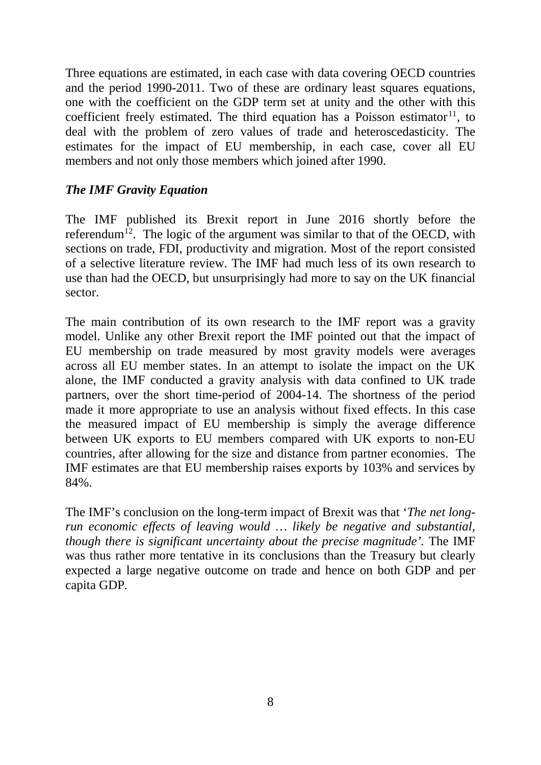Three equations are estimated, in each case with data covering OECD countries and the period 1990-2011. Two of these are ordinary least squares equations, one with the coefficient on the GDP term set at unity and the other with this coefficient freely estimated. The third equation has a Poisson estimator[11], to deal with the problem of zero values of trade and heteroscedasticity. The estimates for the impact of EU membership, in each case, cover all EU members and not only those members which joined after 1990.

### *The IMF Gravity Equation*

The IMF published its Brexit report in June 2016 shortly before the referendum[12]. The logic of the argument was similar to that of the OECD, with sections on trade, FDI, productivity and migration. Most of the report consisted of a selective literature review. The IMF had much less of its own research to use than had the OECD, but unsurprisingly had more to say on the UK financial sector.

The main contribution of its own research to the IMF report was a gravity model. Unlike any other Brexit report the IMF pointed out that the impact of EU membership on trade measured by most gravity models were averages across all EU member states. In an attempt to isolate the impact on the UK alone, the IMF conducted a gravity analysis with data confined to UK trade partners, over the short time-period of 2004-14. The shortness of the period made it more appropriate to use an analysis without fixed effects. In this case the measured impact of EU membership is simply the average difference between UK exports to EU members compared with UK exports to non-EU countries, after allowing for the size and distance from partner economies. The IMF estimates are that EU membership raises exports by 103% and services by 84%.

The IMF's conclusion on the long-term impact of Brexit was that '*The net long-run economic effects of leaving would … likely be negative and substantial, though there is significant uncertainty about the precise magnitude'*. The IMF was thus rather more tentative in its conclusions than the Treasury but clearly expected a large negative outcome on trade and hence on both GDP and per capita GDP.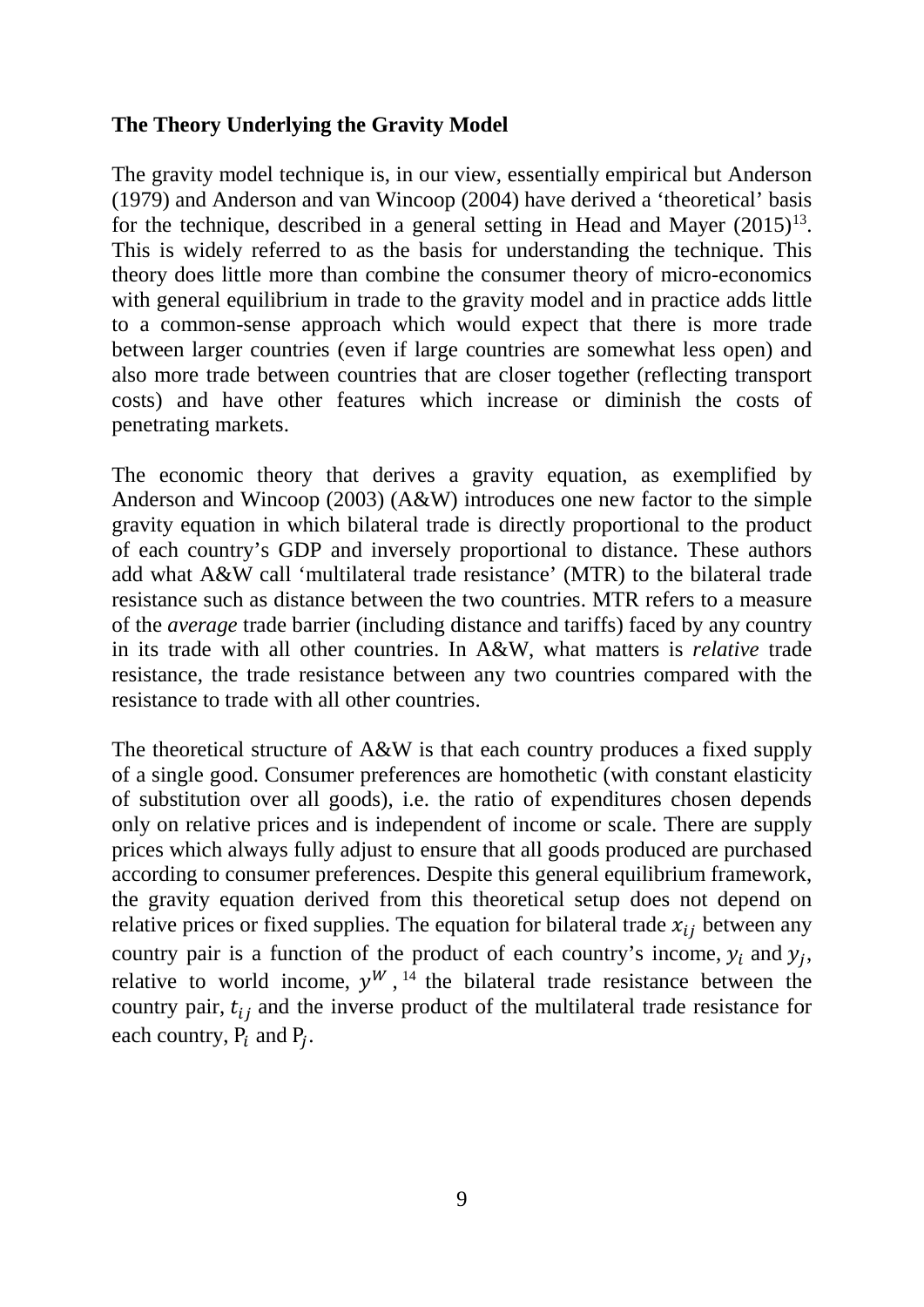**The Theory Underlying the Gravity Model**

The gravity model technique is, in our view, essentially empirical but Anderson (1979) and Anderson and van Wincoop (2004) have derived a 'theoretical' basis for the technique, described in a general setting in Head and Mayer (2015)[13]. This is widely referred to as the basis for understanding the technique. This theory does little more than combine the consumer theory of micro-economics with general equilibrium in trade to the gravity model and in practice adds little to a common-sense approach which would expect that there is more trade between larger countries (even if large countries are somewhat less open) and also more trade between countries that are closer together (reflecting transport costs) and have other features which increase or diminish the costs of penetrating markets.

The economic theory that derives a gravity equation, as exemplified by Anderson and Wincoop (2003) (A&W) introduces one new factor to the simple gravity equation in which bilateral trade is directly proportional to the product of each country's GDP and inversely proportional to distance. These authors add what A&W call 'multilateral trade resistance' (MTR) to the bilateral trade resistance such as distance between the two countries. MTR refers to a measure of the *average* trade barrier (including distance and tariffs) faced by any country in its trade with all other countries. In A&W, what matters is *relative* trade resistance, the trade resistance between any two countries compared with the resistance to trade with all other countries.

The theoretical structure of A&W is that each country produces a fixed supply of a single good. Consumer preferences are homothetic (with constant elasticity of substitution over all goods), i.e. the ratio of expenditures chosen depends only on relative prices and is independent of income or scale. There are supply prices which always fully adjust to ensure that all goods produced are purchased according to consumer preferences. Despite this general equilibrium framework, the gravity equation derived from this theoretical setup does not depend on relative prices or fixed supplies. The equation for bilateral trade $x_{ij}$ between any country pair is a function of the product of each country's income, $y_i$ and $y_j$, relative to world income, $y^W$,[14] the bilateral trade resistance between the country pair, $t_{ij}$ and the inverse product of the multilateral trade resistance for each country, $P_i$ and $P_j$.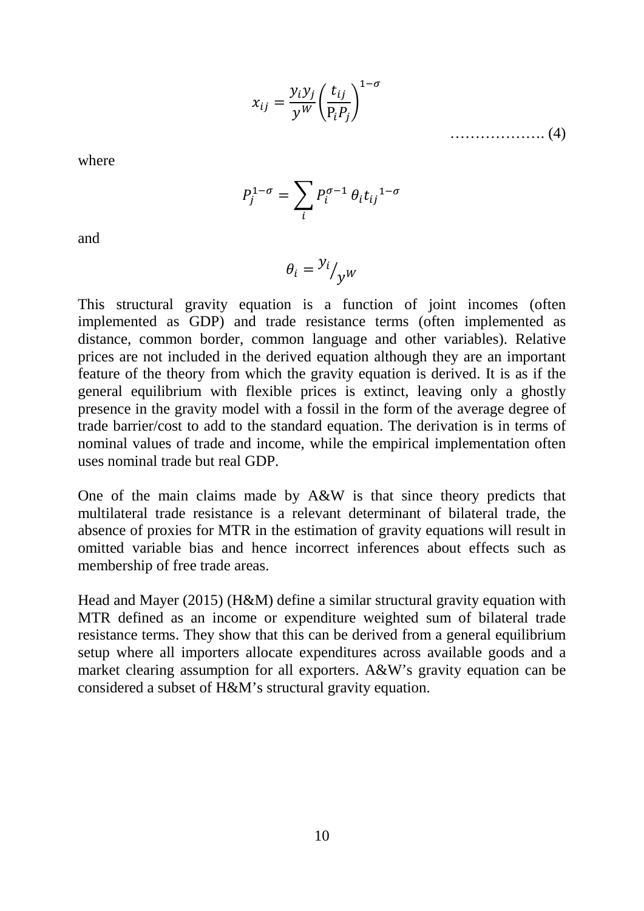$$x_{ij} = \frac{y_i y_j}{y^W}\left(\frac{t_{ij}}{\mathrm{P}_i P_j}\right)^{1-\sigma} \quad \ldots\ldots\ldots\ldots\ldots\ldots (4)$$

where

$$P_j^{1-\sigma} = \sum_i P_i^{\sigma-1}\, \theta_i {t_{ij}}^{1-\sigma}$$

and

$$\theta_i = {}^{y_i}\!/_{y^W}$$

This structural gravity equation is a function of joint incomes (often implemented as GDP) and trade resistance terms (often implemented as distance, common border, common language and other variables). Relative prices are not included in the derived equation although they are an important feature of the theory from which the gravity equation is derived. It is as if the general equilibrium with flexible prices is extinct, leaving only a ghostly presence in the gravity model with a fossil in the form of the average degree of trade barrier/cost to add to the standard equation. The derivation is in terms of nominal values of trade and income, while the empirical implementation often uses nominal trade but real GDP.

One of the main claims made by A&W is that since theory predicts that multilateral trade resistance is a relevant determinant of bilateral trade, the absence of proxies for MTR in the estimation of gravity equations will result in omitted variable bias and hence incorrect inferences about effects such as membership of free trade areas.

Head and Mayer (2015) (H&M) define a similar structural gravity equation with MTR defined as an income or expenditure weighted sum of bilateral trade resistance terms. They show that this can be derived from a general equilibrium setup where all importers allocate expenditures across available goods and a market clearing assumption for all exporters. A&W's gravity equation can be considered a subset of H&M's structural gravity equation.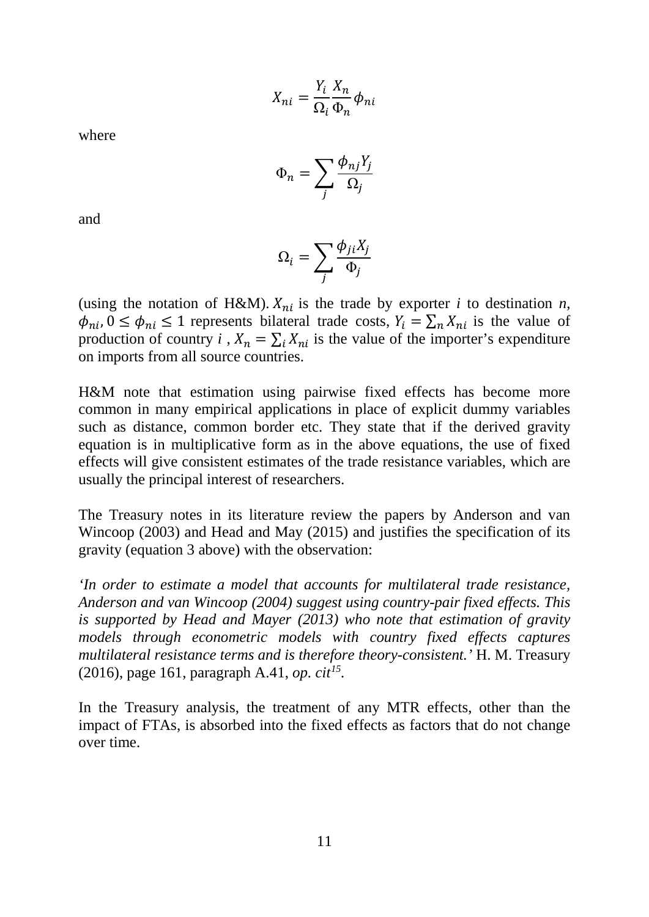$$X_{ni} = \frac{Y_i}{\Omega_i} \frac{X_n}{\Phi_n} \phi_{ni}$$

where

$$\Phi_n = \sum_j \frac{\phi_{nj} Y_j}{\Omega_j}$$

and

$$\Omega_i = \sum_j \frac{\phi_{ji} X_j}{\Phi_j}$$

(using the notation of H&M). $X_{ni}$ is the trade by exporter *i* to destination *n*, $\phi_{ni}$, $0 \leq \phi_{ni} \leq 1$ represents bilateral trade costs, $Y_i = \sum_n X_{ni}$ is the value of production of country *i* , $X_n = \sum_i X_{ni}$ is the value of the importer's expenditure on imports from all source countries.

H&M note that estimation using pairwise fixed effects has become more common in many empirical applications in place of explicit dummy variables such as distance, common border etc. They state that if the derived gravity equation is in multiplicative form as in the above equations, the use of fixed effects will give consistent estimates of the trade resistance variables, which are usually the principal interest of researchers.

The Treasury notes in its literature review the papers by Anderson and van Wincoop (2003) and Head and May (2015) and justifies the specification of its gravity (equation 3 above) with the observation:

*'In order to estimate a model that accounts for multilateral trade resistance, Anderson and van Wincoop (2004) suggest using country-pair fixed effects. This is supported by Head and Mayer (2013) who note that estimation of gravity models through econometric models with country fixed effects captures multilateral resistance terms and is therefore theory-consistent.'* H. M. Treasury (2016), page 161, paragraph A.41, *op. cit*[15].

In the Treasury analysis, the treatment of any MTR effects, other than the impact of FTAs, is absorbed into the fixed effects as factors that do not change over time.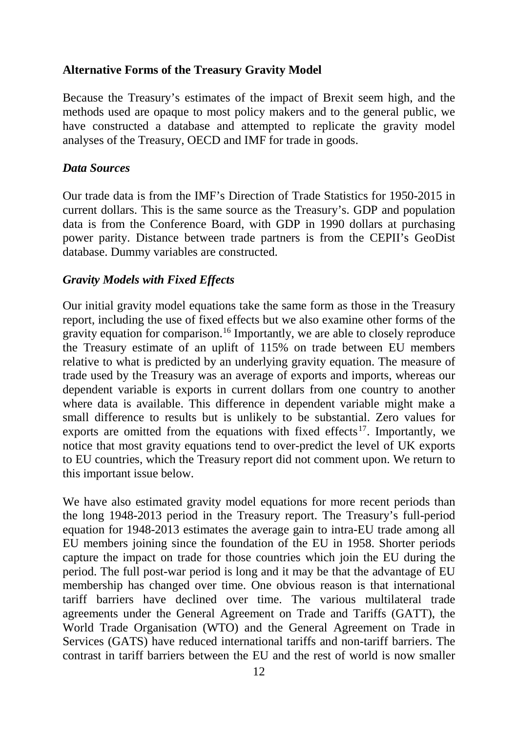**Alternative Forms of the Treasury Gravity Model**

Because the Treasury's estimates of the impact of Brexit seem high, and the methods used are opaque to most policy makers and to the general public, we have constructed a database and attempted to replicate the gravity model analyses of the Treasury, OECD and IMF for trade in goods.

***Data Sources***

Our trade data is from the IMF's Direction of Trade Statistics for 1950-2015 in current dollars. This is the same source as the Treasury's. GDP and population data is from the Conference Board, with GDP in 1990 dollars at purchasing power parity. Distance between trade partners is from the CEPII's GeoDist database. Dummy variables are constructed.

***Gravity Models with Fixed Effects***

Our initial gravity model equations take the same form as those in the Treasury report, including the use of fixed effects but we also examine other forms of the gravity equation for comparison.[16] Importantly, we are able to closely reproduce the Treasury estimate of an uplift of 115% on trade between EU members relative to what is predicted by an underlying gravity equation. The measure of trade used by the Treasury was an average of exports and imports, whereas our dependent variable is exports in current dollars from one country to another where data is available. This difference in dependent variable might make a small difference to results but is unlikely to be substantial. Zero values for exports are omitted from the equations with fixed effects[17]. Importantly, we notice that most gravity equations tend to over-predict the level of UK exports to EU countries, which the Treasury report did not comment upon. We return to this important issue below.

We have also estimated gravity model equations for more recent periods than the long 1948-2013 period in the Treasury report. The Treasury's full-period equation for 1948-2013 estimates the average gain to intra-EU trade among all EU members joining since the foundation of the EU in 1958. Shorter periods capture the impact on trade for those countries which join the EU during the period. The full post-war period is long and it may be that the advantage of EU membership has changed over time. One obvious reason is that international tariff barriers have declined over time. The various multilateral trade agreements under the General Agreement on Trade and Tariffs (GATT), the World Trade Organisation (WTO) and the General Agreement on Trade in Services (GATS) have reduced international tariffs and non-tariff barriers. The contrast in tariff barriers between the EU and the rest of world is now smaller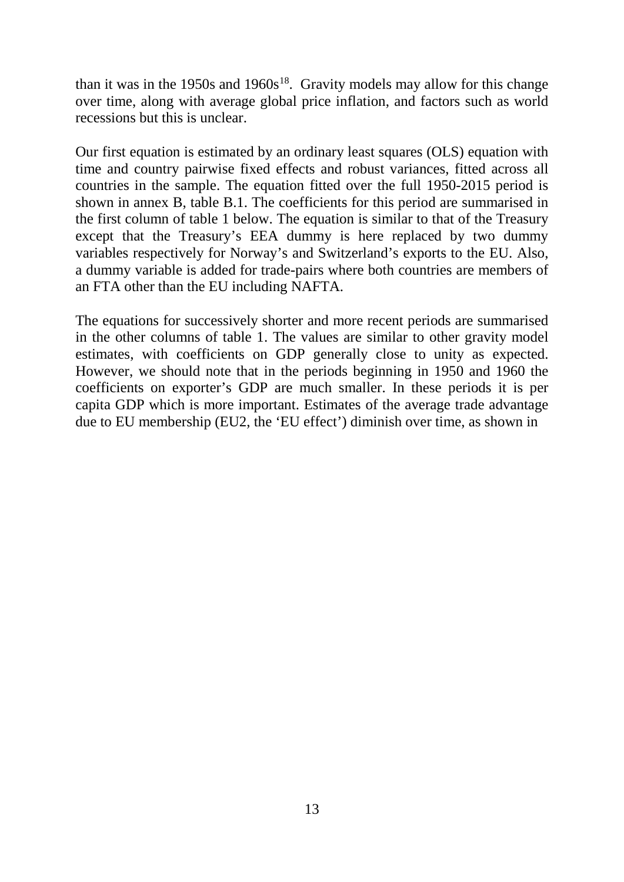than it was in the 1950s and 1960s[18]. Gravity models may allow for this change over time, along with average global price inflation, and factors such as world recessions but this is unclear.

Our first equation is estimated by an ordinary least squares (OLS) equation with time and country pairwise fixed effects and robust variances, fitted across all countries in the sample. The equation fitted over the full 1950-2015 period is shown in annex B, table B.1. The coefficients for this period are summarised in the first column of table 1 below. The equation is similar to that of the Treasury except that the Treasury's EEA dummy is here replaced by two dummy variables respectively for Norway's and Switzerland's exports to the EU. Also, a dummy variable is added for trade-pairs where both countries are members of an FTA other than the EU including NAFTA.

The equations for successively shorter and more recent periods are summarised in the other columns of table 1. The values are similar to other gravity model estimates, with coefficients on GDP generally close to unity as expected. However, we should note that in the periods beginning in 1950 and 1960 the coefficients on exporter's GDP are much smaller. In these periods it is per capita GDP which is more important. Estimates of the average trade advantage due to EU membership (EU2, the 'EU effect') diminish over time, as shown in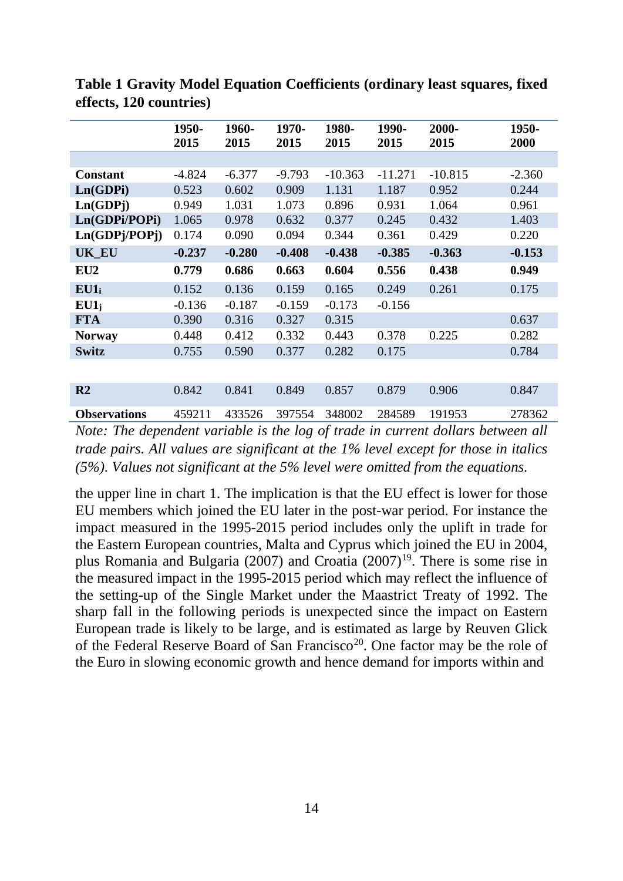**Table 1 Gravity Model Equation Coefficients (ordinary least squares, fixed effects, 120 countries)**

| | 1950-2015 | 1960-2015 | 1970-2015 | 1980-2015 | 1990-2015 | 2000-2015 | 1950-2000 |
|---|---|---|---|---|---|---|---|
| **Constant** | -4.824 | -6.377 | -9.793 | -10.363 | -11.271 | -10.815 | -2.360 |
| **Ln(GDPi)** | 0.523 | 0.602 | 0.909 | 1.131 | 1.187 | 0.952 | 0.244 |
| **Ln(GDPj)** | 0.949 | 1.031 | 1.073 | 0.896 | 0.931 | 1.064 | 0.961 |
| **Ln(GDPi/POPi)** | 1.065 | 0.978 | 0.632 | 0.377 | 0.245 | 0.432 | 1.403 |
| **Ln(GDPj/POPj)** | 0.174 | 0.090 | 0.094 | 0.344 | 0.361 | 0.429 | 0.220 |
| **UK_EU** | **-0.237** | **-0.280** | **-0.408** | **-0.438** | **-0.385** | **-0.363** | **-0.153** |
| **EU2** | **0.779** | **0.686** | **0.663** | **0.604** | **0.556** | **0.438** | **0.949** |
| **$EU1_i$** | 0.152 | 0.136 | 0.159 | 0.165 | 0.249 | 0.261 | 0.175 |
| **$EU1_j$** | -0.136 | -0.187 | -0.159 | -0.173 | -0.156 | | |
| **FTA** | 0.390 | 0.316 | 0.327 | 0.315 | | | 0.637 |
| **Norway** | 0.448 | 0.412 | 0.332 | 0.443 | 0.378 | 0.225 | 0.282 |
| **Switz** | 0.755 | 0.590 | 0.377 | 0.282 | 0.175 | | 0.784 |
| **R2** | 0.842 | 0.841 | 0.849 | 0.857 | 0.879 | 0.906 | 0.847 |
| **Observations** | 459211 | 433526 | 397554 | 348002 | 284589 | 191953 | 278362 |

*Note: The dependent variable is the log of trade in current dollars between all trade pairs. All values are significant at the 1% level except for those in italics (5%). Values not significant at the 5% level were omitted from the equations.*

the upper line in chart 1. The implication is that the EU effect is lower for those EU members which joined the EU later in the post-war period. For instance the impact measured in the 1995-2015 period includes only the uplift in trade for the Eastern European countries, Malta and Cyprus which joined the EU in 2004, plus Romania and Bulgaria (2007) and Croatia (2007)[19]. There is some rise in the measured impact in the 1995-2015 period which may reflect the influence of the setting-up of the Single Market under the Maastrict Treaty of 1992. The sharp fall in the following periods is unexpected since the impact on Eastern European trade is likely to be large, and is estimated as large by Reuven Glick of the Federal Reserve Board of San Francisco[20]. One factor may be the role of the Euro in slowing economic growth and hence demand for imports within and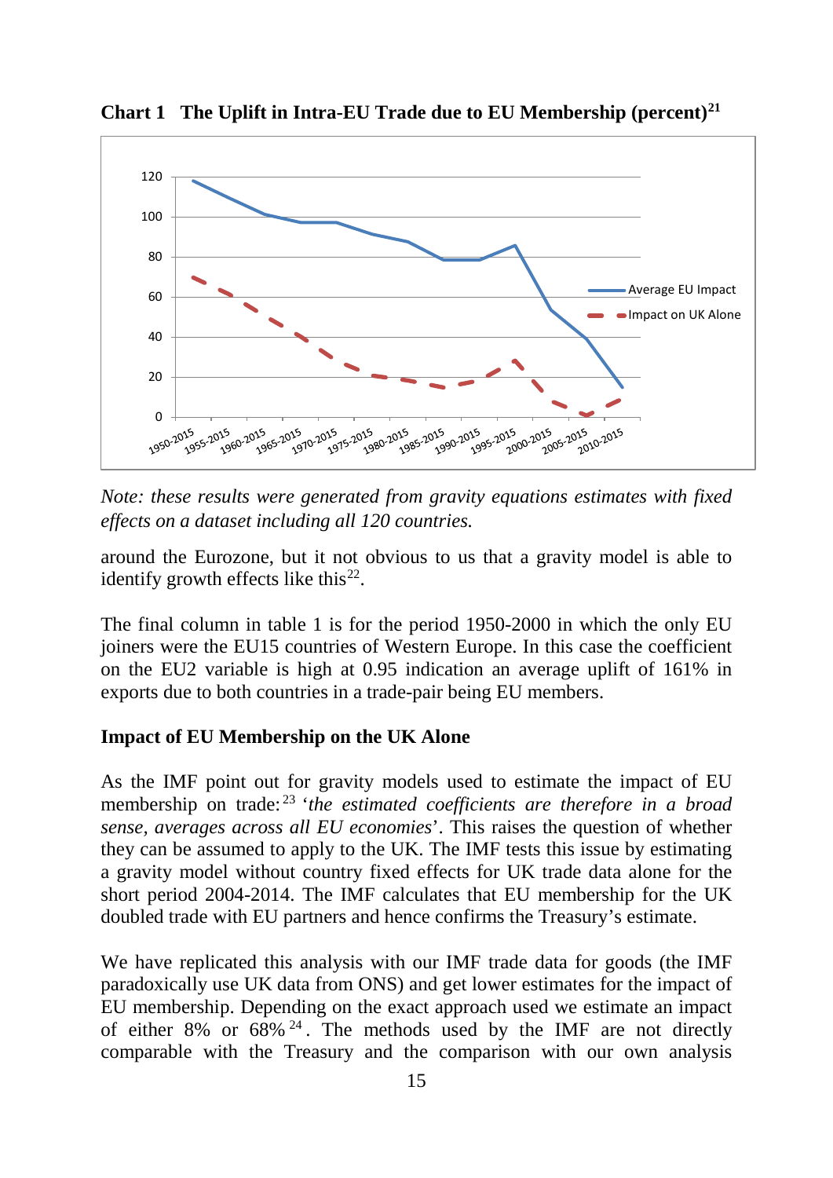**Chart 1 The Uplift in Intra-EU Trade due to EU Membership (percent)[21]**

*Note: these results were generated from gravity equations estimates with fixed effects on a dataset including all 120 countries.*

around the Eurozone, but it not obvious to us that a gravity model is able to identify growth effects like this[22].

The final column in table 1 is for the period 1950-2000 in which the only EU joiners were the EU15 countries of Western Europe. In this case the coefficient on the EU2 variable is high at 0.95 indication an average uplift of 161% in exports due to both countries in a trade-pair being EU members.

## Impact of EU Membership on the UK Alone

As the IMF point out for gravity models used to estimate the impact of EU membership on trade:[23] '*the estimated coefficients are therefore in a broad sense, averages across all EU economies*'. This raises the question of whether they can be assumed to apply to the UK. The IMF tests this issue by estimating a gravity model without country fixed effects for UK trade data alone for the short period 2004-2014. The IMF calculates that EU membership for the UK doubled trade with EU partners and hence confirms the Treasury's estimate.

We have replicated this analysis with our IMF trade data for goods (the IMF paradoxically use UK data from ONS) and get lower estimates for the impact of EU membership. Depending on the exact approach used we estimate an impact of either 8% or 68%[24]. The methods used by the IMF are not directly comparable with the Treasury and the comparison with our own analysis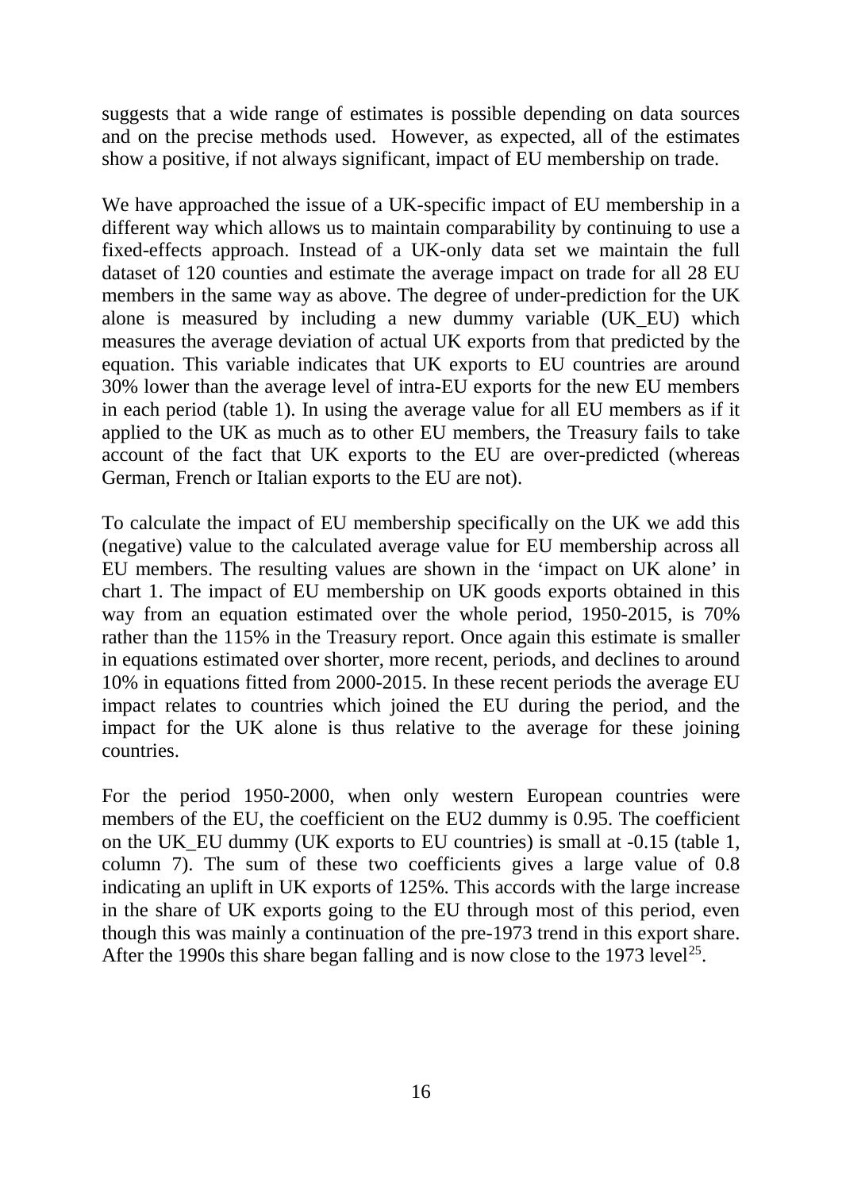suggests that a wide range of estimates is possible depending on data sources and on the precise methods used. However, as expected, all of the estimates show a positive, if not always significant, impact of EU membership on trade.

We have approached the issue of a UK-specific impact of EU membership in a different way which allows us to maintain comparability by continuing to use a fixed-effects approach. Instead of a UK-only data set we maintain the full dataset of 120 counties and estimate the average impact on trade for all 28 EU members in the same way as above. The degree of under-prediction for the UK alone is measured by including a new dummy variable (UK_EU) which measures the average deviation of actual UK exports from that predicted by the equation. This variable indicates that UK exports to EU countries are around 30% lower than the average level of intra-EU exports for the new EU members in each period (table 1). In using the average value for all EU members as if it applied to the UK as much as to other EU members, the Treasury fails to take account of the fact that UK exports to the EU are over-predicted (whereas German, French or Italian exports to the EU are not).

To calculate the impact of EU membership specifically on the UK we add this (negative) value to the calculated average value for EU membership across all EU members. The resulting values are shown in the 'impact on UK alone' in chart 1. The impact of EU membership on UK goods exports obtained in this way from an equation estimated over the whole period, 1950-2015, is 70% rather than the 115% in the Treasury report. Once again this estimate is smaller in equations estimated over shorter, more recent, periods, and declines to around 10% in equations fitted from 2000-2015. In these recent periods the average EU impact relates to countries which joined the EU during the period, and the impact for the UK alone is thus relative to the average for these joining countries.

For the period 1950-2000, when only western European countries were members of the EU, the coefficient on the EU2 dummy is 0.95. The coefficient on the UK_EU dummy (UK exports to EU countries) is small at -0.15 (table 1, column 7). The sum of these two coefficients gives a large value of 0.8 indicating an uplift in UK exports of 125%. This accords with the large increase in the share of UK exports going to the EU through most of this period, even though this was mainly a continuation of the pre-1973 trend in this export share. After the 1990s this share began falling and is now close to the 1973 level[25].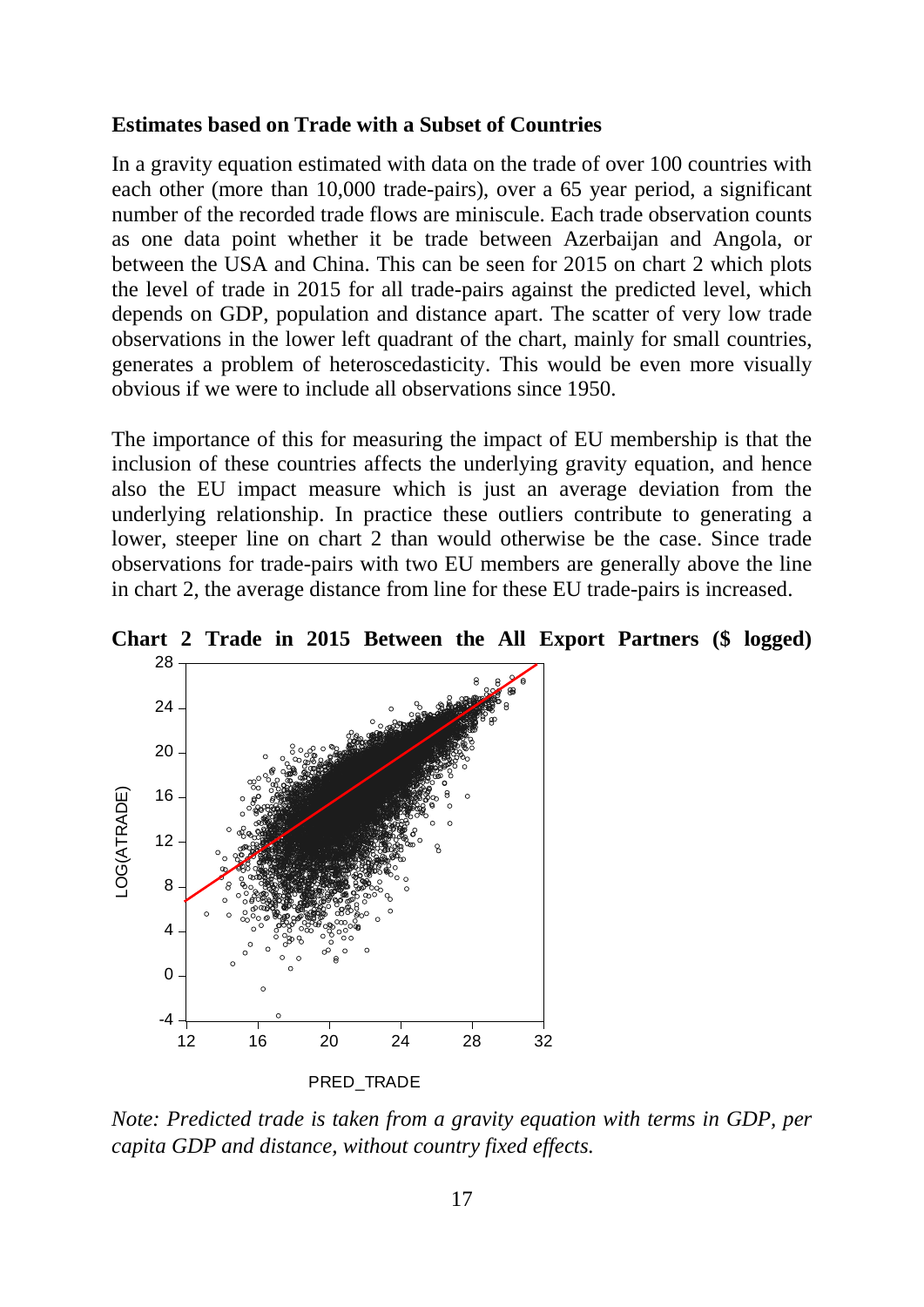**Estimates based on Trade with a Subset of Countries**

In a gravity equation estimated with data on the trade of over 100 countries with each other (more than 10,000 trade-pairs), over a 65 year period, a significant number of the recorded trade flows are miniscule. Each trade observation counts as one data point whether it be trade between Azerbaijan and Angola, or between the USA and China. This can be seen for 2015 on chart 2 which plots the level of trade in 2015 for all trade-pairs against the predicted level, which depends on GDP, population and distance apart. The scatter of very low trade observations in the lower left quadrant of the chart, mainly for small countries, generates a problem of heteroscedasticity. This would be even more visually obvious if we were to include all observations since 1950.

The importance of this for measuring the impact of EU membership is that the inclusion of these countries affects the underlying gravity equation, and hence also the EU impact measure which is just an average deviation from the underlying relationship. In practice these outliers contribute to generating a lower, steeper line on chart 2 than would otherwise be the case. Since trade observations for trade-pairs with two EU members are generally above the line in chart 2, the average distance from line for these EU trade-pairs is increased.

**Chart 2 Trade in 2015 Between the All Export Partners ($ logged)**

*Note: Predicted trade is taken from a gravity equation with terms in GDP, per capita GDP and distance, without country fixed effects.*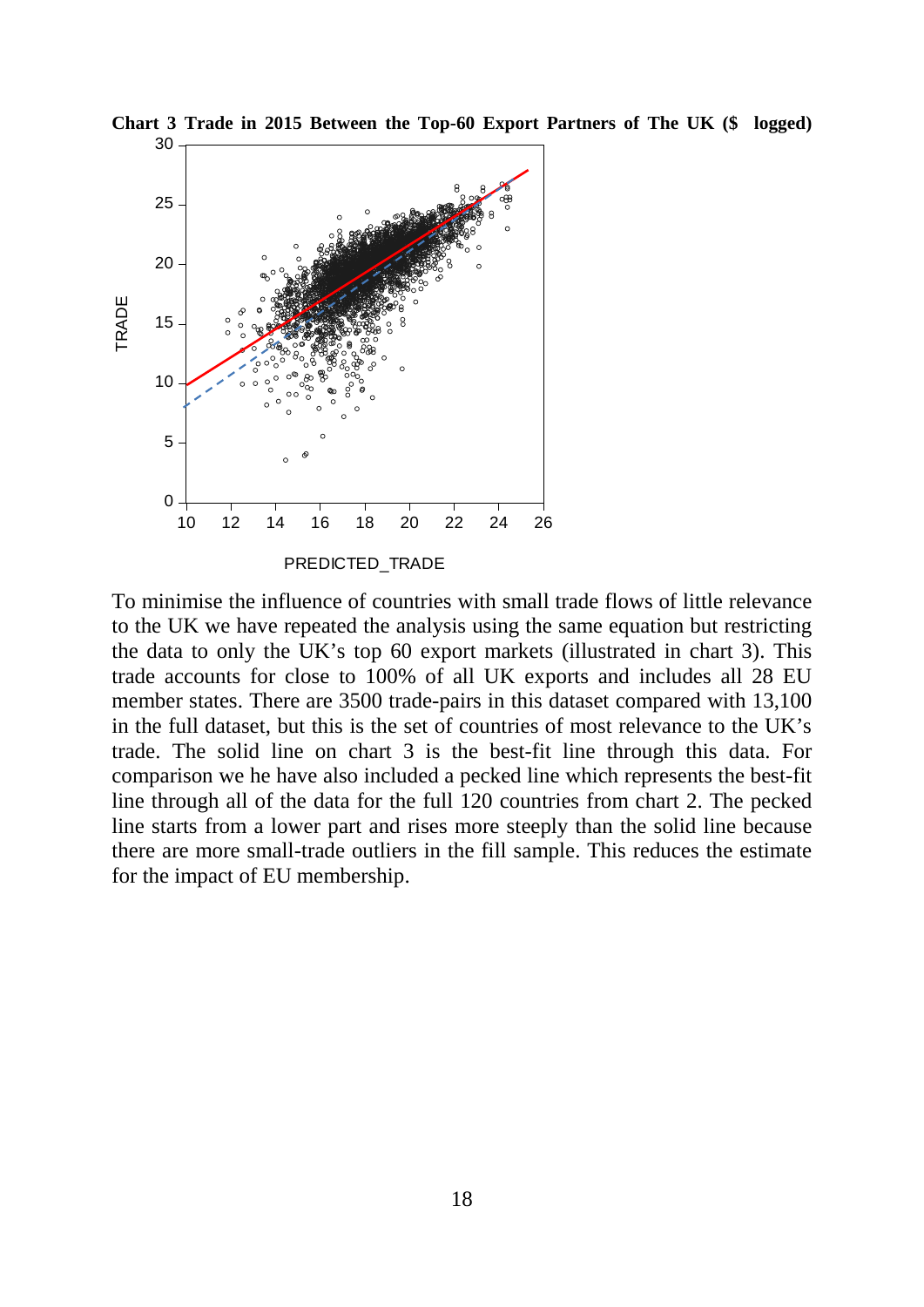**Chart 3 Trade in 2015 Between the Top-60 Export Partners of The UK ($ logged)**

To minimise the influence of countries with small trade flows of little relevance to the UK we have repeated the analysis using the same equation but restricting the data to only the UK's top 60 export markets (illustrated in chart 3). This trade accounts for close to 100% of all UK exports and includes all 28 EU member states. There are 3500 trade-pairs in this dataset compared with 13,100 in the full dataset, but this is the set of countries of most relevance to the UK's trade. The solid line on chart 3 is the best-fit line through this data. For comparison we he have also included a pecked line which represents the best-fit line through all of the data for the full 120 countries from chart 2. The pecked line starts from a lower part and rises more steeply than the solid line because there are more small-trade outliers in the fill sample. This reduces the estimate for the impact of EU membership.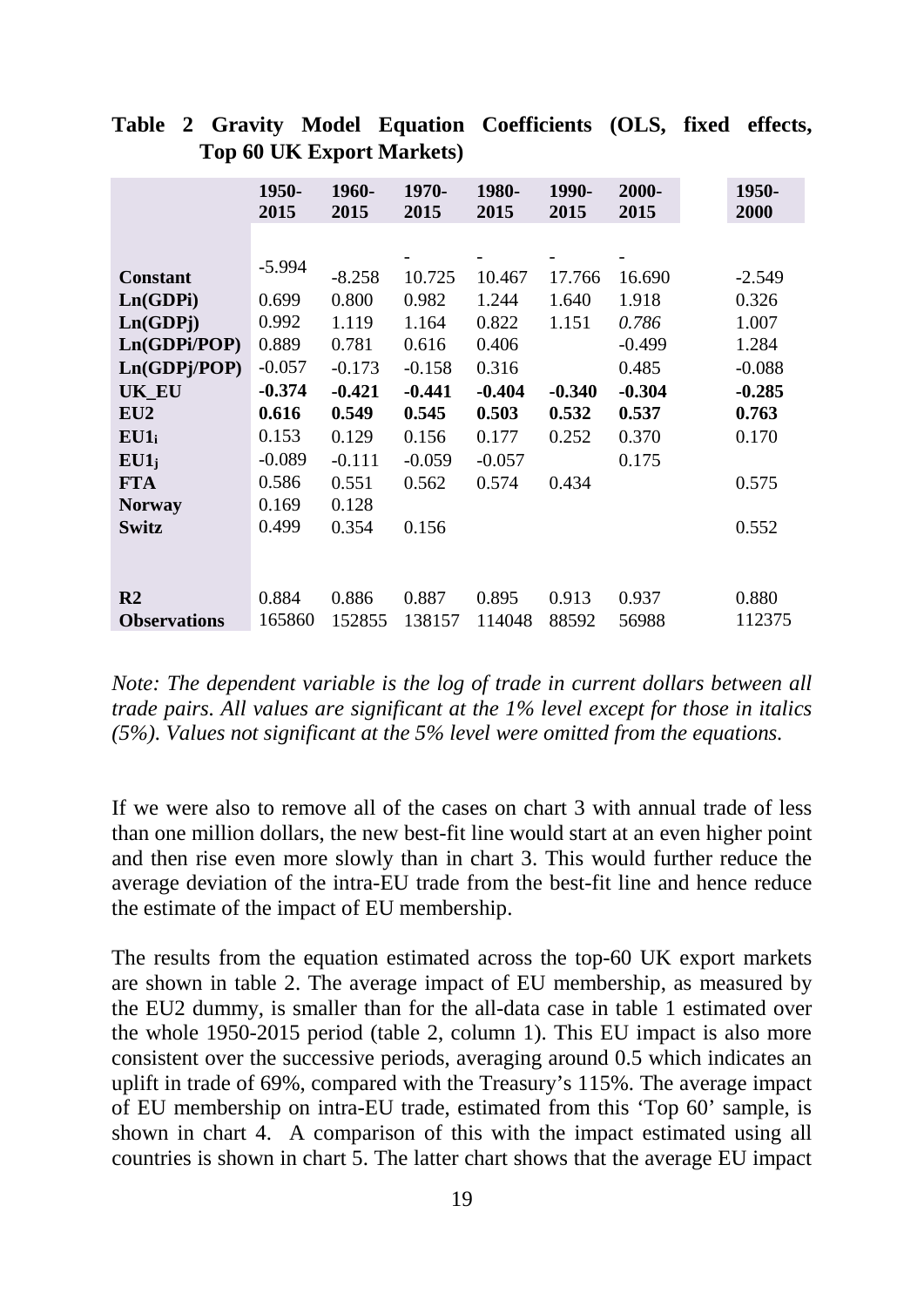**Table 2 Gravity Model Equation Coefficients (OLS, fixed effects, Top 60 UK Export Markets)**

| | 1950-2015 | 1960-2015 | 1970-2015 | 1980-2015 | 1990-2015 | 2000-2015 | 1950-2000 |
|---|---|---|---|---|---|---|---|
| **Constant** | -5.994 | -8.258 | -10.725 | -10.467 | -17.766 | -16.690 | -2.549 |
| **Ln(GDPi)** | 0.699 | 0.800 | 0.982 | 1.244 | 1.640 | 1.918 | 0.326 |
| **Ln(GDPj)** | 0.992 | 1.119 | 1.164 | 0.822 | 1.151 | *0.786* | 1.007 |
| **Ln(GDPi/POP)** | 0.889 | 0.781 | 0.616 | 0.406 | | -0.499 | 1.284 |
| **Ln(GDPj/POP)** | -0.057 | -0.173 | -0.158 | 0.316 | | 0.485 | -0.088 |
| **UK_EU** | **-0.374** | **-0.421** | **-0.441** | **-0.404** | **-0.340** | **-0.304** | **-0.285** |
| **EU2** | **0.616** | **0.549** | **0.545** | **0.503** | **0.532** | **0.537** | **0.763** |
| **$EU1_i$** | 0.153 | 0.129 | 0.156 | 0.177 | 0.252 | 0.370 | 0.170 |
| **$EU1_j$** | -0.089 | -0.111 | -0.059 | -0.057 | | 0.175 | |
| **FTA** | 0.586 | 0.551 | 0.562 | 0.574 | 0.434 | | 0.575 |
| **Norway** | 0.169 | 0.128 | | | | | |
| **Switz** | 0.499 | 0.354 | 0.156 | | | | 0.552 |
| **$R^2$** | 0.884 | 0.886 | 0.887 | 0.895 | 0.913 | 0.937 | 0.880 |
| **Observations** | 165860 | 152855 | 138157 | 114048 | 88592 | 56988 | 112375 |

*Note: The dependent variable is the log of trade in current dollars between all trade pairs. All values are significant at the 1% level except for those in italics (5%). Values not significant at the 5% level were omitted from the equations.*

If we were also to remove all of the cases on chart 3 with annual trade of less than one million dollars, the new best-fit line would start at an even higher point and then rise even more slowly than in chart 3. This would further reduce the average deviation of the intra-EU trade from the best-fit line and hence reduce the estimate of the impact of EU membership.

The results from the equation estimated across the top-60 UK export markets are shown in table 2. The average impact of EU membership, as measured by the EU2 dummy, is smaller than for the all-data case in table 1 estimated over the whole 1950-2015 period (table 2, column 1). This EU impact is also more consistent over the successive periods, averaging around 0.5 which indicates an uplift in trade of 69%, compared with the Treasury's 115%. The average impact of EU membership on intra-EU trade, estimated from this 'Top 60' sample, is shown in chart 4. A comparison of this with the impact estimated using all countries is shown in chart 5. The latter chart shows that the average EU impact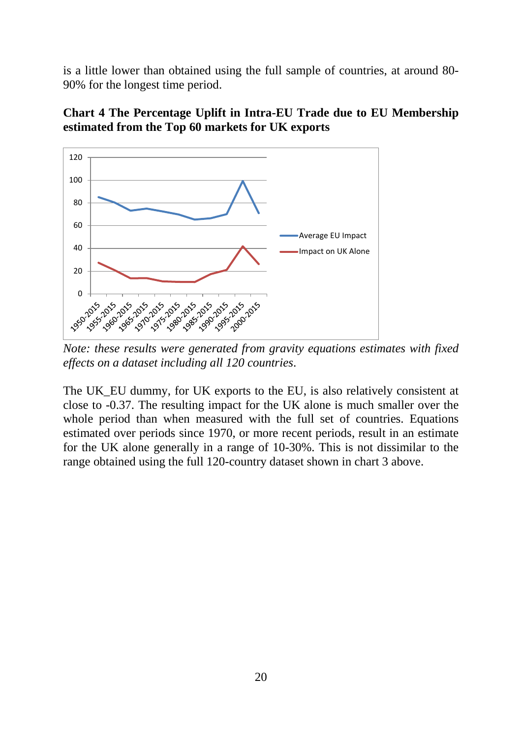is a little lower than obtained using the full sample of countries, at around 80-90% for the longest time period.

**Chart 4 The Percentage Uplift in Intra-EU Trade due to EU Membership estimated from the Top 60 markets for UK exports**

*Note: these results were generated from gravity equations estimates with fixed effects on a dataset including all 120 countries.*

The UK_EU dummy, for UK exports to the EU, is also relatively consistent at close to -0.37. The resulting impact for the UK alone is much smaller over the whole period than when measured with the full set of countries. Equations estimated over periods since 1970, or more recent periods, result in an estimate for the UK alone generally in a range of 10-30%. This is not dissimilar to the range obtained using the full 120-country dataset shown in chart 3 above.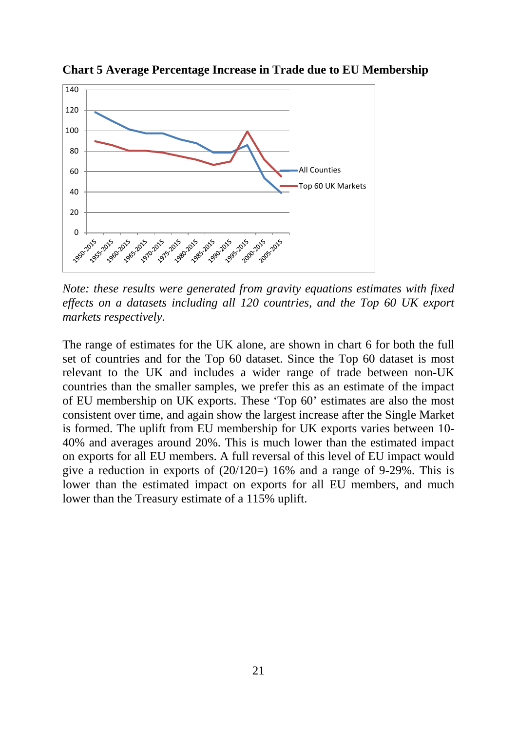**Chart 5 Average Percentage Increase in Trade due to EU Membership**

*Note: these results were generated from gravity equations estimates with fixed effects on a datasets including all 120 countries, and the Top 60 UK export markets respectively.*

The range of estimates for the UK alone, are shown in chart 6 for both the full set of countries and for the Top 60 dataset. Since the Top 60 dataset is most relevant to the UK and includes a wider range of trade between non-UK countries than the smaller samples, we prefer this as an estimate of the impact of EU membership on UK exports. These 'Top 60' estimates are also the most consistent over time, and again show the largest increase after the Single Market is formed. The uplift from EU membership for UK exports varies between 10-40% and averages around 20%. This is much lower than the estimated impact on exports for all EU members. A full reversal of this level of EU impact would give a reduction in exports of (20/120=) 16% and a range of 9-29%. This is lower than the estimated impact on exports for all EU members, and much lower than the Treasury estimate of a 115% uplift.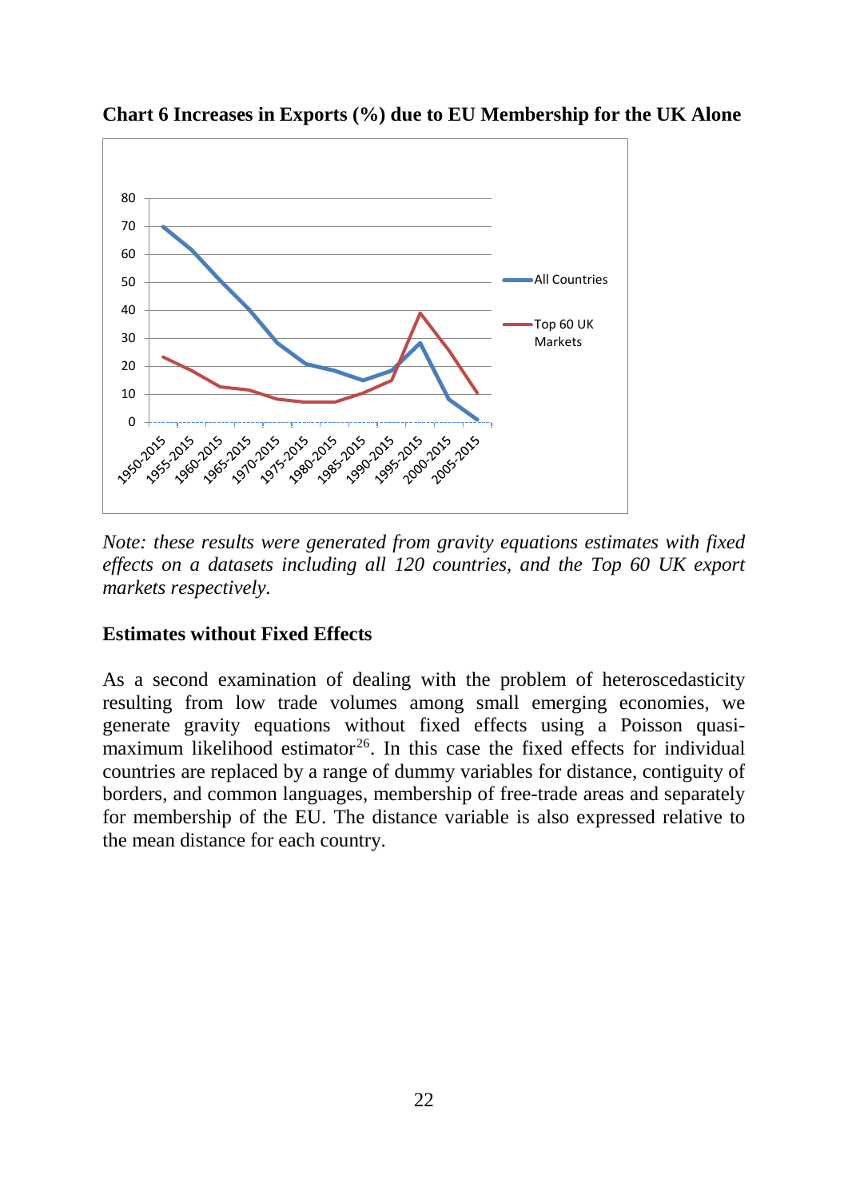**Chart 6 Increases in Exports (%) due to EU Membership for the UK Alone**

*Note: these results were generated from gravity equations estimates with fixed effects on a datasets including all 120 countries, and the Top 60 UK export markets respectively.*

**Estimates without Fixed Effects**

As a second examination of dealing with the problem of heteroscedasticity resulting from low trade volumes among small emerging economies, we generate gravity equations without fixed effects using a Poisson quasi-maximum likelihood estimator[26]. In this case the fixed effects for individual countries are replaced by a range of dummy variables for distance, contiguity of borders, and common languages, membership of free-trade areas and separately for membership of the EU. The distance variable is also expressed relative to the mean distance for each country.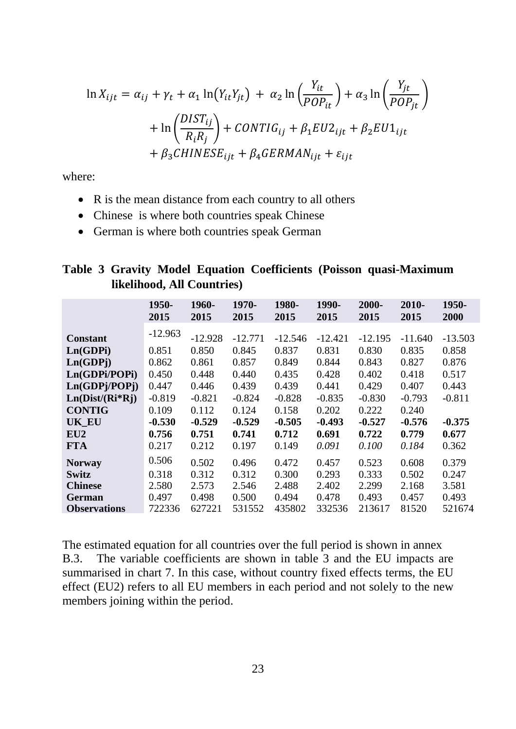$$
\begin{aligned}
\ln X_{ijt} = \alpha_{ij} + \gamma_t + \alpha_1 \ln(Y_{it} Y_{jt}) + \alpha_2 \ln\left(\frac{Y_{it}}{POP_{it}}\right) + \alpha_3 \ln\left(\frac{Y_{jt}}{POP_{jt}}\right) \\
+ \ln\left(\frac{DIST_{ij}}{R_i R_j}\right) + CONTIG_{ij} + \beta_1 EU2_{ijt} + \beta_2 EU1_{ijt} \\
+ \beta_3 CHINESE_{ijt} + \beta_4 GERMAN_{ijt} + \varepsilon_{ijt}
\end{aligned}
$$

where:

- R is the mean distance from each country to all others
- Chinese is where both countries speak Chinese
- German is where both countries speak German

**Table 3 Gravity Model Equation Coefficients (Poisson quasi-Maximum likelihood, All Countries)**

| | 1950-2015 | 1960-2015 | 1970-2015 | 1980-2015 | 1990-2015 | 2000-2015 | 2010-2015 | 1950-2000 |
|---|---|---|---|---|---|---|---|---|
| **Constant** | -12.963 | -12.928 | -12.771 | -12.546 | -12.421 | -12.195 | -11.640 | -13.503 |
| **Ln(GDPi)** | 0.851 | 0.850 | 0.845 | 0.837 | 0.831 | 0.830 | 0.835 | 0.858 |
| **Ln(GDPj)** | 0.862 | 0.861 | 0.857 | 0.849 | 0.844 | 0.843 | 0.827 | 0.876 |
| **Ln(GDPi/POPi)** | 0.450 | 0.448 | 0.440 | 0.435 | 0.428 | 0.402 | 0.418 | 0.517 |
| **Ln(GDPj/POPj)** | 0.447 | 0.446 | 0.439 | 0.439 | 0.441 | 0.429 | 0.407 | 0.443 |
| **Ln(Dist/(Ri*Rj)** | -0.819 | -0.821 | -0.824 | -0.828 | -0.835 | -0.830 | -0.793 | -0.811 |
| **CONTIG** | 0.109 | 0.112 | 0.124 | 0.158 | 0.202 | 0.222 | 0.240 | |
| **UK_EU** | **-0.530** | **-0.529** | **-0.529** | **-0.505** | **-0.493** | **-0.527** | **-0.576** | **-0.375** |
| **EU2** | **0.756** | **0.751** | **0.741** | **0.712** | **0.691** | **0.722** | **0.779** | **0.677** |
| **FTA** | 0.217 | 0.212 | 0.197 | 0.149 | *0.091* | *0.100* | *0.184* | 0.362 |
| **Norway** | 0.506 | 0.502 | 0.496 | 0.472 | 0.457 | 0.523 | 0.608 | 0.379 |
| **Switz** | 0.318 | 0.312 | 0.312 | 0.300 | 0.293 | 0.333 | 0.502 | 0.247 |
| **Chinese** | 2.580 | 2.573 | 2.546 | 2.488 | 2.402 | 2.299 | 2.168 | 3.581 |
| **German** | 0.497 | 0.498 | 0.500 | 0.494 | 0.478 | 0.493 | 0.457 | 0.493 |
| **Observations** | 722336 | 627221 | 531552 | 435802 | 332536 | 213617 | 81520 | 521674 |

The estimated equation for all countries over the full period is shown in annex B.3. The variable coefficients are shown in table 3 and the EU impacts are summarised in chart 7. In this case, without country fixed effects terms, the EU effect (EU2) refers to all EU members in each period and not solely to the new members joining within the period.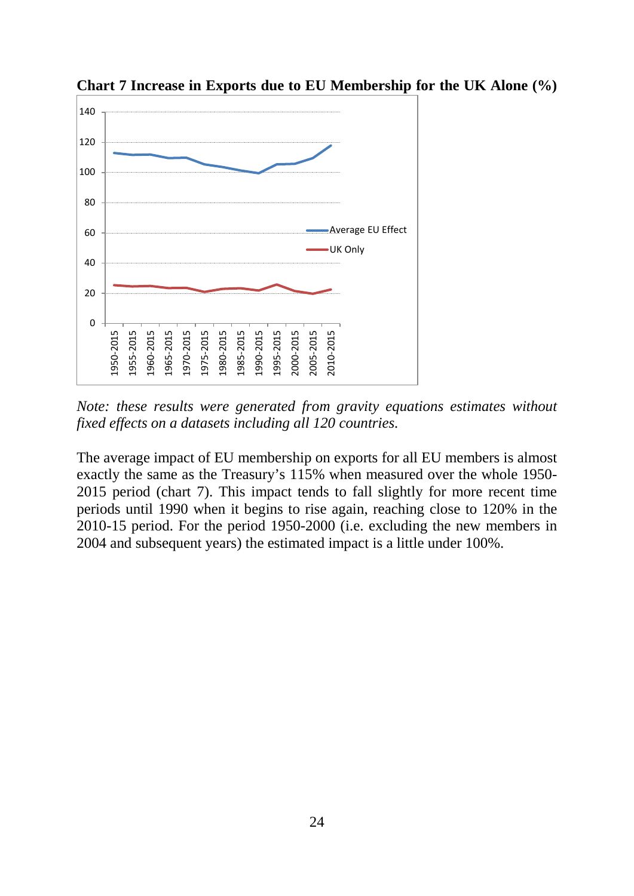**Chart 7 Increase in Exports due to EU Membership for the UK Alone (%)**

*Note: these results were generated from gravity equations estimates without fixed effects on a datasets including all 120 countries.*

The average impact of EU membership on exports for all EU members is almost exactly the same as the Treasury's 115% when measured over the whole 1950-2015 period (chart 7). This impact tends to fall slightly for more recent time periods until 1990 when it begins to rise again, reaching close to 120% in the 2010-15 period. For the period 1950-2000 (i.e. excluding the new members in 2004 and subsequent years) the estimated impact is a little under 100%.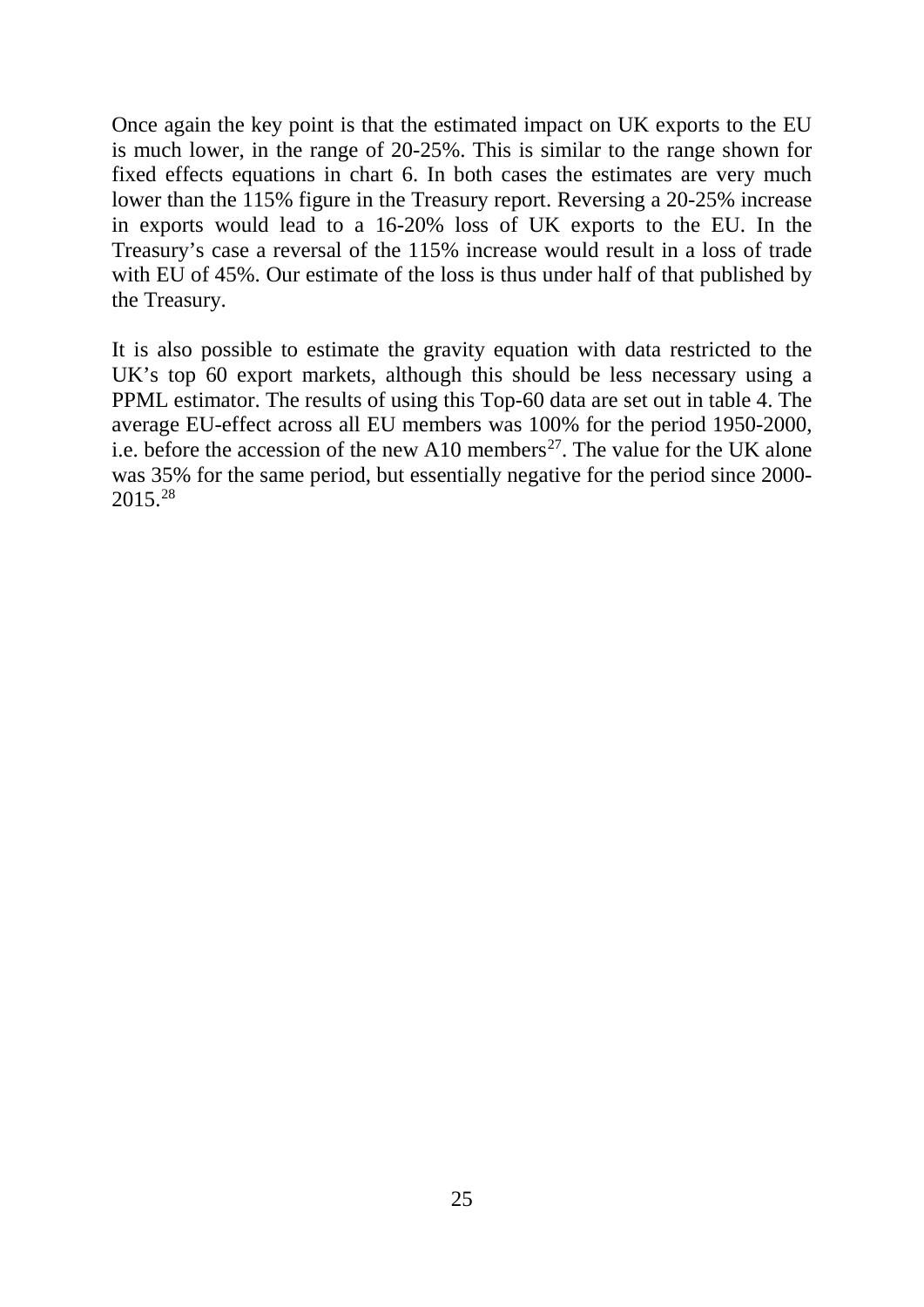Once again the key point is that the estimated impact on UK exports to the EU is much lower, in the range of 20-25%. This is similar to the range shown for fixed effects equations in chart 6. In both cases the estimates are very much lower than the 115% figure in the Treasury report. Reversing a 20-25% increase in exports would lead to a 16-20% loss of UK exports to the EU. In the Treasury's case a reversal of the 115% increase would result in a loss of trade with EU of 45%. Our estimate of the loss is thus under half of that published by the Treasury.

It is also possible to estimate the gravity equation with data restricted to the UK's top 60 export markets, although this should be less necessary using a PPML estimator. The results of using this Top-60 data are set out in table 4. The average EU-effect across all EU members was 100% for the period 1950-2000, i.e. before the accession of the new A10 members[27]. The value for the UK alone was 35% for the same period, but essentially negative for the period since 2000-2015.[28]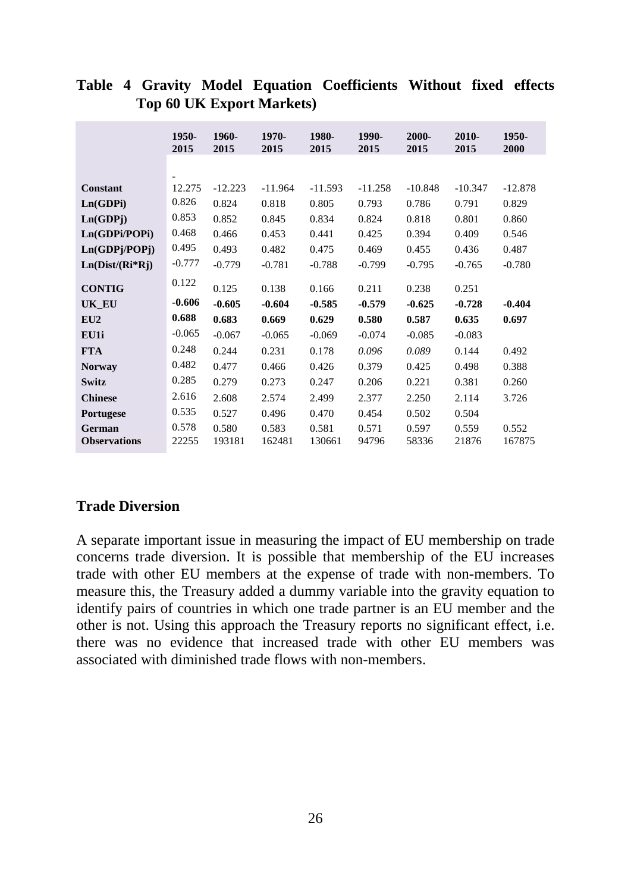**Table 4 Gravity Model Equation Coefficients Without fixed effects Top 60 UK Export Markets)**

| | 1950-2015 | 1960-2015 | 1970-2015 | 1980-2015 | 1990-2015 | 2000-2015 | 2010-2015 | 1950-2000 |
|---|---|---|---|---|---|---|---|---|
| **Constant** | -12.275 | -12.223 | -11.964 | -11.593 | -11.258 | -10.848 | -10.347 | -12.878 |
| **Ln(GDPi)** | 0.826 | 0.824 | 0.818 | 0.805 | 0.793 | 0.786 | 0.791 | 0.829 |
| **Ln(GDPj)** | 0.853 | 0.852 | 0.845 | 0.834 | 0.824 | 0.818 | 0.801 | 0.860 |
| **Ln(GDPi/POPi)** | 0.468 | 0.466 | 0.453 | 0.441 | 0.425 | 0.394 | 0.409 | 0.546 |
| **Ln(GDPj/POPj)** | 0.495 | 0.493 | 0.482 | 0.475 | 0.469 | 0.455 | 0.436 | 0.487 |
| **Ln(Dist/(Ri*Rj)** | -0.777 | -0.779 | -0.781 | -0.788 | -0.799 | -0.795 | -0.765 | -0.780 |
| **CONTIG** | 0.122 | 0.125 | 0.138 | 0.166 | 0.211 | 0.238 | 0.251 | |
| **UK_EU** | **-0.606** | **-0.605** | **-0.604** | **-0.585** | **-0.579** | **-0.625** | **-0.728** | **-0.404** |
| **EU2** | **0.688** | **0.683** | **0.669** | **0.629** | **0.580** | **0.587** | **0.635** | **0.697** |
| **EU1i** | -0.065 | -0.067 | -0.065 | -0.069 | -0.074 | -0.085 | -0.083 | |
| **FTA** | 0.248 | 0.244 | 0.231 | 0.178 | *0.096* | *0.089* | 0.144 | 0.492 |
| **Norway** | 0.482 | 0.477 | 0.466 | 0.426 | 0.379 | 0.425 | 0.498 | 0.388 |
| **Switz** | 0.285 | 0.279 | 0.273 | 0.247 | 0.206 | 0.221 | 0.381 | 0.260 |
| **Chinese** | 2.616 | 2.608 | 2.574 | 2.499 | 2.377 | 2.250 | 2.114 | 3.726 |
| **Portugese** | 0.535 | 0.527 | 0.496 | 0.470 | 0.454 | 0.502 | 0.504 | |
| **German** | 0.578 | 0.580 | 0.583 | 0.581 | 0.571 | 0.597 | 0.559 | 0.552 |
| **Observations** | 22255 | 193181 | 162481 | 130661 | 94796 | 58336 | 21876 | 167875 |

## Trade Diversion

A separate important issue in measuring the impact of EU membership on trade concerns trade diversion. It is possible that membership of the EU increases trade with other EU members at the expense of trade with non-members. To measure this, the Treasury added a dummy variable into the gravity equation to identify pairs of countries in which one trade partner is an EU member and the other is not. Using this approach the Treasury reports no significant effect, i.e. there was no evidence that increased trade with other EU members was associated with diminished trade flows with non-members.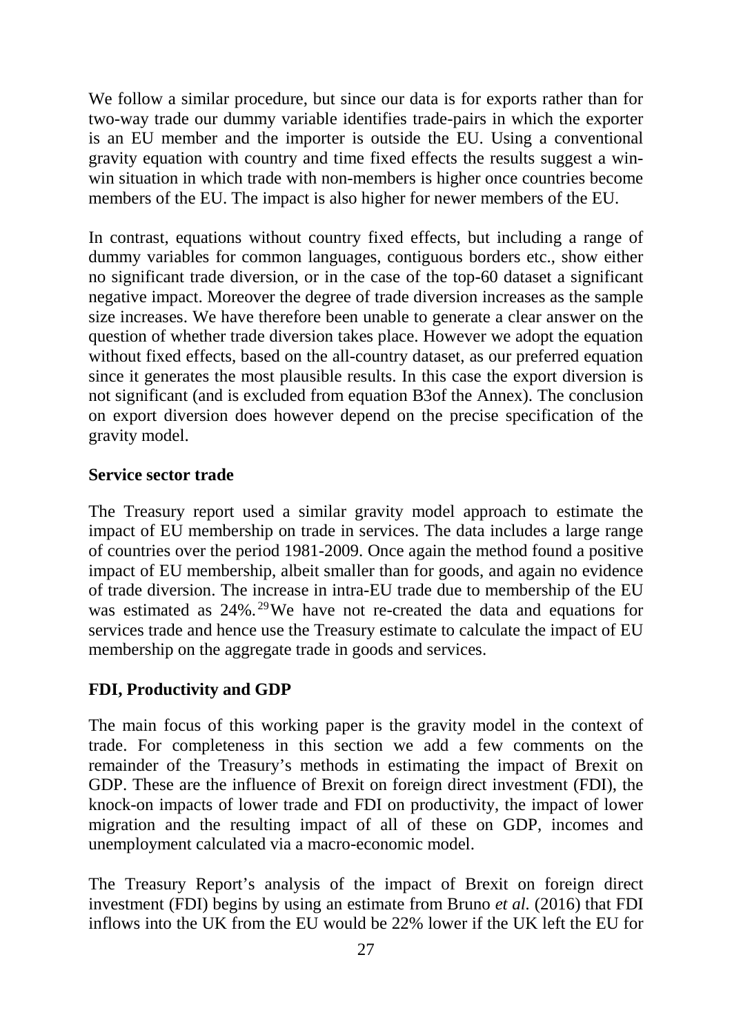We follow a similar procedure, but since our data is for exports rather than for two-way trade our dummy variable identifies trade-pairs in which the exporter is an EU member and the importer is outside the EU. Using a conventional gravity equation with country and time fixed effects the results suggest a win-win situation in which trade with non-members is higher once countries become members of the EU. The impact is also higher for newer members of the EU.

In contrast, equations without country fixed effects, but including a range of dummy variables for common languages, contiguous borders etc., show either no significant trade diversion, or in the case of the top-60 dataset a significant negative impact. Moreover the degree of trade diversion increases as the sample size increases. We have therefore been unable to generate a clear answer on the question of whether trade diversion takes place. However we adopt the equation without fixed effects, based on the all-country dataset, as our preferred equation since it generates the most plausible results. In this case the export diversion is not significant (and is excluded from equation B3of the Annex). The conclusion on export diversion does however depend on the precise specification of the gravity model.

**Service sector trade**

The Treasury report used a similar gravity model approach to estimate the impact of EU membership on trade in services. The data includes a large range of countries over the period 1981-2009. Once again the method found a positive impact of EU membership, albeit smaller than for goods, and again no evidence of trade diversion. The increase in intra-EU trade due to membership of the EU was estimated as 24%.[29] We have not re-created the data and equations for services trade and hence use the Treasury estimate to calculate the impact of EU membership on the aggregate trade in goods and services.

**FDI, Productivity and GDP**

The main focus of this working paper is the gravity model in the context of trade. For completeness in this section we add a few comments on the remainder of the Treasury's methods in estimating the impact of Brexit on GDP. These are the influence of Brexit on foreign direct investment (FDI), the knock-on impacts of lower trade and FDI on productivity, the impact of lower migration and the resulting impact of all of these on GDP, incomes and unemployment calculated via a macro-economic model.

The Treasury Report's analysis of the impact of Brexit on foreign direct investment (FDI) begins by using an estimate from Bruno *et al.* (2016) that FDI inflows into the UK from the EU would be 22% lower if the UK left the EU for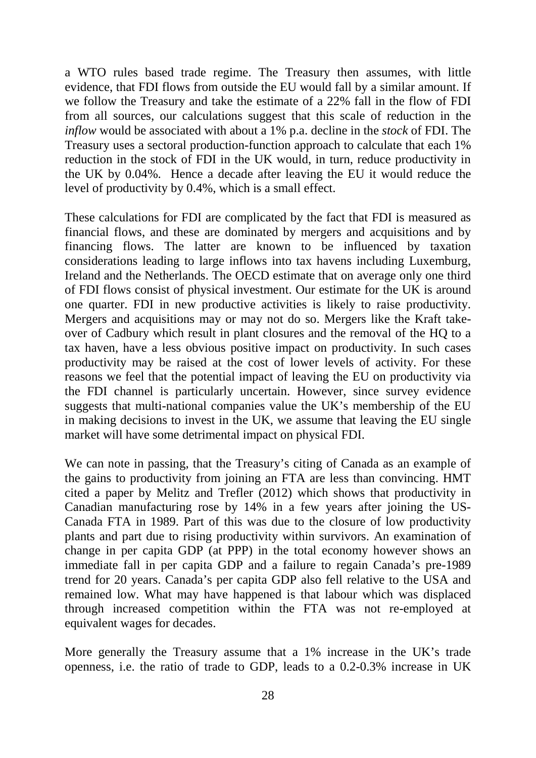a WTO rules based trade regime. The Treasury then assumes, with little evidence, that FDI flows from outside the EU would fall by a similar amount. If we follow the Treasury and take the estimate of a 22% fall in the flow of FDI from all sources, our calculations suggest that this scale of reduction in the *inflow* would be associated with about a 1% p.a. decline in the *stock* of FDI. The Treasury uses a sectoral production-function approach to calculate that each 1% reduction in the stock of FDI in the UK would, in turn, reduce productivity in the UK by 0.04%. Hence a decade after leaving the EU it would reduce the level of productivity by 0.4%, which is a small effect.

These calculations for FDI are complicated by the fact that FDI is measured as financial flows, and these are dominated by mergers and acquisitions and by financing flows. The latter are known to be influenced by taxation considerations leading to large inflows into tax havens including Luxemburg, Ireland and the Netherlands. The OECD estimate that on average only one third of FDI flows consist of physical investment. Our estimate for the UK is around one quarter. FDI in new productive activities is likely to raise productivity. Mergers and acquisitions may or may not do so. Mergers like the Kraft take-over of Cadbury which result in plant closures and the removal of the HQ to a tax haven, have a less obvious positive impact on productivity. In such cases productivity may be raised at the cost of lower levels of activity. For these reasons we feel that the potential impact of leaving the EU on productivity via the FDI channel is particularly uncertain. However, since survey evidence suggests that multi-national companies value the UK's membership of the EU in making decisions to invest in the UK, we assume that leaving the EU single market will have some detrimental impact on physical FDI.

We can note in passing, that the Treasury's citing of Canada as an example of the gains to productivity from joining an FTA are less than convincing. HMT cited a paper by Melitz and Trefler (2012) which shows that productivity in Canadian manufacturing rose by 14% in a few years after joining the US-Canada FTA in 1989. Part of this was due to the closure of low productivity plants and part due to rising productivity within survivors. An examination of change in per capita GDP (at PPP) in the total economy however shows an immediate fall in per capita GDP and a failure to regain Canada's pre-1989 trend for 20 years. Canada's per capita GDP also fell relative to the USA and remained low. What may have happened is that labour which was displaced through increased competition within the FTA was not re-employed at equivalent wages for decades.

More generally the Treasury assume that a 1% increase in the UK's trade openness, i.e. the ratio of trade to GDP, leads to a 0.2-0.3% increase in UK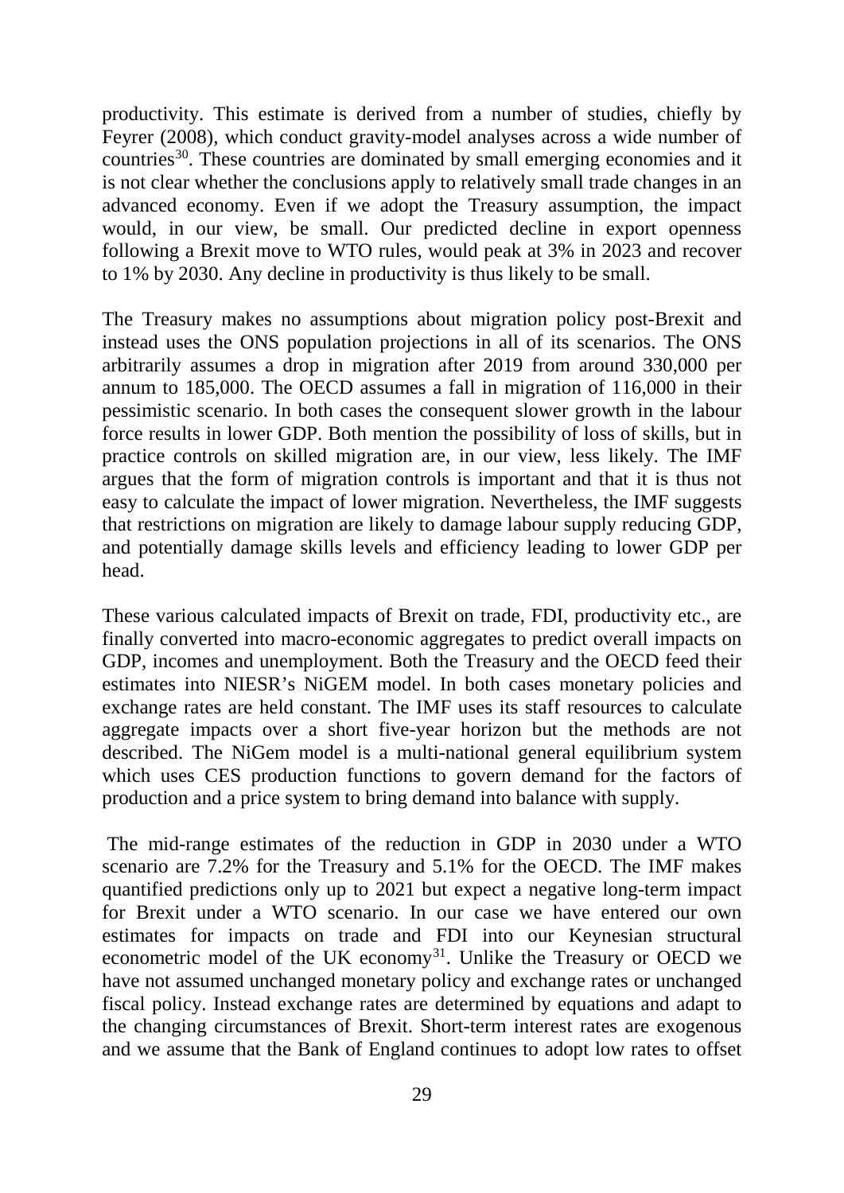productivity. This estimate is derived from a number of studies, chiefly by Feyrer (2008), which conduct gravity-model analyses across a wide number of countries[30]. These countries are dominated by small emerging economies and it is not clear whether the conclusions apply to relatively small trade changes in an advanced economy. Even if we adopt the Treasury assumption, the impact would, in our view, be small. Our predicted decline in export openness following a Brexit move to WTO rules, would peak at 3% in 2023 and recover to 1% by 2030. Any decline in productivity is thus likely to be small.

The Treasury makes no assumptions about migration policy post-Brexit and instead uses the ONS population projections in all of its scenarios. The ONS arbitrarily assumes a drop in migration after 2019 from around 330,000 per annum to 185,000. The OECD assumes a fall in migration of 116,000 in their pessimistic scenario. In both cases the consequent slower growth in the labour force results in lower GDP. Both mention the possibility of loss of skills, but in practice controls on skilled migration are, in our view, less likely. The IMF argues that the form of migration controls is important and that it is thus not easy to calculate the impact of lower migration. Nevertheless, the IMF suggests that restrictions on migration are likely to damage labour supply reducing GDP, and potentially damage skills levels and efficiency leading to lower GDP per head.

These various calculated impacts of Brexit on trade, FDI, productivity etc., are finally converted into macro-economic aggregates to predict overall impacts on GDP, incomes and unemployment. Both the Treasury and the OECD feed their estimates into NIESR's NiGEM model. In both cases monetary policies and exchange rates are held constant. The IMF uses its staff resources to calculate aggregate impacts over a short five-year horizon but the methods are not described. The NiGem model is a multi-national general equilibrium system which uses CES production functions to govern demand for the factors of production and a price system to bring demand into balance with supply.

The mid-range estimates of the reduction in GDP in 2030 under a WTO scenario are 7.2% for the Treasury and 5.1% for the OECD. The IMF makes quantified predictions only up to 2021 but expect a negative long-term impact for Brexit under a WTO scenario. In our case we have entered our own estimates for impacts on trade and FDI into our Keynesian structural econometric model of the UK economy[31]. Unlike the Treasury or OECD we have not assumed unchanged monetary policy and exchange rates or unchanged fiscal policy. Instead exchange rates are determined by equations and adapt to the changing circumstances of Brexit. Short-term interest rates are exogenous and we assume that the Bank of England continues to adopt low rates to offset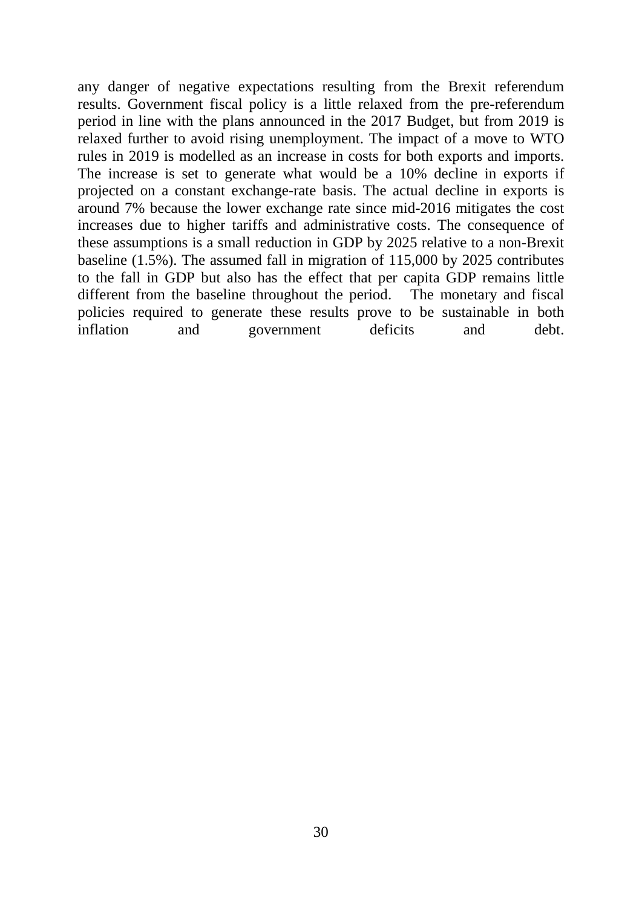any danger of negative expectations resulting from the Brexit referendum results. Government fiscal policy is a little relaxed from the pre-referendum period in line with the plans announced in the 2017 Budget, but from 2019 is relaxed further to avoid rising unemployment. The impact of a move to WTO rules in 2019 is modelled as an increase in costs for both exports and imports. The increase is set to generate what would be a 10% decline in exports if projected on a constant exchange-rate basis. The actual decline in exports is around 7% because the lower exchange rate since mid-2016 mitigates the cost increases due to higher tariffs and administrative costs. The consequence of these assumptions is a small reduction in GDP by 2025 relative to a non-Brexit baseline (1.5%). The assumed fall in migration of 115,000 by 2025 contributes to the fall in GDP but also has the effect that per capita GDP remains little different from the baseline throughout the period. The monetary and fiscal policies required to generate these results prove to be sustainable in both inflation and government deficits and debt.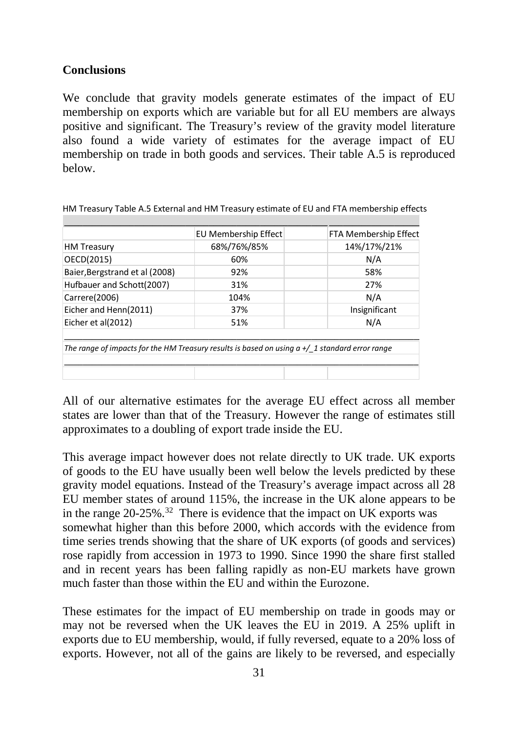## Conclusions

We conclude that gravity models generate estimates of the impact of EU membership on exports which are variable but for all EU members are always positive and significant. The Treasury's review of the gravity model literature also found a wide variety of estimates for the average impact of EU membership on trade in both goods and services. Their table A.5 is reproduced below.

HM Treasury Table A.5 External and HM Treasury estimate of EU and FTA membership effects

| | EU Membership Effect | | FTA Membership Effect |
|---|---|---|---|
| HM Treasury | 68%/76%/85% | | 14%/17%/21% |
| OECD(2015) | 60% | | N/A |
| Baier,Bergstrand et al (2008) | 92% | | 58% |
| Hufbauer and Schott(2007) | 31% | | 27% |
| Carrere(2006) | 104% | | N/A |
| Eicher and Henn(2011) | 37% | | Insignificant |
| Eicher et al(2012) | 51% | | N/A |

*The range of impacts for the HM Treasury results is based on using a +/_1 standard error range*

All of our alternative estimates for the average EU effect across all member states are lower than that of the Treasury. However the range of estimates still approximates to a doubling of export trade inside the EU.

This average impact however does not relate directly to UK trade. UK exports of goods to the EU have usually been well below the levels predicted by these gravity model equations. Instead of the Treasury's average impact across all 28 EU member states of around 115%, the increase in the UK alone appears to be in the range 20-25%.[32] There is evidence that the impact on UK exports was somewhat higher than this before 2000, which accords with the evidence from time series trends showing that the share of UK exports (of goods and services) rose rapidly from accession in 1973 to 1990. Since 1990 the share first stalled and in recent years has been falling rapidly as non-EU markets have grown much faster than those within the EU and within the Eurozone.

These estimates for the impact of EU membership on trade in goods may or may not be reversed when the UK leaves the EU in 2019. A 25% uplift in exports due to EU membership, would, if fully reversed, equate to a 20% loss of exports. However, not all of the gains are likely to be reversed, and especially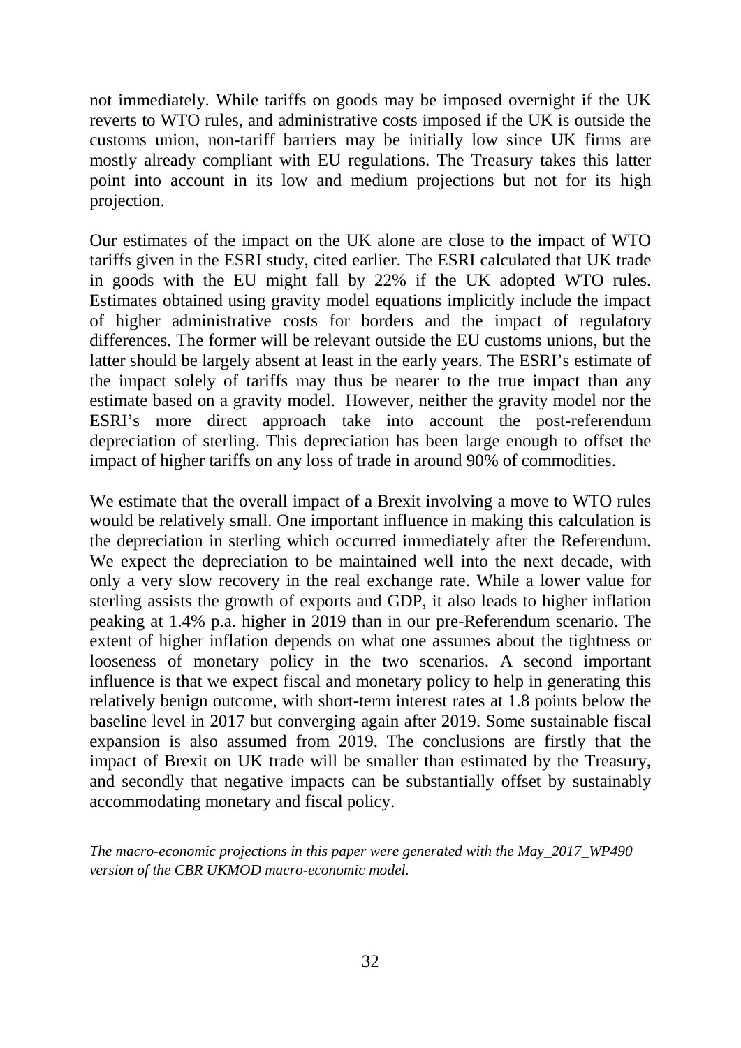not immediately. While tariffs on goods may be imposed overnight if the UK reverts to WTO rules, and administrative costs imposed if the UK is outside the customs union, non-tariff barriers may be initially low since UK firms are mostly already compliant with EU regulations. The Treasury takes this latter point into account in its low and medium projections but not for its high projection.

Our estimates of the impact on the UK alone are close to the impact of WTO tariffs given in the ESRI study, cited earlier. The ESRI calculated that UK trade in goods with the EU might fall by 22% if the UK adopted WTO rules. Estimates obtained using gravity model equations implicitly include the impact of higher administrative costs for borders and the impact of regulatory differences. The former will be relevant outside the EU customs unions, but the latter should be largely absent at least in the early years. The ESRI's estimate of the impact solely of tariffs may thus be nearer to the true impact than any estimate based on a gravity model. However, neither the gravity model nor the ESRI's more direct approach take into account the post-referendum depreciation of sterling. This depreciation has been large enough to offset the impact of higher tariffs on any loss of trade in around 90% of commodities.

We estimate that the overall impact of a Brexit involving a move to WTO rules would be relatively small. One important influence in making this calculation is the depreciation in sterling which occurred immediately after the Referendum. We expect the depreciation to be maintained well into the next decade, with only a very slow recovery in the real exchange rate. While a lower value for sterling assists the growth of exports and GDP, it also leads to higher inflation peaking at 1.4% p.a. higher in 2019 than in our pre-Referendum scenario. The extent of higher inflation depends on what one assumes about the tightness or looseness of monetary policy in the two scenarios. A second important influence is that we expect fiscal and monetary policy to help in generating this relatively benign outcome, with short-term interest rates at 1.8 points below the baseline level in 2017 but converging again after 2019. Some sustainable fiscal expansion is also assumed from 2019. The conclusions are firstly that the impact of Brexit on UK trade will be smaller than estimated by the Treasury, and secondly that negative impacts can be substantially offset by sustainably accommodating monetary and fiscal policy.

*The macro-economic projections in this paper were generated with the May_2017_WP490 version of the CBR UKMOD macro-economic model.*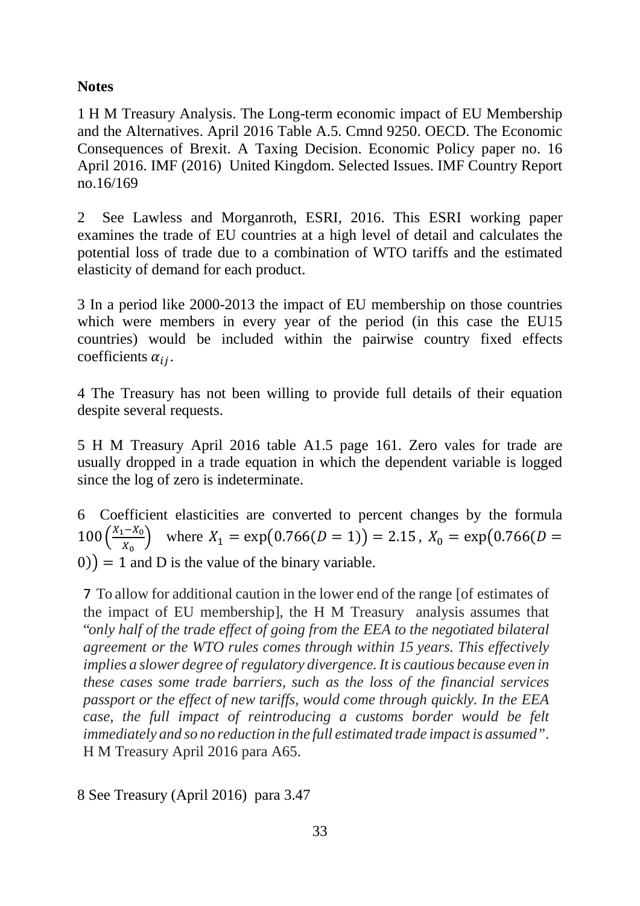**Notes**

1 H M Treasury Analysis. The Long-term economic impact of EU Membership and the Alternatives. April 2016 Table A.5. Cmnd 9250. OECD. The Economic Consequences of Brexit. A Taxing Decision. Economic Policy paper no. 16 April 2016. IMF (2016) United Kingdom. Selected Issues. IMF Country Report no.16/169

2 See Lawless and Morganroth, ESRI, 2016. This ESRI working paper examines the trade of EU countries at a high level of detail and calculates the potential loss of trade due to a combination of WTO tariffs and the estimated elasticity of demand for each product.

3 In a period like 2000-2013 the impact of EU membership on those countries which were members in every year of the period (in this case the EU15 countries) would be included within the pairwise country fixed effects coefficients $\alpha_{ij}$.

4 The Treasury has not been willing to provide full details of their equation despite several requests.

5 H M Treasury April 2016 table A1.5 page 161. Zero vales for trade are usually dropped in a trade equation in which the dependent variable is logged since the log of zero is indeterminate.

6 Coefficient elasticities are converted to percent changes by the formula $100\left(\frac{X_1-X_0}{X_0}\right)$ where $X_1 = \exp\big(0.766(D=1)\big) = 2.15$, $X_0 = \exp\big(0.766(D=0)\big) = 1$ and D is the value of the binary variable.

7 To allow for additional caution in the lower end of the range [of estimates of the impact of EU membership], the H M Treasury analysis assumes that "*only half of the trade effect of going from the EEA to the negotiated bilateral agreement or the WTO rules comes through within 15 years. This effectively implies a slower degree of regulatory divergence. It is cautious because even in these cases some trade barriers, such as the loss of the financial services passport or the effect of new tariffs, would come through quickly. In the EEA case, the full impact of reintroducing a customs border would be felt immediately and so no reduction in the full estimated trade impact is assumed*". H M Treasury April 2016 para A65.

8 See Treasury (April 2016) para 3.47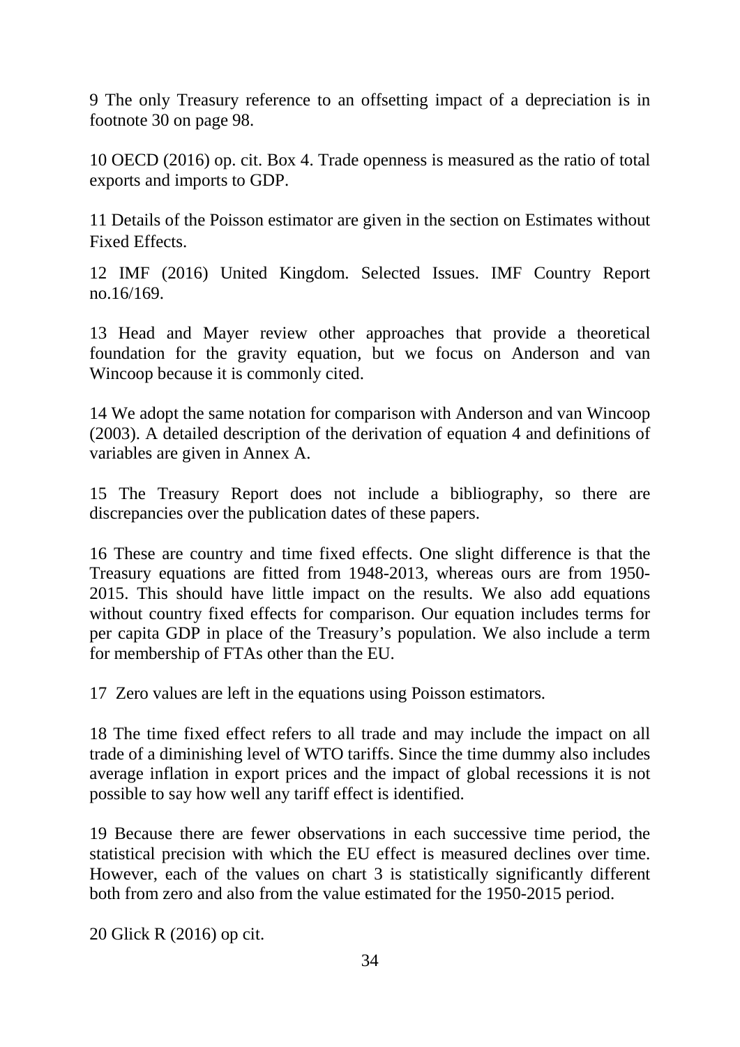9 The only Treasury reference to an offsetting impact of a depreciation is in footnote 30 on page 98.

10 OECD (2016) op. cit. Box 4. Trade openness is measured as the ratio of total exports and imports to GDP.

11 Details of the Poisson estimator are given in the section on Estimates without Fixed Effects.

12 IMF (2016) United Kingdom. Selected Issues. IMF Country Report no.16/169.

13 Head and Mayer review other approaches that provide a theoretical foundation for the gravity equation, but we focus on Anderson and van Wincoop because it is commonly cited.

14 We adopt the same notation for comparison with Anderson and van Wincoop (2003). A detailed description of the derivation of equation 4 and definitions of variables are given in Annex A.

15 The Treasury Report does not include a bibliography, so there are discrepancies over the publication dates of these papers.

16 These are country and time fixed effects. One slight difference is that the Treasury equations are fitted from 1948-2013, whereas ours are from 1950-2015. This should have little impact on the results. We also add equations without country fixed effects for comparison. Our equation includes terms for per capita GDP in place of the Treasury's population. We also include a term for membership of FTAs other than the EU.

17 Zero values are left in the equations using Poisson estimators.

18 The time fixed effect refers to all trade and may include the impact on all trade of a diminishing level of WTO tariffs. Since the time dummy also includes average inflation in export prices and the impact of global recessions it is not possible to say how well any tariff effect is identified.

19 Because there are fewer observations in each successive time period, the statistical precision with which the EU effect is measured declines over time. However, each of the values on chart 3 is statistically significantly different both from zero and also from the value estimated for the 1950-2015 period.

20 Glick R (2016) op cit.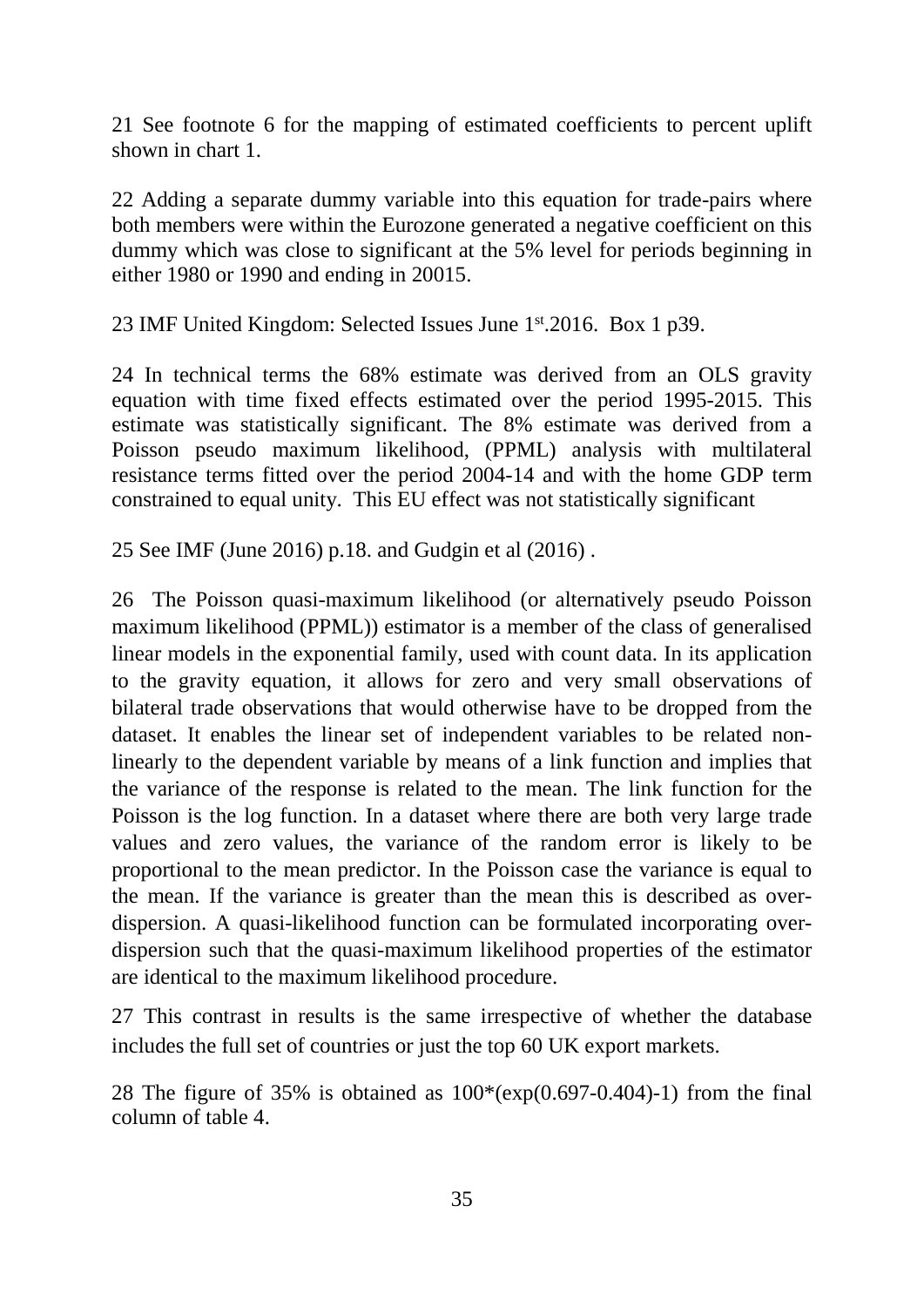21 See footnote 6 for the mapping of estimated coefficients to percent uplift shown in chart 1.

22 Adding a separate dummy variable into this equation for trade-pairs where both members were within the Eurozone generated a negative coefficient on this dummy which was close to significant at the 5% level for periods beginning in either 1980 or 1990 and ending in 20015.

23 IMF United Kingdom: Selected Issues June 1st.2016. Box 1 p39.

24 In technical terms the 68% estimate was derived from an OLS gravity equation with time fixed effects estimated over the period 1995-2015. This estimate was statistically significant. The 8% estimate was derived from a Poisson pseudo maximum likelihood, (PPML) analysis with multilateral resistance terms fitted over the period 2004-14 and with the home GDP term constrained to equal unity. This EU effect was not statistically significant

25 See IMF (June 2016) p.18. and Gudgin et al (2016) .

26 The Poisson quasi-maximum likelihood (or alternatively pseudo Poisson maximum likelihood (PPML)) estimator is a member of the class of generalised linear models in the exponential family, used with count data. In its application to the gravity equation, it allows for zero and very small observations of bilateral trade observations that would otherwise have to be dropped from the dataset. It enables the linear set of independent variables to be related non-linearly to the dependent variable by means of a link function and implies that the variance of the response is related to the mean. The link function for the Poisson is the log function. In a dataset where there are both very large trade values and zero values, the variance of the random error is likely to be proportional to the mean predictor. In the Poisson case the variance is equal to the mean. If the variance is greater than the mean this is described as over-dispersion. A quasi-likelihood function can be formulated incorporating over-dispersion such that the quasi-maximum likelihood properties of the estimator are identical to the maximum likelihood procedure.

27 This contrast in results is the same irrespective of whether the database includes the full set of countries or just the top 60 UK export markets.

28 The figure of 35% is obtained as 100*(exp(0.697-0.404)-1) from the final column of table 4.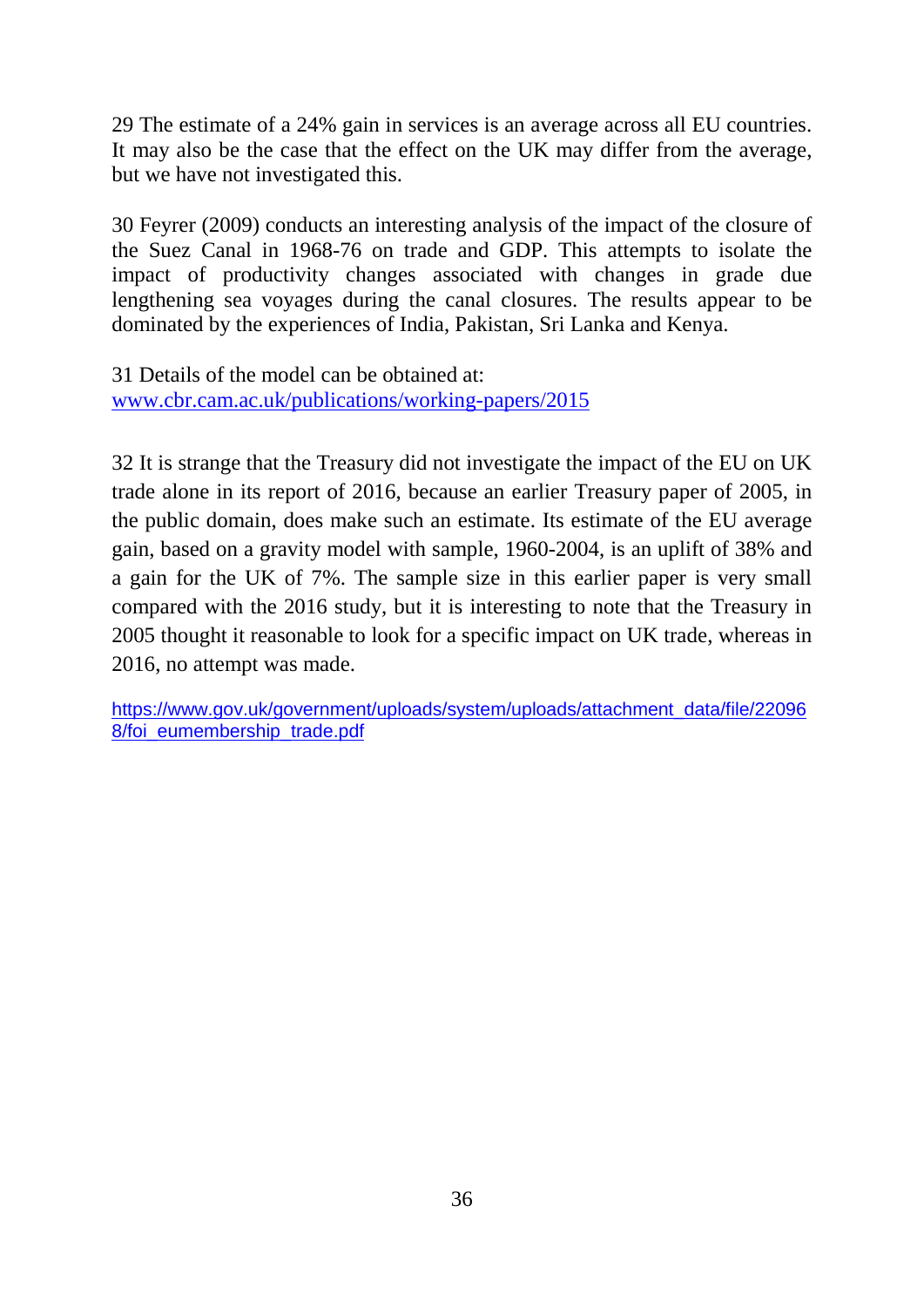29 The estimate of a 24% gain in services is an average across all EU countries. It may also be the case that the effect on the UK may differ from the average, but we have not investigated this.

30 Feyrer (2009) conducts an interesting analysis of the impact of the closure of the Suez Canal in 1968-76 on trade and GDP. This attempts to isolate the impact of productivity changes associated with changes in grade due lengthening sea voyages during the canal closures. The results appear to be dominated by the experiences of India, Pakistan, Sri Lanka and Kenya.

31 Details of the model can be obtained at:
www.cbr.cam.ac.uk/publications/working-papers/2015

32 It is strange that the Treasury did not investigate the impact of the EU on UK trade alone in its report of 2016, because an earlier Treasury paper of 2005, in the public domain, does make such an estimate. Its estimate of the EU average gain, based on a gravity model with sample, 1960-2004, is an uplift of 38% and a gain for the UK of 7%. The sample size in this earlier paper is very small compared with the 2016 study, but it is interesting to note that the Treasury in 2005 thought it reasonable to look for a specific impact on UK trade, whereas in 2016, no attempt was made.

https://www.gov.uk/government/uploads/system/uploads/attachment_data/file/220968/foi_eumembership_trade.pdf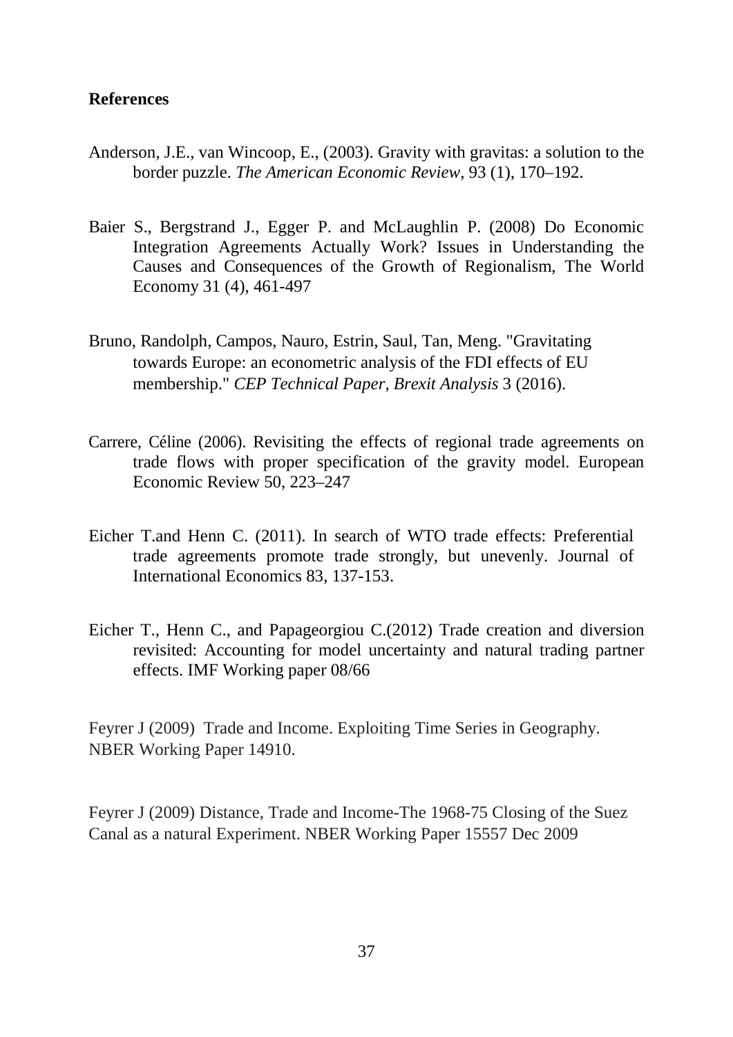## References

Anderson, J.E., van Wincoop, E., (2003). Gravity with gravitas: a solution to the border puzzle. *The American Economic Review*, 93 (1), 170–192.

Baier S., Bergstrand J., Egger P. and McLaughlin P. (2008) Do Economic Integration Agreements Actually Work? Issues in Understanding the Causes and Consequences of the Growth of Regionalism, The World Economy 31 (4), 461-497

Bruno, Randolph, Campos, Nauro, Estrin, Saul, Tan, Meng. "Gravitating towards Europe: an econometric analysis of the FDI effects of EU membership." *CEP Technical Paper, Brexit Analysis* 3 (2016).

Carrere, Céline (2006). Revisiting the effects of regional trade agreements on trade flows with proper specification of the gravity model. European Economic Review 50, 223–247

Eicher T.and Henn C. (2011). In search of WTO trade effects: Preferential trade agreements promote trade strongly, but unevenly. Journal of International Economics 83, 137-153.

Eicher T., Henn C., and Papageorgiou C.(2012) Trade creation and diversion revisited: Accounting for model uncertainty and natural trading partner effects. IMF Working paper 08/66

Feyrer J (2009) Trade and Income. Exploiting Time Series in Geography. NBER Working Paper 14910.

Feyrer J (2009) Distance, Trade and Income-The 1968-75 Closing of the Suez Canal as a natural Experiment. NBER Working Paper 15557 Dec 2009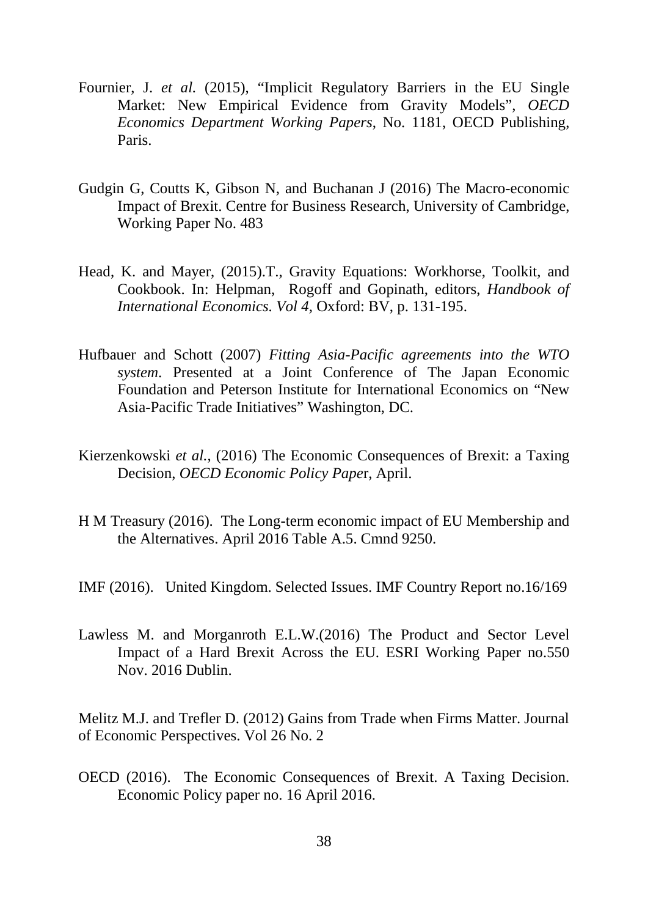Fournier, J. *et al.* (2015), “Implicit Regulatory Barriers in the EU Single Market: New Empirical Evidence from Gravity Models”, *OECD Economics Department Working Papers*, No. 1181, OECD Publishing, Paris.

Gudgin G, Coutts K, Gibson N, and Buchanan J (2016) The Macro-economic Impact of Brexit. Centre for Business Research, University of Cambridge, Working Paper No. 483

Head, K. and Mayer, (2015).T., Gravity Equations: Workhorse, Toolkit, and Cookbook. In: Helpman, Rogoff and Gopinath, editors, *Handbook of International Economics. Vol 4,* Oxford: BV, p. 131-195.

Hufbauer and Schott (2007) *Fitting Asia-Pacific agreements into the WTO system*. Presented at a Joint Conference of The Japan Economic Foundation and Peterson Institute for International Economics on “New Asia-Pacific Trade Initiatives” Washington, DC.

Kierzenkowski *et al.*, (2016) The Economic Consequences of Brexit: a Taxing Decision, *OECD Economic Policy Pape*r, April.

H M Treasury (2016). The Long-term economic impact of EU Membership and the Alternatives. April 2016 Table A.5. Cmnd 9250.

IMF (2016). United Kingdom. Selected Issues. IMF Country Report no.16/169

Lawless M. and Morganroth E.L.W.(2016) The Product and Sector Level Impact of a Hard Brexit Across the EU. ESRI Working Paper no.550 Nov. 2016 Dublin.

Melitz M.J. and Trefler D. (2012) Gains from Trade when Firms Matter. Journal of Economic Perspectives. Vol 26 No. 2

OECD (2016). The Economic Consequences of Brexit. A Taxing Decision. Economic Policy paper no. 16 April 2016.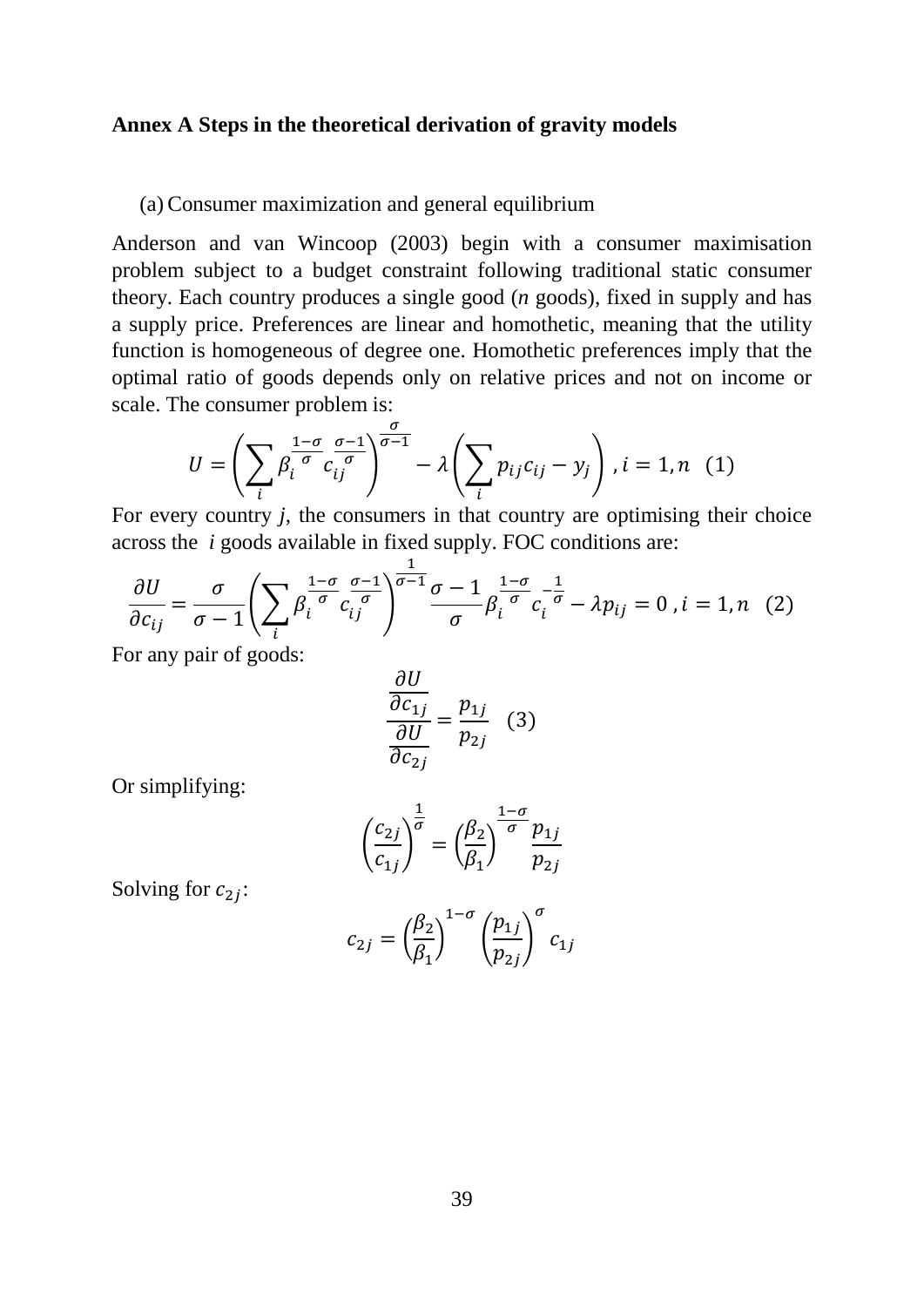**Annex A Steps in the theoretical derivation of gravity models**

(a) Consumer maximization and general equilibrium

Anderson and van Wincoop (2003) begin with a consumer maximisation problem subject to a budget constraint following traditional static consumer theory. Each country produces a single good (*n* goods), fixed in supply and has a supply price. Preferences are linear and homothetic, meaning that the utility function is homogeneous of degree one. Homothetic preferences imply that the optimal ratio of goods depends only on relative prices and not on income or scale. The consumer problem is:

$$U = \left( \sum_i \beta_i^{\frac{1-\sigma}{\sigma}} c_{ij}^{\frac{\sigma-1}{\sigma}} \right)^{\frac{\sigma}{\sigma-1}} - \lambda \left( \sum_i p_{ij} c_{ij} - y_j \right), i = 1, n \quad (1)$$

For every country *j*, the consumers in that country are optimising their choice across the *i* goods available in fixed supply. FOC conditions are:

$$\frac{\partial U}{\partial c_{ij}} = \frac{\sigma}{\sigma - 1} \left( \sum_i \beta_i^{\frac{1-\sigma}{\sigma}} c_{ij}^{\frac{\sigma-1}{\sigma}} \right)^{\frac{1}{\sigma-1}} \frac{\sigma - 1}{\sigma} \beta_i^{\frac{1-\sigma}{\sigma}} c_i^{-\frac{1}{\sigma}} - \lambda p_{ij} = 0, i = 1, n \quad (2)$$

For any pair of goods:

$$\frac{\frac{\partial U}{\partial c_{1j}}}{\frac{\partial U}{\partial c_{2j}}} = \frac{p_{1j}}{p_{2j}} \quad (3)$$

Or simplifying:

$$\left( \frac{c_{2j}}{c_{1j}} \right)^{\frac{1}{\sigma}} = \left( \frac{\beta_2}{\beta_1} \right)^{\frac{1-\sigma}{\sigma}} \frac{p_{1j}}{p_{2j}}$$

Solving for $c_{2j}$:

$$c_{2j} = \left( \frac{\beta_2}{\beta_1} \right)^{1-\sigma} \left( \frac{p_{1j}}{p_{2j}} \right)^{\sigma} c_{1j}$$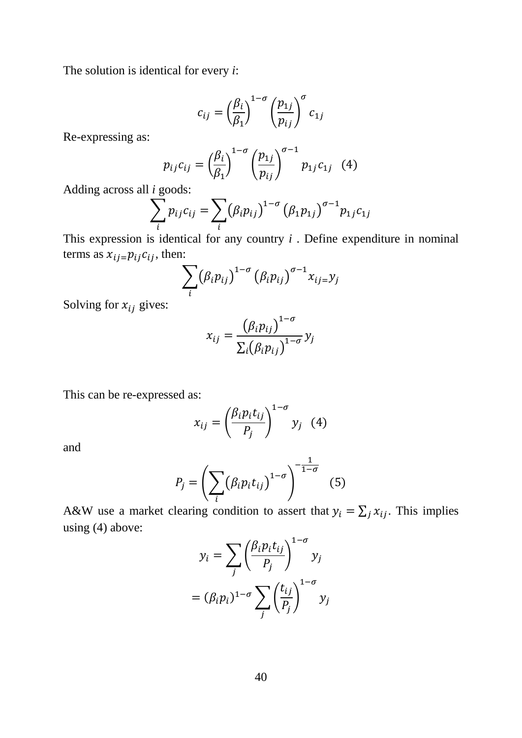The solution is identical for every *i*:

$$c_{ij} = \left(\frac{\beta_i}{\beta_1}\right)^{1-\sigma}\left(\frac{p_{1j}}{p_{ij}}\right)^{\sigma} c_{1j}$$

Re-expressing as:

$$p_{ij}c_{ij} = \left(\frac{\beta_i}{\beta_1}\right)^{1-\sigma}\left(\frac{p_{1j}}{p_{ij}}\right)^{\sigma-1} p_{1j}c_{1j} \quad (4)$$

Adding across all *i* goods:

$$\sum_i p_{ij}c_{ij} = \sum_i \left(\beta_i p_{ij}\right)^{1-\sigma}\left(\beta_1 p_{1j}\right)^{\sigma-1} p_{1j}c_{1j}$$

This expression is identical for any country *i* . Define expenditure in nominal terms as $x_{ij=}p_{ij}c_{ij}$, then:

$$\sum_i \left(\beta_i p_{ij}\right)^{1-\sigma}\left(\beta_i p_{ij}\right)^{\sigma-1} x_{ij=}y_j$$

Solving for $x_{ij}$ gives:

$$x_{ij} = \frac{\left(\beta_i p_{ij}\right)^{1-\sigma}}{\sum_i \left(\beta_i p_{ij}\right)^{1-\sigma}} y_j$$

This can be re-expressed as:

$$x_{ij} = \left(\frac{\beta_i p_i t_{ij}}{P_j}\right)^{1-\sigma} y_j \quad (4)$$

and

$$P_j = \left(\sum_i \left(\beta_i p_i t_{ij}\right)^{1-\sigma}\right)^{-\frac{1}{1-\sigma}} \quad (5)$$

A&W use a market clearing condition to assert that $y_i = \sum_j x_{ij}$. This implies using (4) above:

$$y_i = \sum_j \left(\frac{\beta_i p_i t_{ij}}{P_j}\right)^{1-\sigma} y_j$$

$$= (\beta_i p_i)^{1-\sigma} \sum_j \left(\frac{t_{ij}}{P_j}\right)^{1-\sigma} y_j$$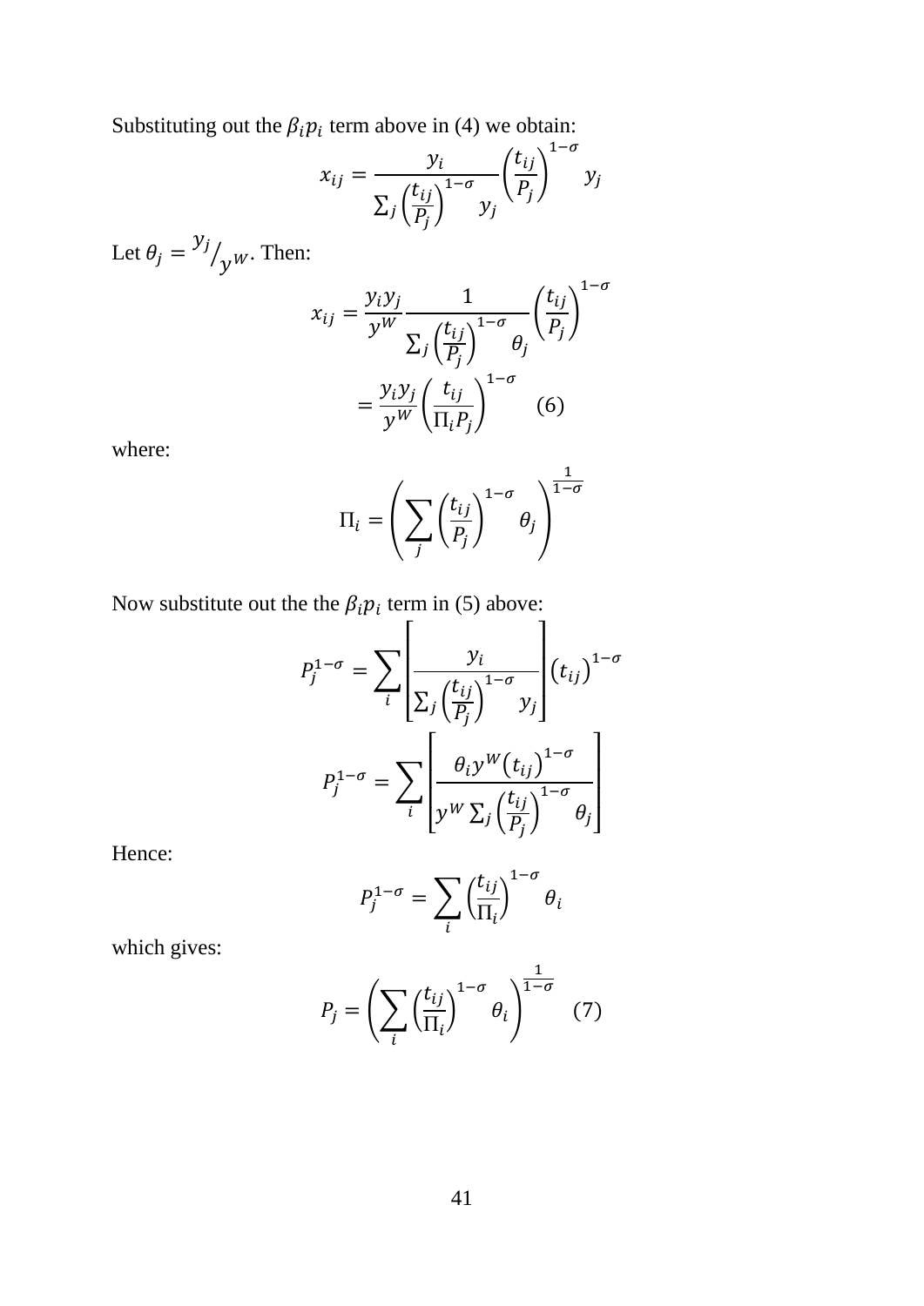Substituting out the $\beta_i p_i$ term above in (4) we obtain:

$$x_{ij} = \frac{y_i}{\sum_j \left(\frac{t_{ij}}{P_j}\right)^{1-\sigma} y_j} \left(\frac{t_{ij}}{P_j}\right)^{1-\sigma} y_j$$

Let $\theta_j = {y_j}/{y^W}$. Then:

$$x_{ij} = \frac{y_i y_j}{y^W} \frac{1}{\sum_j \left(\frac{t_{ij}}{P_j}\right)^{1-\sigma} \theta_j} \left(\frac{t_{ij}}{P_j}\right)^{1-\sigma}$$

$$= \frac{y_i y_j}{y^W} \left(\frac{t_{ij}}{\Pi_i P_j}\right)^{1-\sigma} \quad (6)$$

where:

$$\Pi_i = \left(\sum_j \left(\frac{t_{ij}}{P_j}\right)^{1-\sigma} \theta_j\right)^{\frac{1}{1-\sigma}}$$

Now substitute out the the $\beta_i p_i$ term in (5) above:

$$P_j^{1-\sigma} = \sum_i \left[\frac{y_i}{\sum_j \left(\frac{t_{ij}}{P_j}\right)^{1-\sigma} y_j}\right] \left(t_{ij}\right)^{1-\sigma}$$

$$P_j^{1-\sigma} = \sum_i \left[\frac{\theta_i y^W \left(t_{ij}\right)^{1-\sigma}}{y^W \sum_j \left(\frac{t_{ij}}{P_j}\right)^{1-\sigma} \theta_j}\right]$$

Hence:

$$P_j^{1-\sigma} = \sum_i \left(\frac{t_{ij}}{\Pi_i}\right)^{1-\sigma} \theta_i$$

which gives:

$$P_j = \left(\sum_i \left(\frac{t_{ij}}{\Pi_i}\right)^{1-\sigma} \theta_i\right)^{\frac{1}{1-\sigma}} \quad (7)$$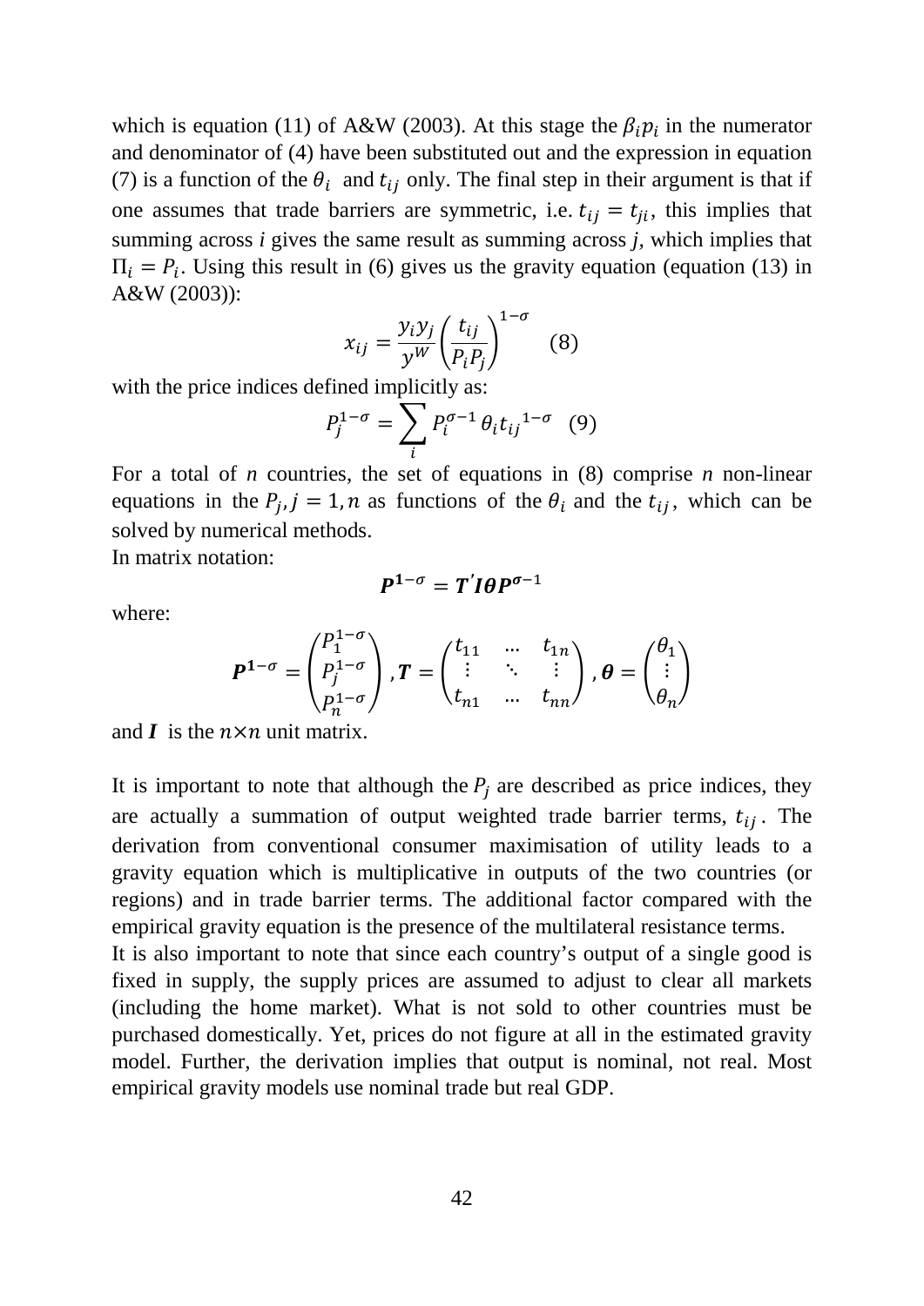which is equation (11) of A&W (2003). At this stage the $\beta_i p_i$ in the numerator and denominator of (4) have been substituted out and the expression in equation (7) is a function of the $\theta_i$ and $t_{ij}$ only. The final step in their argument is that if one assumes that trade barriers are symmetric, i.e. $t_{ij} = t_{ji}$, this implies that summing across *i* gives the same result as summing across *j*, which implies that $\Pi_i = P_i$. Using this result in (6) gives us the gravity equation (equation (13) in A&W (2003)):

$$x_{ij} = \frac{y_i y_j}{y^W} \left( \frac{t_{ij}}{P_i P_j} \right)^{1-\sigma} \quad (8)$$

with the price indices defined implicitly as:

$$P_j^{1-\sigma} = \sum_i P_i^{\sigma-1} \theta_i t_{ij}{}^{1-\sigma} \quad (9)$$

For a total of *n* countries, the set of equations in (8) comprise *n* non-linear equations in the $P_j, j = 1, n$ as functions of the $\theta_i$ and the $t_{ij}$, which can be solved by numerical methods.

In matrix notation:

$$\boldsymbol{P}^{\mathbf{1}-\sigma} = \boldsymbol{T}'\boldsymbol{I}\boldsymbol{\theta}\boldsymbol{P}^{\sigma-1}$$

where:

$$\boldsymbol{P}^{\mathbf{1}-\sigma} = \begin{pmatrix} P_1^{1-\sigma} \\ P_j^{1-\sigma} \\ P_n^{1-\sigma} \end{pmatrix}, \boldsymbol{T} = \begin{pmatrix} t_{11} & \dots & t_{1n} \\ \vdots & \ddots & \vdots \\ t_{n1} & \dots & t_{nn} \end{pmatrix}, \boldsymbol{\theta} = \begin{pmatrix} \theta_1 \\ \vdots \\ \theta_n \end{pmatrix}$$

and $\boldsymbol{I}$ is the $n \times n$ unit matrix.

It is important to note that although the $P_j$ are described as price indices, they are actually a summation of output weighted trade barrier terms, $t_{ij}$. The derivation from conventional consumer maximisation of utility leads to a gravity equation which is multiplicative in outputs of the two countries (or regions) and in trade barrier terms. The additional factor compared with the empirical gravity equation is the presence of the multilateral resistance terms.

It is also important to note that since each country's output of a single good is fixed in supply, the supply prices are assumed to adjust to clear all markets (including the home market). What is not sold to other countries must be purchased domestically. Yet, prices do not figure at all in the estimated gravity model. Further, the derivation implies that output is nominal, not real. Most empirical gravity models use nominal trade but real GDP.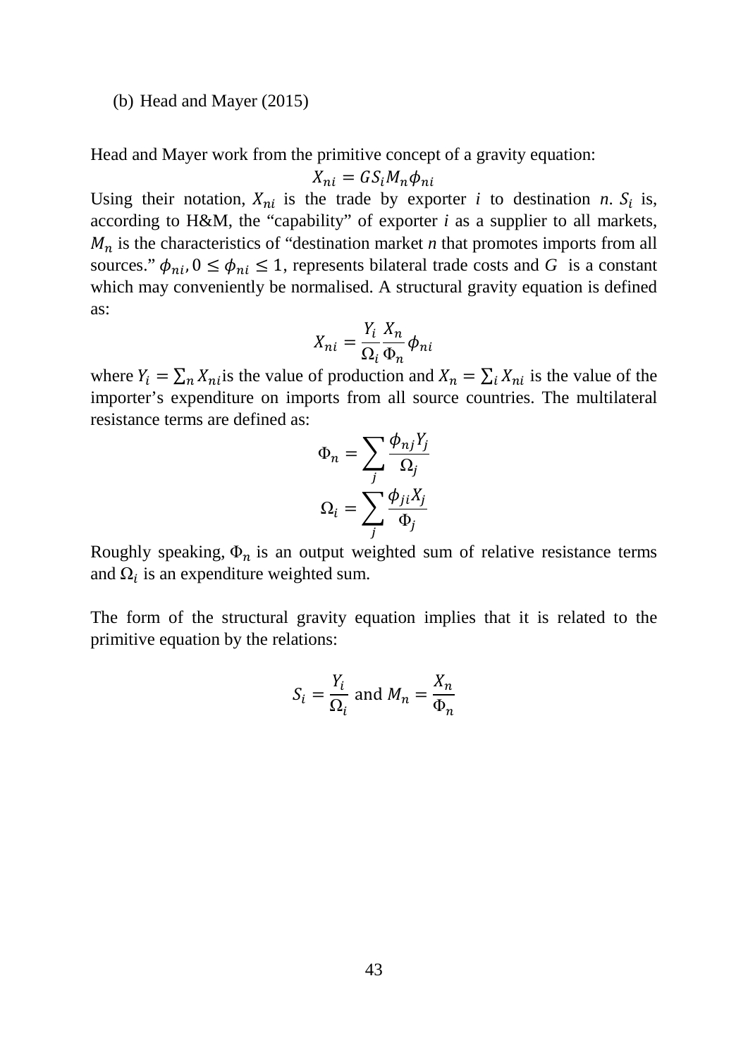(b) Head and Mayer (2015)

Head and Mayer work from the primitive concept of a gravity equation:

$$X_{ni} = GS_i M_n \phi_{ni}$$

Using their notation, $X_{ni}$ is the trade by exporter *i* to destination *n*. $S_i$ is, according to H&M, the "capability" of exporter *i* as a supplier to all markets, $M_n$ is the characteristics of "destination market *n* that promotes imports from all sources." $\phi_{ni}, 0 \leq \phi_{ni} \leq 1$, represents bilateral trade costs and $G$ is a constant which may conveniently be normalised. A structural gravity equation is defined as:

$$X_{ni} = \frac{Y_i}{\Omega_i} \frac{X_n}{\Phi_n} \phi_{ni}$$

where $Y_i = \sum_n X_{ni}$ is the value of production and $X_n = \sum_i X_{ni}$ is the value of the importer's expenditure on imports from all source countries. The multilateral resistance terms are defined as:

$$\Phi_n = \sum_j \frac{\phi_{nj} Y_j}{\Omega_j}$$

$$\Omega_i = \sum_j \frac{\phi_{ji} X_j}{\Phi_j}$$

Roughly speaking, $\Phi_n$ is an output weighted sum of relative resistance terms and $\Omega_i$ is an expenditure weighted sum.

The form of the structural gravity equation implies that it is related to the primitive equation by the relations:

$$S_i = \frac{Y_i}{\Omega_i} \text{ and } M_n = \frac{X_n}{\Phi_n}$$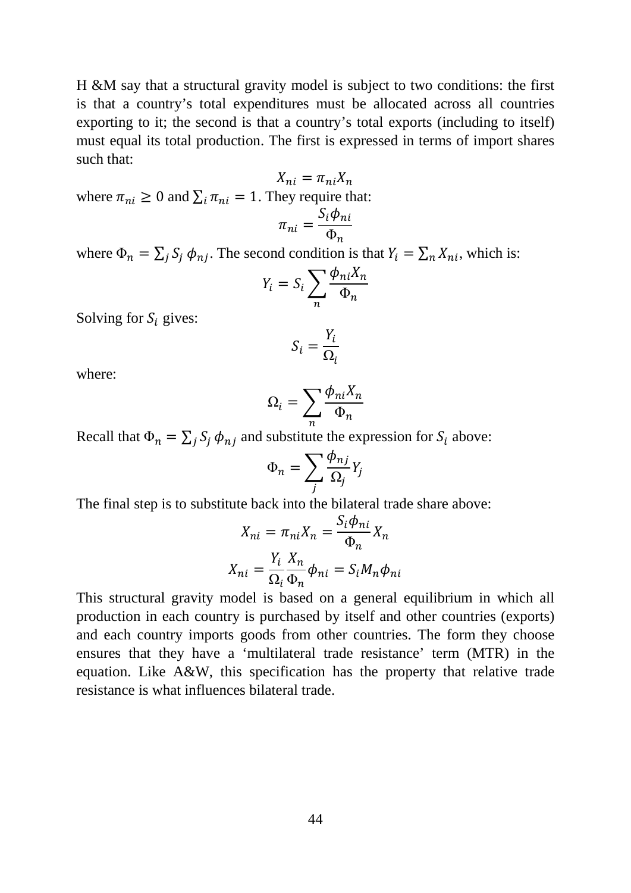H &M say that a structural gravity model is subject to two conditions: the first is that a country's total expenditures must be allocated across all countries exporting to it; the second is that a country's total exports (including to itself) must equal its total production. The first is expressed in terms of import shares such that:

$$X_{ni} = \pi_{ni} X_n$$

where $\pi_{ni} \geq 0$ and $\sum_i \pi_{ni} = 1$. They require that:

$$\pi_{ni} = \frac{S_i \phi_{ni}}{\Phi_n}$$

where $\Phi_n = \sum_j S_j \phi_{nj}$. The second condition is that $Y_i = \sum_n X_{ni}$, which is:

$$Y_i = S_i \sum_n \frac{\phi_{ni} X_n}{\Phi_n}$$

Solving for $S_i$ gives:

$$S_i = \frac{Y_i}{\Omega_i}$$

where:

$$\Omega_i = \sum_n \frac{\phi_{ni} X_n}{\Phi_n}$$

Recall that $\Phi_n = \sum_j S_j \phi_{nj}$ and substitute the expression for $S_i$ above:

$$\Phi_n = \sum_j \frac{\phi_{nj}}{\Omega_j} Y_j$$

The final step is to substitute back into the bilateral trade share above:

$$X_{ni} = \pi_{ni} X_n = \frac{S_i \phi_{ni}}{\Phi_n} X_n$$

$$X_{ni} = \frac{Y_i}{\Omega_i} \frac{X_n}{\Phi_n} \phi_{ni} = S_i M_n \phi_{ni}$$

This structural gravity model is based on a general equilibrium in which all production in each country is purchased by itself and other countries (exports) and each country imports goods from other countries. The form they choose ensures that they have a 'multilateral trade resistance' term (MTR) in the equation. Like A&W, this specification has the property that relative trade resistance is what influences bilateral trade.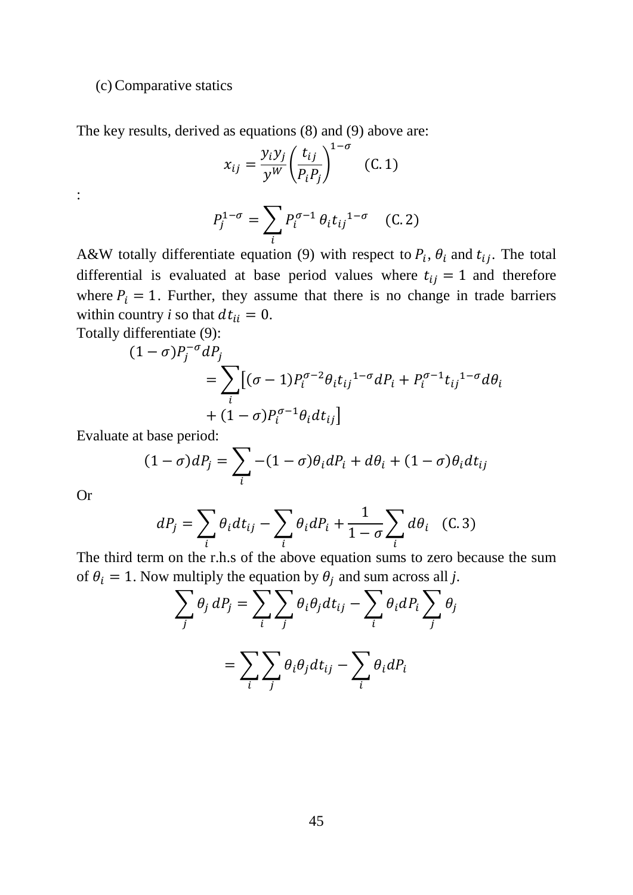(c) Comparative statics

The key results, derived as equations (8) and (9) above are:

$$x_{ij} = \frac{y_i y_j}{y^W}\left(\frac{t_{ij}}{P_i P_j}\right)^{1-\sigma} \quad \text{(C.1)}$$

:

$$P_j^{1-\sigma} = \sum_i P_i^{\sigma-1}\,\theta_i {t_{ij}}^{1-\sigma} \quad \text{(C.2)}$$

A&W totally differentiate equation (9) with respect to $P_i$, $\theta_i$ and $t_{ij}$. The total differential is evaluated at base period values where $t_{ij} = 1$ and therefore where $P_i = 1$. Further, they assume that there is no change in trade barriers within country *i* so that $dt_{ii} = 0$.

Totally differentiate (9):

$$(1-\sigma)P_j^{-\sigma}dP_j = \sum_i \left[(\sigma-1)P_i^{\sigma-2}\theta_i {t_{ij}}^{1-\sigma}dP_i + P_i^{\sigma-1}{t_{ij}}^{1-\sigma}d\theta_i + (1-\sigma)P_i^{\sigma-1}\theta_i dt_{ij}\right]$$

Evaluate at base period:

$$(1-\sigma)dP_j = \sum_i -(1-\sigma)\theta_i dP_i + d\theta_i + (1-\sigma)\theta_i dt_{ij}$$

Or

$$dP_j = \sum_i \theta_i dt_{ij} - \sum_i \theta_i dP_i + \frac{1}{1-\sigma}\sum_i d\theta_i \quad \text{(C.3)}$$

The third term on the r.h.s of the above equation sums to zero because the sum of $\theta_i = 1$. Now multiply the equation by $\theta_j$ and sum across all *j*.

$$\sum_j \theta_j\, dP_j = \sum_i \sum_j \theta_i \theta_j dt_{ij} - \sum_i \theta_i dP_i \sum_j \theta_j$$

$$= \sum_i \sum_j \theta_i \theta_j dt_{ij} - \sum_i \theta_i dP_i$$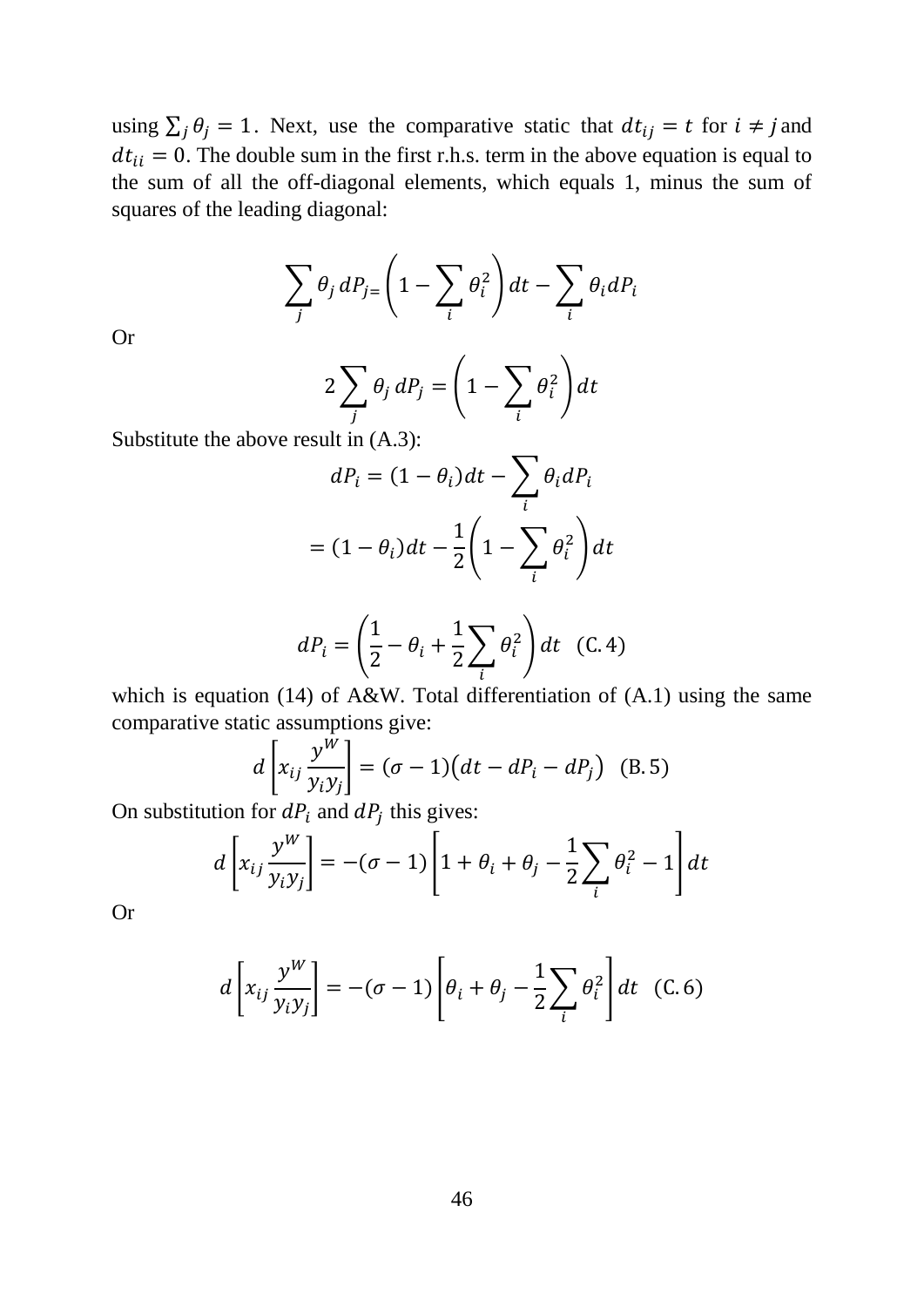using $\sum_j \theta_j = 1$. Next, use the comparative static that $dt_{ij} = t$ for $i \neq j$ and $dt_{ii} = 0$. The double sum in the first r.h.s. term in the above equation is equal to the sum of all the off-diagonal elements, which equals 1, minus the sum of squares of the leading diagonal:

$$\sum_j \theta_j \, dP_j = \left(1 - \sum_i \theta_i^2\right) dt - \sum_i \theta_i dP_i$$

Or

$$2 \sum_j \theta_j \, dP_j = \left(1 - \sum_i \theta_i^2\right) dt$$

Substitute the above result in (A.3):

$$dP_i = (1 - \theta_i) dt - \sum_i \theta_i dP_i$$

$$= (1 - \theta_i) dt - \frac{1}{2}\left(1 - \sum_i \theta_i^2\right) dt$$

$$dP_i = \left(\frac{1}{2} - \theta_i + \frac{1}{2}\sum_i \theta_i^2\right) dt \quad \text{(C.4)}$$

which is equation (14) of A&W. Total differentiation of (A.1) using the same comparative static assumptions give:

$$d\left[x_{ij} \frac{y^W}{y_i y_j}\right] = (\sigma - 1)\left(dt - dP_i - dP_j\right) \quad \text{(B.5)}$$

On substitution for $dP_i$ and $dP_j$ this gives:

$$d\left[x_{ij} \frac{y^W}{y_i y_j}\right] = -(\sigma - 1)\left[1 + \theta_i + \theta_j - \frac{1}{2}\sum_i \theta_i^2 - 1\right] dt$$

Or

$$d\left[x_{ij} \frac{y^W}{y_i y_j}\right] = -(\sigma - 1)\left[\theta_i + \theta_j - \frac{1}{2}\sum_i \theta_i^2\right] dt \quad \text{(C.6)}$$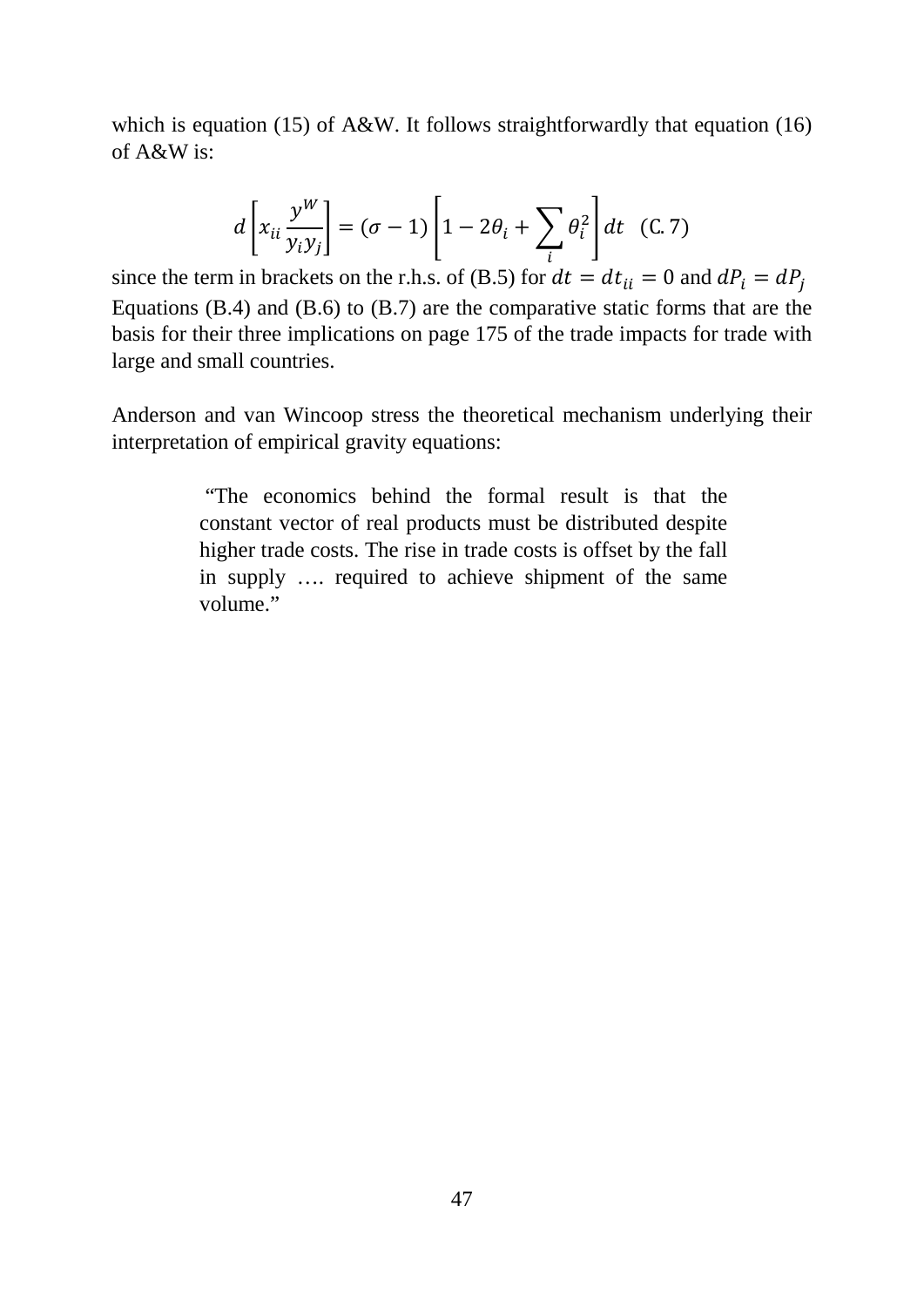which is equation (15) of A&W. It follows straightforwardly that equation (16) of A&W is:

$$d\left[x_{ii}\frac{y^W}{y_i y_j}\right] = (\sigma - 1)\left[1 - 2\theta_i + \sum_i \theta_i^2\right]dt \quad \text{(C. 7)}$$

since the term in brackets on the r.h.s. of (B.5) for $dt = dt_{ii} = 0$ and $dP_i = dP_j$ Equations (B.4) and (B.6) to (B.7) are the comparative static forms that are the basis for their three implications on page 175 of the trade impacts for trade with large and small countries.

Anderson and van Wincoop stress the theoretical mechanism underlying their interpretation of empirical gravity equations:

> "The economics behind the formal result is that the constant vector of real products must be distributed despite higher trade costs. The rise in trade costs is offset by the fall in supply …. required to achieve shipment of the same volume."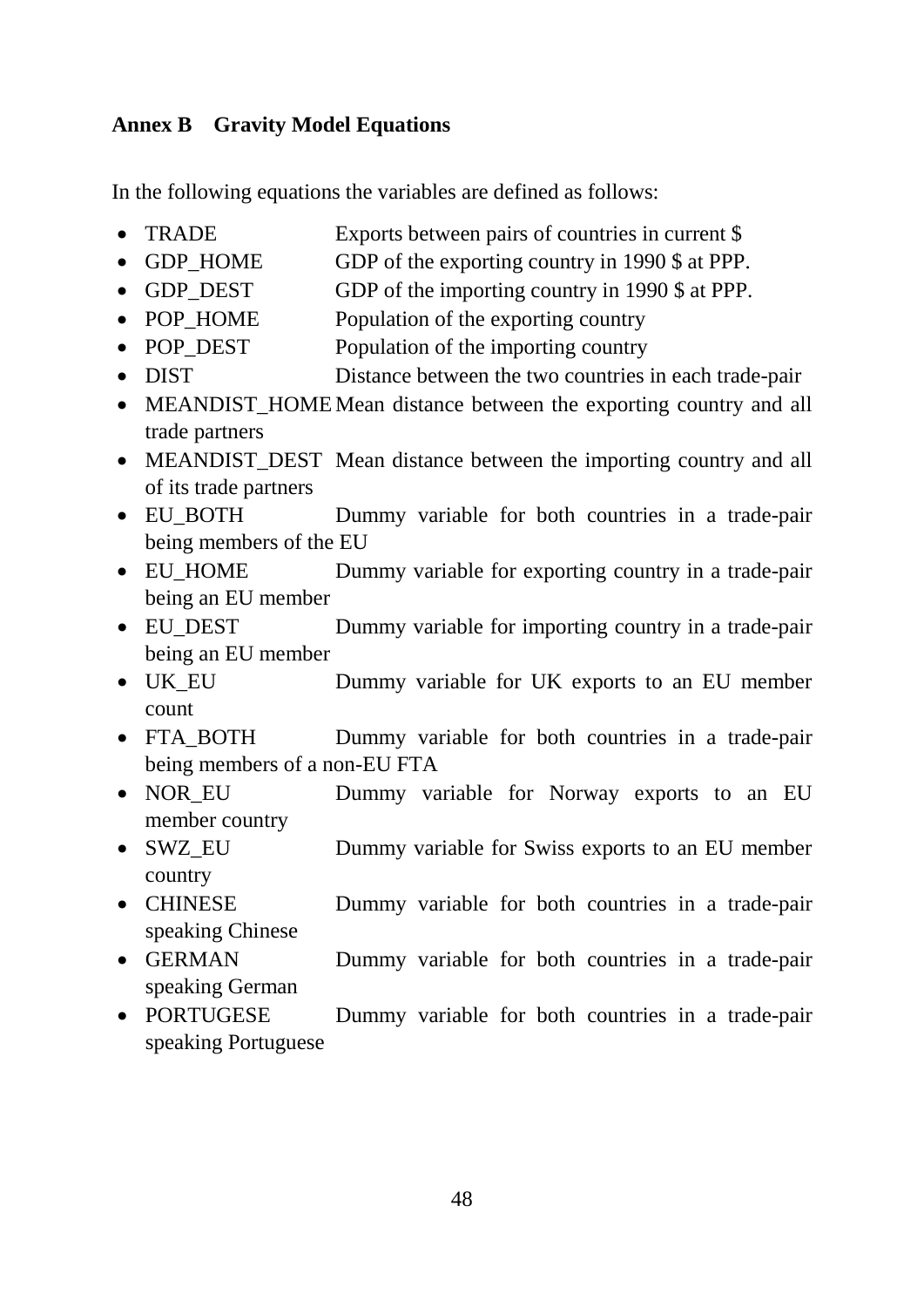### Annex B Gravity Model Equations

In the following equations the variables are defined as follows:

- TRADE Exports between pairs of countries in current $
- GDP_HOME GDP of the exporting country in 1990 $ at PPP.
- GDP_DEST GDP of the importing country in 1990 $ at PPP.
- POP_HOME Population of the exporting country
- POP_DEST Population of the importing country
- DIST Distance between the two countries in each trade-pair
- MEANDIST_HOME Mean distance between the exporting country and all trade partners
- MEANDIST_DEST Mean distance between the importing country and all of its trade partners
- EU_BOTH Dummy variable for both countries in a trade-pair being members of the EU
- EU_HOME Dummy variable for exporting country in a trade-pair being an EU member
- EU_DEST Dummy variable for importing country in a trade-pair being an EU member
- UK_EU Dummy variable for UK exports to an EU member count
- FTA_BOTH Dummy variable for both countries in a trade-pair being members of a non-EU FTA
- NOR_EU Dummy variable for Norway exports to an EU member country
- SWZ_EU Dummy variable for Swiss exports to an EU member country
- CHINESE Dummy variable for both countries in a trade-pair speaking Chinese
- GERMAN Dummy variable for both countries in a trade-pair speaking German
- PORTUGESE Dummy variable for both countries in a trade-pair speaking Portuguese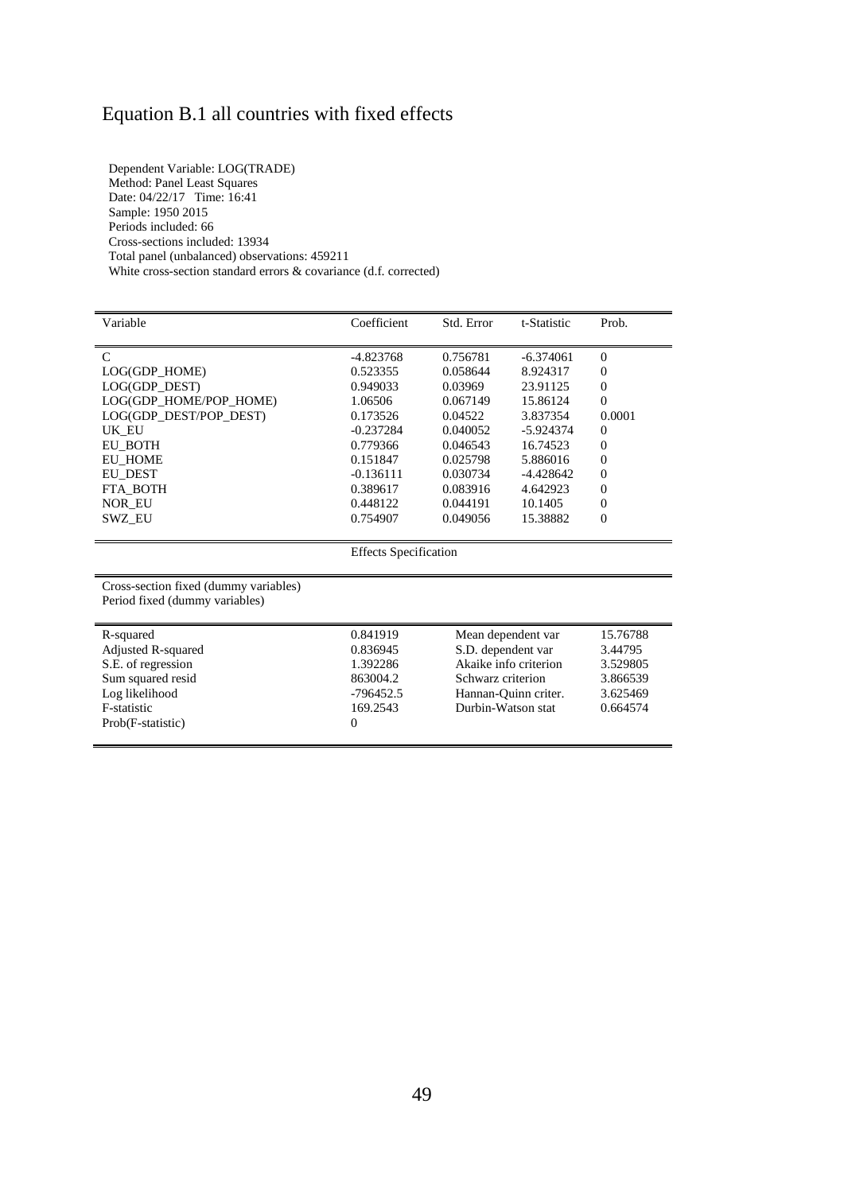# Equation B.1 all countries with fixed effects

Dependent Variable: LOG(TRADE)
Method: Panel Least Squares
Date: 04/22/17 Time: 16:41
Sample: 1950 2015
Periods included: 66
Cross-sections included: 13934
Total panel (unbalanced) observations: 459211
White cross-section standard errors & covariance (d.f. corrected)

| Variable | Coefficient | Std. Error | t-Statistic | Prob. |
|---|---|---|---|---|
| C | -4.823768 | 0.756781 | -6.374061 | 0 |
| LOG(GDP_HOME) | 0.523355 | 0.058644 | 8.924317 | 0 |
| LOG(GDP_DEST) | 0.949033 | 0.03969 | 23.91125 | 0 |
| LOG(GDP_HOME/POP_HOME) | 1.06506 | 0.067149 | 15.86124 | 0 |
| LOG(GDP_DEST/POP_DEST) | 0.173526 | 0.04522 | 3.837354 | 0.0001 |
| UK_EU | -0.237284 | 0.040052 | -5.924374 | 0 |
| EU_BOTH | 0.779366 | 0.046543 | 16.74523 | 0 |
| EU_HOME | 0.151847 | 0.025798 | 5.886016 | 0 |
| EU_DEST | -0.136111 | 0.030734 | -4.428642 | 0 |
| FTA_BOTH | 0.389617 | 0.083916 | 4.642923 | 0 |
| NOR_EU | 0.448122 | 0.044191 | 10.1405 | 0 |
| SWZ_EU | 0.754907 | 0.049056 | 15.38882 | 0 |

Effects Specification

Cross-section fixed (dummy variables)
Period fixed (dummy variables)

| | | | |
|---|---|---|---|
| R-squared | 0.841919 | Mean dependent var | 15.76788 |
| Adjusted R-squared | 0.836945 | S.D. dependent var | 3.44795 |
| S.E. of regression | 1.392286 | Akaike info criterion | 3.529805 |
| Sum squared resid | 863004.2 | Schwarz criterion | 3.866539 |
| Log likelihood | -796452.5 | Hannan-Quinn criter. | 3.625469 |
| F-statistic | 169.2543 | Durbin-Watson stat | 0.664574 |
| Prob(F-statistic) | 0 | | |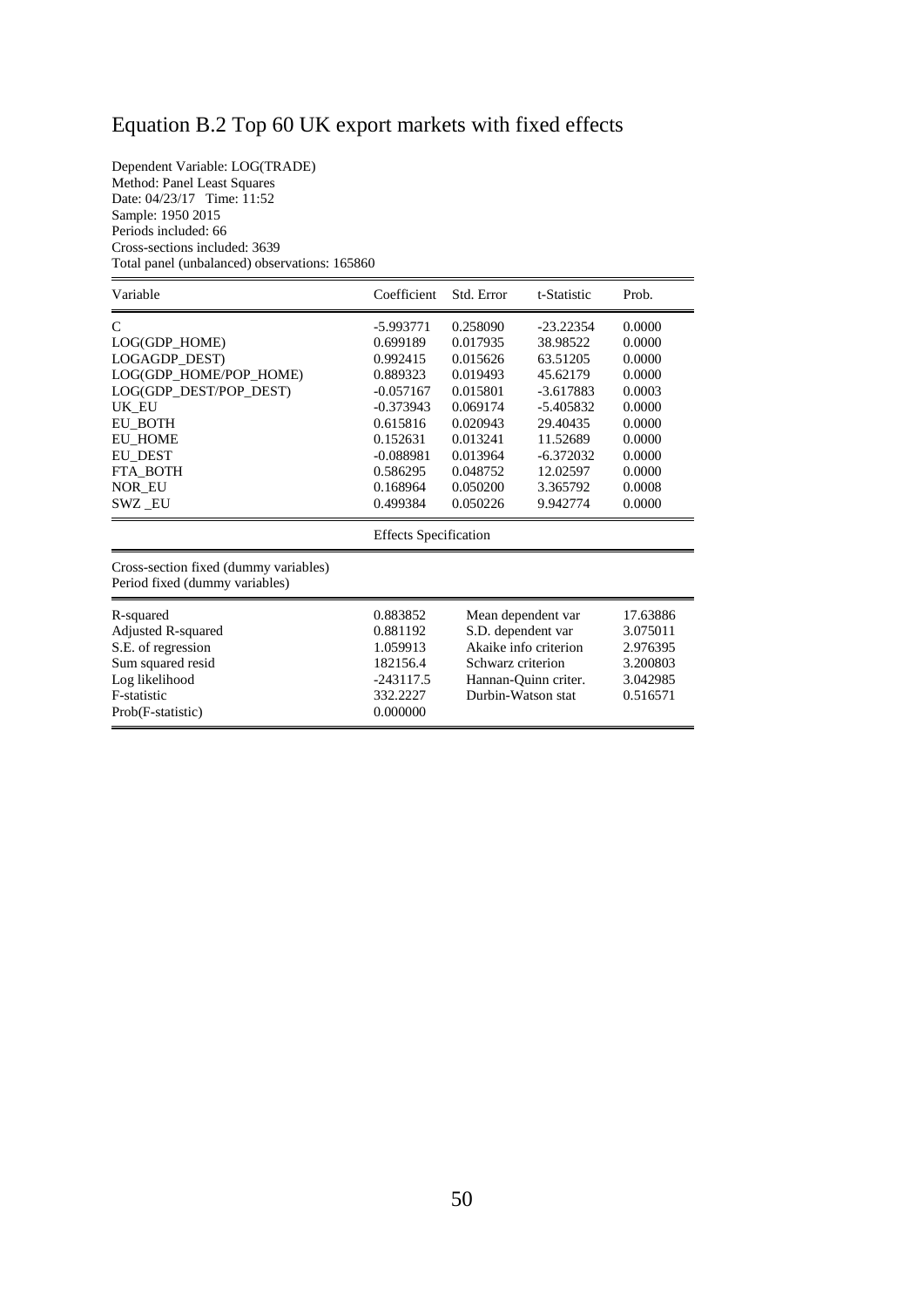# Equation B.2 Top 60 UK export markets with fixed effects

Dependent Variable: LOG(TRADE)
Method: Panel Least Squares
Date: 04/23/17 Time: 11:52
Sample: 1950 2015
Periods included: 66
Cross-sections included: 3639
Total panel (unbalanced) observations: 165860

| Variable | Coefficient | Std. Error | t-Statistic | Prob. |
|---|---|---|---|---|
| C | -5.993771 | 0.258090 | -23.22354 | 0.0000 |
| LOG(GDP_HOME) | 0.699189 | 0.017935 | 38.98522 | 0.0000 |
| LOGAGDP_DEST) | 0.992415 | 0.015626 | 63.51205 | 0.0000 |
| LOG(GDP_HOME/POP_HOME) | 0.889323 | 0.019493 | 45.62179 | 0.0000 |
| LOG(GDP_DEST/POP_DEST) | -0.057167 | 0.015801 | -3.617883 | 0.0003 |
| UK_EU | -0.373943 | 0.069174 | -5.405832 | 0.0000 |
| EU_BOTH | 0.615816 | 0.020943 | 29.40435 | 0.0000 |
| EU_HOME | 0.152631 | 0.013241 | 11.52689 | 0.0000 |
| EU_DEST | -0.088981 | 0.013964 | -6.372032 | 0.0000 |
| FTA_BOTH | 0.586295 | 0.048752 | 12.02597 | 0.0000 |
| NOR_EU | 0.168964 | 0.050200 | 3.365792 | 0.0008 |
| SWZ _EU | 0.499384 | 0.050226 | 9.942774 | 0.0000 |

Effects Specification

Cross-section fixed (dummy variables)
Period fixed (dummy variables)

| | | | |
|---|---|---|---|
| R-squared | 0.883852 | Mean dependent var | 17.63886 |
| Adjusted R-squared | 0.881192 | S.D. dependent var | 3.075011 |
| S.E. of regression | 1.059913 | Akaike info criterion | 2.976395 |
| Sum squared resid | 182156.4 | Schwarz criterion | 3.200803 |
| Log likelihood | -243117.5 | Hannan-Quinn criter. | 3.042985 |
| F-statistic | 332.2227 | Durbin-Watson stat | 0.516571 |
| Prob(F-statistic) | 0.000000 | | |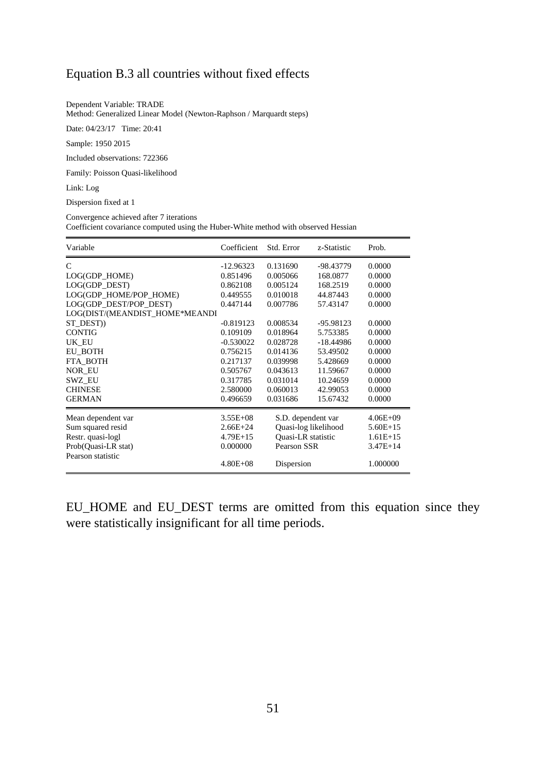## Equation B.3 all countries without fixed effects

Dependent Variable: TRADE
Method: Generalized Linear Model (Newton-Raphson / Marquardt steps)

Date: 04/23/17 Time: 20:41

Sample: 1950 2015

Included observations: 722366

Family: Poisson Quasi-likelihood

Link: Log

Dispersion fixed at 1

Convergence achieved after 7 iterations
Coefficient covariance computed using the Huber-White method with observed Hessian

| Variable | Coefficient | Std. Error | z-Statistic | Prob. |
|---|---|---|---|---|
| C | -12.96323 | 0.131690 | -98.43779 | 0.0000 |
| LOG(GDP_HOME) | 0.851496 | 0.005066 | 168.0877 | 0.0000 |
| LOG(GDP_DEST) | 0.862108 | 0.005124 | 168.2519 | 0.0000 |
| LOG(GDP_HOME/POP_HOME) | 0.449555 | 0.010018 | 44.87443 | 0.0000 |
| LOG(GDP_DEST/POP_DEST) | 0.447144 | 0.007786 | 57.43147 | 0.0000 |
| LOG(DIST/(MEANDIST_HOME*MEANDIST_DEST)) | -0.819123 | 0.008534 | -95.98123 | 0.0000 |
| CONTIG | 0.109109 | 0.018964 | 5.753385 | 0.0000 |
| UK_EU | -0.530022 | 0.028728 | -18.44986 | 0.0000 |
| EU_BOTH | 0.756215 | 0.014136 | 53.49502 | 0.0000 |
| FTA_BOTH | 0.217137 | 0.039998 | 5.428669 | 0.0000 |
| NOR_EU | 0.505767 | 0.043613 | 11.59667 | 0.0000 |
| SWZ_EU | 0.317785 | 0.031014 | 10.24659 | 0.0000 |
| CHINESE | 2.580000 | 0.060013 | 42.99053 | 0.0000 |
| GERMAN | 0.496659 | 0.031686 | 15.67432 | 0.0000 |

| | | | |
|---|---|---|---|
| Mean dependent var | 3.55E+08 | S.D. dependent var | 4.06E+09 |
| Sum squared resid | 2.66E+24 | Quasi-log likelihood | 5.60E+15 |
| Restr. quasi-logl | 4.79E+15 | Quasi-LR statistic | 1.61E+15 |
| Prob(Quasi-LR stat) | 0.000000 | Pearson SSR | 3.47E+14 |
| Pearson statistic | 4.80E+08 | Dispersion | 1.000000 |

EU_HOME and EU_DEST terms are omitted from this equation since they were statistically insignificant for all time periods.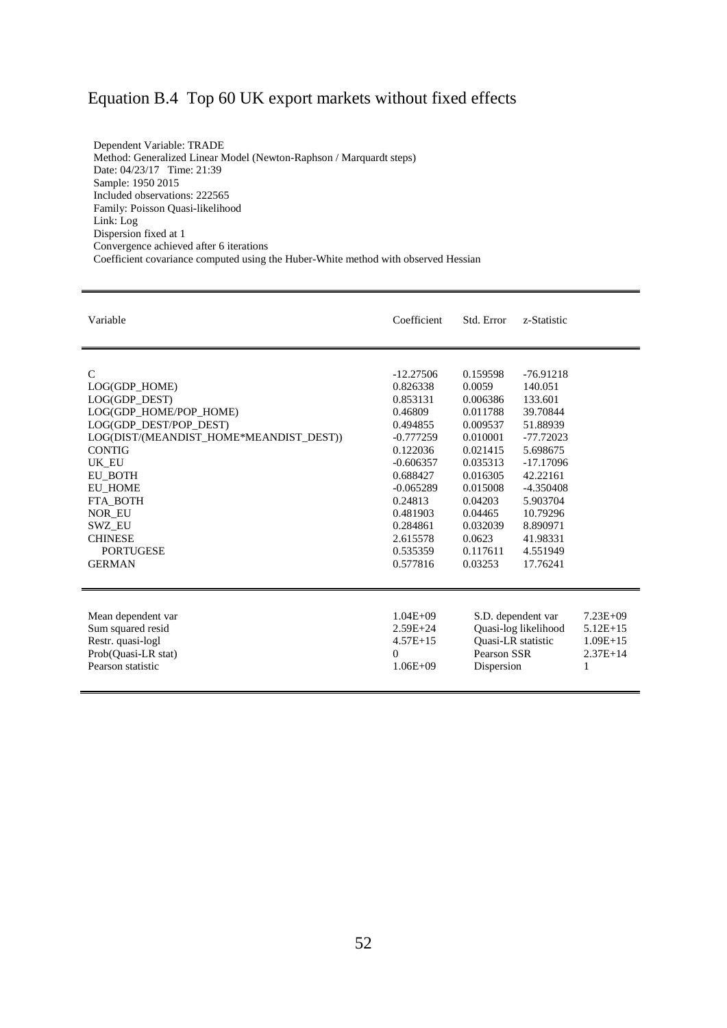## Equation B.4 Top 60 UK export markets without fixed effects

Dependent Variable: TRADE
Method: Generalized Linear Model (Newton-Raphson / Marquardt steps)
Date: 04/23/17 Time: 21:39
Sample: 1950 2015
Included observations: 222565
Family: Poisson Quasi-likelihood
Link: Log
Dispersion fixed at 1
Convergence achieved after 6 iterations
Coefficient covariance computed using the Huber-White method with observed Hessian

| Variable | Coefficient | Std. Error | z-Statistic |
|---|---|---|---|
| C | -12.27506 | 0.159598 | -76.91218 |
| LOG(GDP_HOME) | 0.826338 | 0.0059 | 140.051 |
| LOG(GDP_DEST) | 0.853131 | 0.006386 | 133.601 |
| LOG(GDP_HOME/POP_HOME) | 0.46809 | 0.011788 | 39.70844 |
| LOG(GDP_DEST/POP_DEST) | 0.494855 | 0.009537 | 51.88939 |
| LOG(DIST/(MEANDIST_HOME*MEANDIST_DEST)) | -0.777259 | 0.010001 | -77.72023 |
| CONTIG | 0.122036 | 0.021415 | 5.698675 |
| UK_EU | -0.606357 | 0.035313 | -17.17096 |
| EU_BOTH | 0.688427 | 0.016305 | 42.22161 |
| EU_HOME | -0.065289 | 0.015008 | -4.350408 |
| FTA_BOTH | 0.24813 | 0.04203 | 5.903704 |
| NOR_EU | 0.481903 | 0.04465 | 10.79296 |
| SWZ_EU | 0.284861 | 0.032039 | 8.890971 |
| CHINESE | 2.615578 | 0.0623 | 41.98331 |
| PORTUGESE | 0.535359 | 0.117611 | 4.551949 |
| GERMAN | 0.577816 | 0.03253 | 17.76241 |

| | | | |
|---|---|---|---|
| Mean dependent var | 1.04E+09 | S.D. dependent var | 7.23E+09 |
| Sum squared resid | 2.59E+24 | Quasi-log likelihood | 5.12E+15 |
| Restr. quasi-logl | 4.57E+15 | Quasi-LR statistic | 1.09E+15 |
| Prob(Quasi-LR stat) | 0 | Pearson SSR | 2.37E+14 |
| Pearson statistic | 1.06E+09 | Dispersion | 1 |